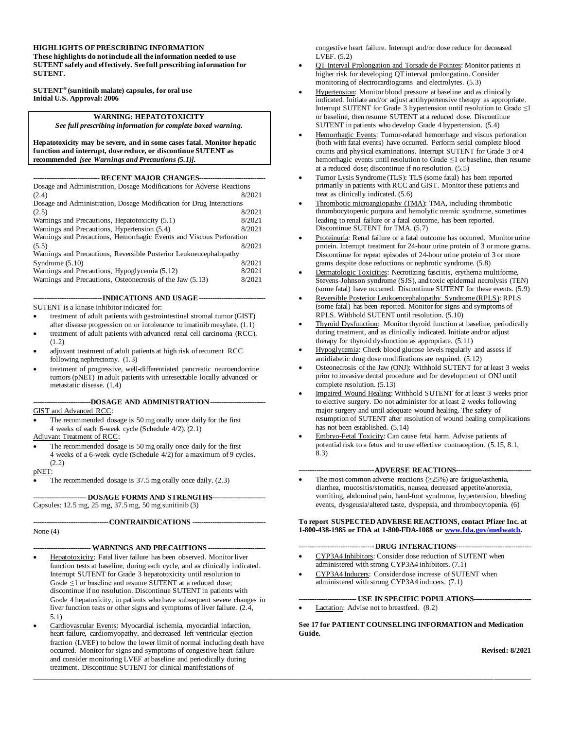**HIGHLIGHTS OF PRESCRIBING INFORMATION**
**These highlights do not include all the information needed to use SUTENT safely and effectively. See full prescribing information for SUTENT.**

**SUTENT® (sunitinib malate) capsules, for oral use**
**Initial U.S. Approval: 2006**

> **WARNING: HEPATOTOXICITY**
> ***See full prescribing information for complete boxed warning.***
>
> **Hepatotoxicity may be severe, and in some cases fatal. Monitor hepatic function and interrupt, dose reduce, or discontinue SUTENT as recommended *[see Warnings and Precautions (5.1)]*.**

## RECENT MAJOR CHANGES

| | |
|---|---|
| Dosage and Administration, Dosage Modifications for Adverse Reactions (2.4) | 8/2021 |
| Dosage and Administration, Dosage Modification for Drug Interactions (2.5) | 8/2021 |
| Warnings and Precautions, Hepatotoxicity (5.1) | 8/2021 |
| Warnings and Precautions, Hypertension (5.4) | 8/2021 |
| Warnings and Precautions, Hemorrhagic Events and Viscous Perforation (5.5) | 8/2021 |
| Warnings and Precautions, Reversible Posterior Leukoencephalopathy Syndrome (5.10) | 8/2021 |
| Warnings and Precautions, Hypoglycemia (5.12) | 8/2021 |
| Warnings and Precautions, Osteonecrosis of the Jaw (5.13) | 8/2021 |

## INDICATIONS AND USAGE

SUTENT is a kinase inhibitor indicated for:

- treatment of adult patients with gastrointestinal stromal tumor (GIST) after disease progression on or intolerance to imatinib mesylate. (1.1)
- treatment of adult patients with advanced renal cell carcinoma (RCC). (1.2)
- adjuvant treatment of adult patients at high risk of recurrent RCC following nephrectomy. (1.3)
- treatment of progressive, well-differentiated pancreatic neuroendocrine tumors (pNET) in adult patients with unresectable locally advanced or metastatic disease. (1.4)

## DOSAGE AND ADMINISTRATION

GIST and Advanced RCC:

- The recommended dosage is 50 mg orally once daily for the first 4 weeks of each 6-week cycle (Schedule 4/2). (2.1)

Adjuvant Treatment of RCC:

- The recommended dosage is 50 mg orally once daily for the first 4 weeks of a 6-week cycle (Schedule 4/2) for a maximum of 9 cycles. (2.2)

pNET:

- The recommended dosage is 37.5 mg orally once daily. (2.3)

## DOSAGE FORMS AND STRENGTHS

Capsules: 12.5 mg, 25 mg, 37.5 mg, 50 mg sunitinib (3)

## CONTRAINDICATIONS

None (4)

## WARNINGS AND PRECAUTIONS

- Hepatotoxicity: Fatal liver failure has been observed. Monitor liver function tests at baseline, during each cycle, and as clinically indicated. Interrupt SUTENT for Grade 3 hepatotoxicity until resolution to Grade ≤1 or baseline and resume SUTENT at a reduced dose; discontinue if no resolution. Discontinue SUTENT in patients with Grade 4 hepatoxicity, in patients who have subsequent severe changes in liver function tests or other signs and symptoms of liver failure. (2.4, 5.1)
- Cardiovascular Events: Myocardial ischemia, myocardial infarction, heart failure, cardiomyopathy, and decreased left ventricular ejection fraction (LVEF) to below the lower limit of normal including death have occurred. Monitor for signs and symptoms of congestive heart failure and consider monitoring LVEF at baseline and periodically during treatment. Discontinue SUTENT for clinical manifestations of congestive heart failure. Interrupt and/or dose reduce for decreased LVEF. (5.2)
- QT Interval Prolongation and Torsade de Pointes: Monitor patients at higher risk for developing QT interval prolongation. Consider monitoring of electrocardiograms and electrolytes. (5.3)
- Hypertension: Monitor blood pressure at baseline and as clinically indicated. Initiate and/or adjust antihypertensive therapy as appropriate. Interrupt SUTENT for Grade 3 hypertension until resolution to Grade ≤1 or baseline, then resume SUTENT at a reduced dose. Discontinue SUTENT in patients who develop Grade 4 hypertension. (5.4)
- Hemorrhagic Events: Tumor-related hemorrhage and viscus perforation (both with fatal events) have occurred. Perform serial complete blood counts and physical examinations. Interrupt SUTENT for Grade 3 or 4 hemorrhagic events until resolution to Grade ≤1 or baseline, then resume at a reduced dose; discontinue if no resolution. (5.5)
- Tumor Lysis Syndrome (TLS): TLS (some fatal) has been reported primarily in patients with RCC and GIST. Monitor these patients and treat as clinically indicated. (5.6)
- Thrombotic microangiopathy (TMA): TMA, including thrombotic thrombocytopenic purpura and hemolytic uremic syndrome, sometimes leading to renal failure or a fatal outcome, has been reported. Discontinue SUTENT for TMA. (5.7)
- Proteinuria: Renal failure or a fatal outcome has occurred. Monitor urine protein. Interrupt treatment for 24-hour urine protein of 3 or more grams. Discontinue for repeat episodes of 24-hour urine protein of 3 or more grams despite dose reductions or nephrotic syndrome. (5.8)
- Dermatologic Toxicities: Necrotizing fasciitis, erythema multiforme, Stevens-Johnson syndrome (SJS), and toxic epidermal necrolysis (TEN) (some fatal) have occurred. Discontinue SUTENT for these events. (5.9)
- Reversible Posterior Leukoencephalopathy Syndrome (RPLS): RPLS (some fatal) has been reported. Monitor for signs and symptoms of RPLS. Withhold SUTENT until resolution. (5.10)
- Thyroid Dysfunction: Monitor thyroid function at baseline, periodically during treatment, and as clinically indicated. Initiate and/or adjust therapy for thyroid dysfunction as appropriate. (5.11)
- Hypoglycemia: Check blood glucose levels regularly and assess if antidiabetic drug dose modifications are required. (5.12)
- Osteonecrosis of the Jaw (ONJ): Withhold SUTENT for at least 3 weeks prior to invasive dental procedure and for development of ONJ until complete resolution. (5.13)
- Impaired Wound Healing: Withhold SUTENT for at least 3 weeks prior to elective surgery. Do not administer for at least 2 weeks following major surgery and until adequate wound healing. The safety of resumption of SUTENT after resolution of wound healing complications has not been established. (5.14)
- Embryo-Fetal Toxicity: Can cause fetal harm. Advise patients of potential risk to a fetus and to use effective contraception. (5.15, 8.1, 8.3)

## ADVERSE REACTIONS

- The most common adverse reactions (≥25%) are fatigue/asthenia, diarrhea, mucositis/stomatitis, nausea, decreased appetite/anorexia, vomiting, abdominal pain, hand-foot syndrome, hypertension, bleeding events, dysgeusia/altered taste, dyspepsia, and thrombocytopenia. (6)

**To report SUSPECTED ADVERSE REACTIONS, contact Pfizer Inc. at 1-800-438-1985 or FDA at 1-800-FDA-1088 or www.fda.gov/medwatch.**

## DRUG INTERACTIONS

- CYP3A4 Inhibitors: Consider dose reduction of SUTENT when administered with strong CYP3A4 inhibitors. (7.1)
- CYP3A4 Inducers: Consider dose increase of SUTENT when administered with strong CYP3A4 inducers. (7.1)

## USE IN SPECIFIC POPULATIONS

- Lactation: Advise not to breastfeed. (8.2)

**See 17 for PATIENT COUNSELING INFORMATION and Medication Guide.**

**Revised: 8/2021**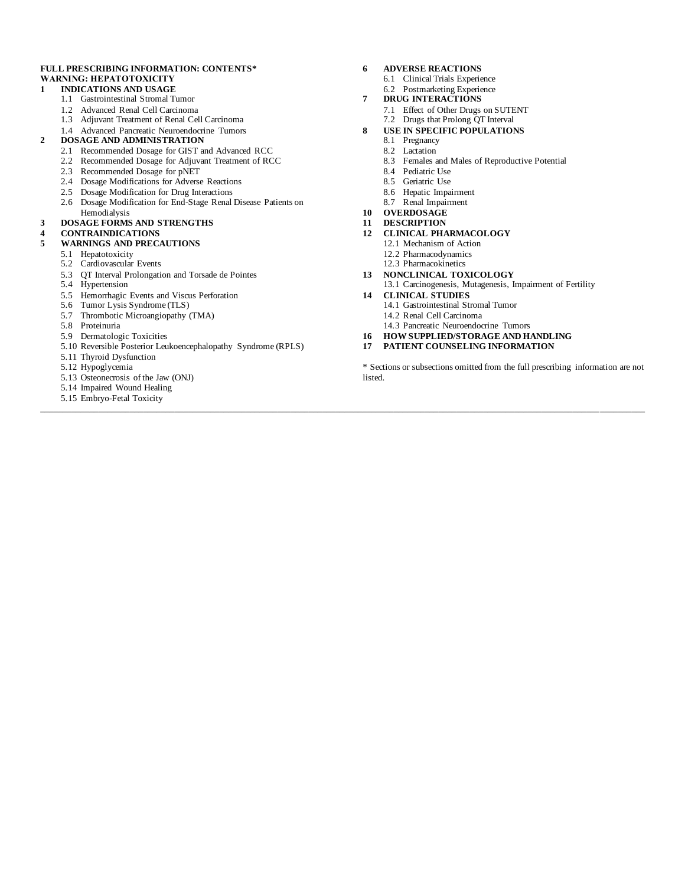**FULL PRESCRIBING INFORMATION: CONTENTS***

**WARNING: HEPATOTOXICITY**

**1 INDICATIONS AND USAGE**
- 1.1 Gastrointestinal Stromal Tumor
- 1.2 Advanced Renal Cell Carcinoma
- 1.3 Adjuvant Treatment of Renal Cell Carcinoma
- 1.4 Advanced Pancreatic Neuroendocrine Tumors

**2 DOSAGE AND ADMINISTRATION**
- 2.1 Recommended Dosage for GIST and Advanced RCC
- 2.2 Recommended Dosage for Adjuvant Treatment of RCC
- 2.3 Recommended Dosage for pNET
- 2.4 Dosage Modifications for Adverse Reactions
- 2.5 Dosage Modification for Drug Interactions
- 2.6 Dosage Modification for End-Stage Renal Disease Patients on Hemodialysis

**3 DOSAGE FORMS AND STRENGTHS**

**4 CONTRAINDICATIONS**

**5 WARNINGS AND PRECAUTIONS**
- 5.1 Hepatotoxicity
- 5.2 Cardiovascular Events
- 5.3 QT Interval Prolongation and Torsade de Pointes
- 5.4 Hypertension
- 5.5 Hemorrhagic Events and Viscus Perforation
- 5.6 Tumor Lysis Syndrome (TLS)
- 5.7 Thrombotic Microangiopathy (TMA)
- 5.8 Proteinuria
- 5.9 Dermatologic Toxicities
- 5.10 Reversible Posterior Leukoencephalopathy Syndrome (RPLS)
- 5.11 Thyroid Dysfunction
- 5.12 Hypoglycemia
- 5.13 Osteonecrosis of the Jaw (ONJ)
- 5.14 Impaired Wound Healing
- 5.15 Embryo-Fetal Toxicity

**6 ADVERSE REACTIONS**
- 6.1 Clinical Trials Experience
- 6.2 Postmarketing Experience

**7 DRUG INTERACTIONS**
- 7.1 Effect of Other Drugs on SUTENT
- 7.2 Drugs that Prolong QT Interval

**8 USE IN SPECIFIC POPULATIONS**
- 8.1 Pregnancy
- 8.2 Lactation
- 8.3 Females and Males of Reproductive Potential
- 8.4 Pediatric Use
- 8.5 Geriatric Use
- 8.6 Hepatic Impairment
- 8.7 Renal Impairment

**10 OVERDOSAGE**

**11 DESCRIPTION**

**12 CLINICAL PHARMACOLOGY**
- 12.1 Mechanism of Action
- 12.2 Pharmacodynamics
- 12.3 Pharmacokinetics

**13 NONCLINICAL TOXICOLOGY**
- 13.1 Carcinogenesis, Mutagenesis, Impairment of Fertility

**14 CLINICAL STUDIES**
- 14.1 Gastrointestinal Stromal Tumor
- 14.2 Renal Cell Carcinoma
- 14.3 Pancreatic Neuroendocrine Tumors

**16 HOW SUPPLIED/STORAGE AND HANDLING**

**17 PATIENT COUNSELING INFORMATION**

* Sections or subsections omitted from the full prescribing information are not listed.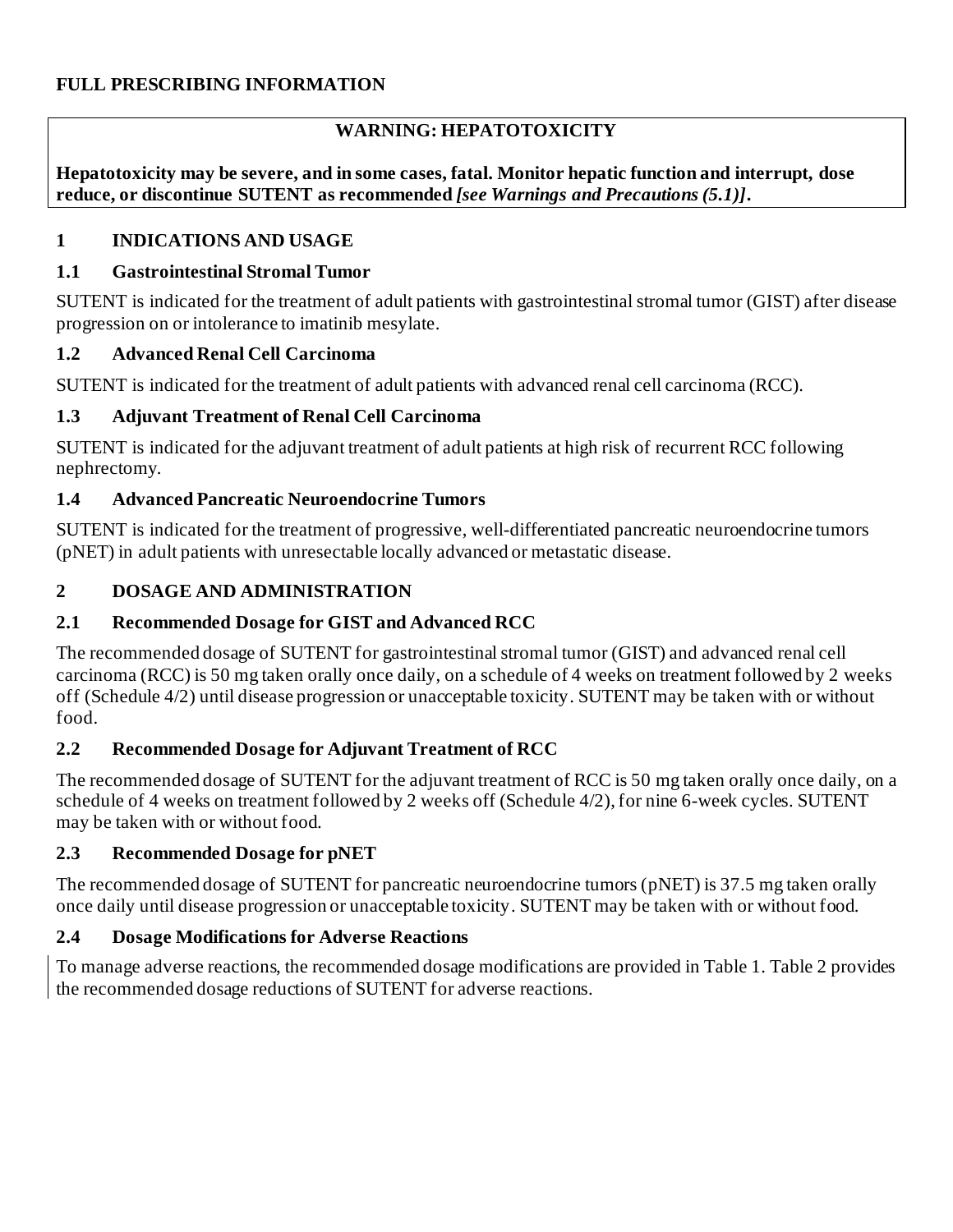# FULL PRESCRIBING INFORMATION

**WARNING: HEPATOTOXICITY**

**Hepatotoxicity may be severe, and in some cases, fatal. Monitor hepatic function and interrupt, dose reduce, or discontinue SUTENT as recommended *[see Warnings and Precautions (5.1)]*.**

## 1 INDICATIONS AND USAGE

### 1.1 Gastrointestinal Stromal Tumor

SUTENT is indicated for the treatment of adult patients with gastrointestinal stromal tumor (GIST) after disease progression on or intolerance to imatinib mesylate.

### 1.2 Advanced Renal Cell Carcinoma

SUTENT is indicated for the treatment of adult patients with advanced renal cell carcinoma (RCC).

### 1.3 Adjuvant Treatment of Renal Cell Carcinoma

SUTENT is indicated for the adjuvant treatment of adult patients at high risk of recurrent RCC following nephrectomy.

### 1.4 Advanced Pancreatic Neuroendocrine Tumors

SUTENT is indicated for the treatment of progressive, well-differentiated pancreatic neuroendocrine tumors (pNET) in adult patients with unresectable locally advanced or metastatic disease.

## 2 DOSAGE AND ADMINISTRATION

### 2.1 Recommended Dosage for GIST and Advanced RCC

The recommended dosage of SUTENT for gastrointestinal stromal tumor (GIST) and advanced renal cell carcinoma (RCC) is 50 mg taken orally once daily, on a schedule of 4 weeks on treatment followed by 2 weeks off (Schedule 4/2) until disease progression or unacceptable toxicity. SUTENT may be taken with or without food.

### 2.2 Recommended Dosage for Adjuvant Treatment of RCC

The recommended dosage of SUTENT for the adjuvant treatment of RCC is 50 mg taken orally once daily, on a schedule of 4 weeks on treatment followed by 2 weeks off (Schedule 4/2), for nine 6-week cycles. SUTENT may be taken with or without food.

### 2.3 Recommended Dosage for pNET

The recommended dosage of SUTENT for pancreatic neuroendocrine tumors (pNET) is 37.5 mg taken orally once daily until disease progression or unacceptable toxicity. SUTENT may be taken with or without food.

### 2.4 Dosage Modifications for Adverse Reactions

To manage adverse reactions, the recommended dosage modifications are provided in Table 1. Table 2 provides the recommended dosage reductions of SUTENT for adverse reactions.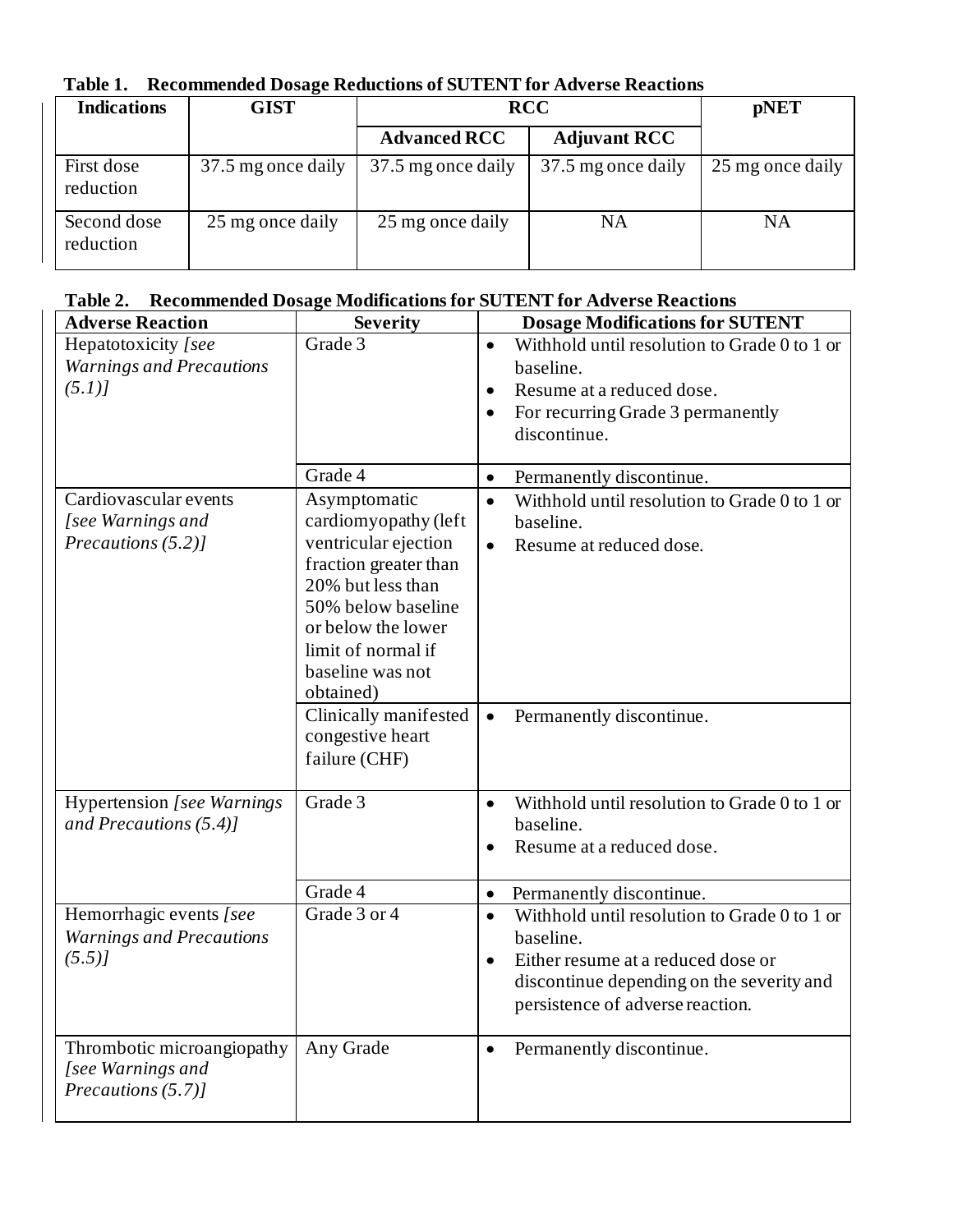**Table 1. Recommended Dosage Reductions of SUTENT for Adverse Reactions**

| Indications | GIST | RCC | | pNET |
|---|---|---|---|---|
| | | Advanced RCC | Adjuvant RCC | |
| First dose reduction | 37.5 mg once daily | 37.5 mg once daily | 37.5 mg once daily | 25 mg once daily |
| Second dose reduction | 25 mg once daily | 25 mg once daily | NA | NA |

**Table 2. Recommended Dosage Modifications for SUTENT for Adverse Reactions**

| Adverse Reaction | Severity | Dosage Modifications for SUTENT |
|---|---|---|
| Hepatotoxicity *[see Warnings and Precautions (5.1)]* | Grade 3 | • Withhold until resolution to Grade 0 to 1 or baseline.<br>• Resume at a reduced dose.<br>• For recurring Grade 3 permanently discontinue. |
| | Grade 4 | • Permanently discontinue. |
| Cardiovascular events *[see Warnings and Precautions (5.2)]* | Asymptomatic cardiomyopathy (left ventricular ejection fraction greater than 20% but less than 50% below baseline or below the lower limit of normal if baseline was not obtained) | • Withhold until resolution to Grade 0 to 1 or baseline.<br>• Resume at reduced dose. |
| | Clinically manifested congestive heart failure (CHF) | • Permanently discontinue. |
| Hypertension *[see Warnings and Precautions (5.4)]* | Grade 3 | • Withhold until resolution to Grade 0 to 1 or baseline.<br>• Resume at a reduced dose. |
| | Grade 4 | • Permanently discontinue. |
| Hemorrhagic events *[see Warnings and Precautions (5.5)]* | Grade 3 or 4 | • Withhold until resolution to Grade 0 to 1 or baseline.<br>• Either resume at a reduced dose or discontinue depending on the severity and persistence of adverse reaction. |
| Thrombotic microangiopathy *[see Warnings and Precautions (5.7)]* | Any Grade | • Permanently discontinue. |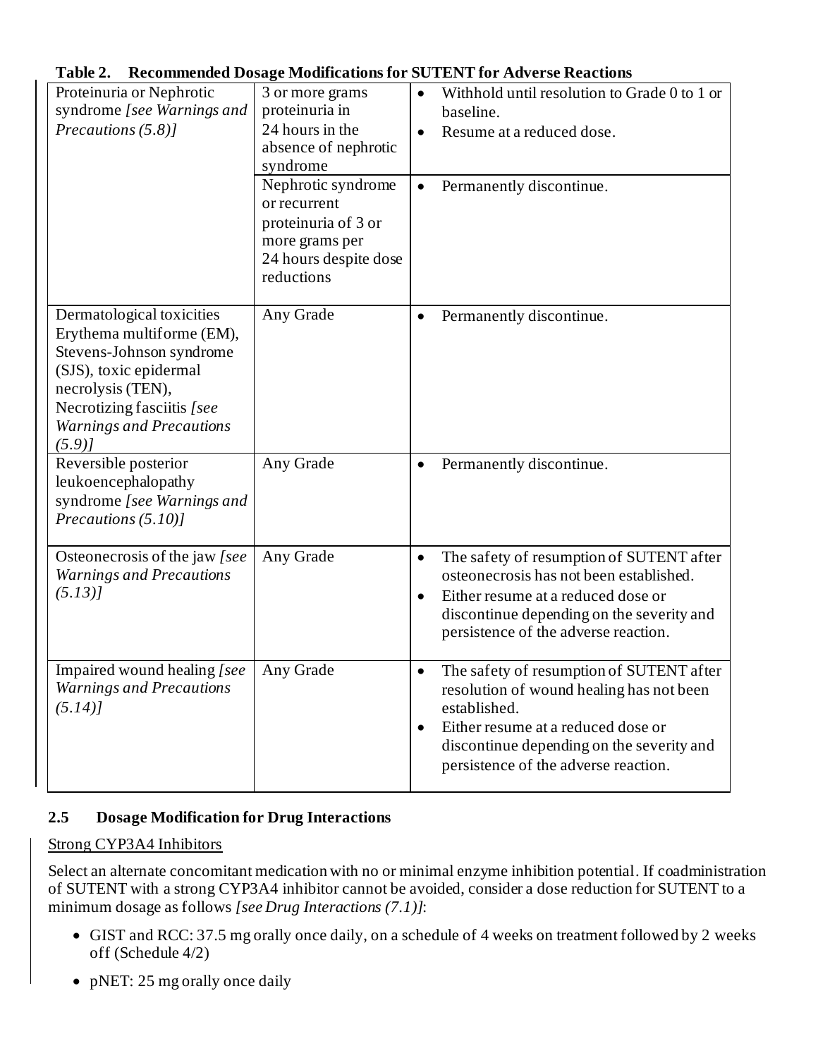**Table 2. Recommended Dosage Modifications for SUTENT for Adverse Reactions**

| | | |
|---|---|---|
| Proteinuria or Nephrotic syndrome *[see Warnings and Precautions (5.8)]* | 3 or more grams proteinuria in 24 hours in the absence of nephrotic syndrome | • Withhold until resolution to Grade 0 to 1 or baseline.<br>• Resume at a reduced dose. |
| | Nephrotic syndrome or recurrent proteinuria of 3 or more grams per 24 hours despite dose reductions | • Permanently discontinue. |
| Dermatological toxicities Erythema multiforme (EM), Stevens-Johnson syndrome (SJS), toxic epidermal necrolysis (TEN), Necrotizing fasciitis *[see Warnings and Precautions (5.9)]* | Any Grade | • Permanently discontinue. |
| Reversible posterior leukoencephalopathy syndrome *[see Warnings and Precautions (5.10)]* | Any Grade | • Permanently discontinue. |
| Osteonecrosis of the jaw *[see Warnings and Precautions (5.13)]* | Any Grade | • The safety of resumption of SUTENT after osteonecrosis has not been established.<br>• Either resume at a reduced dose or discontinue depending on the severity and persistence of the adverse reaction. |
| Impaired wound healing *[see Warnings and Precautions (5.14)]* | Any Grade | • The safety of resumption of SUTENT after resolution of wound healing has not been established.<br>• Either resume at a reduced dose or discontinue depending on the severity and persistence of the adverse reaction. |

### 2.5 Dosage Modification for Drug Interactions

Strong CYP3A4 Inhibitors

Select an alternate concomitant medication with no or minimal enzyme inhibition potential. If coadministration of SUTENT with a strong CYP3A4 inhibitor cannot be avoided, consider a dose reduction for SUTENT to a minimum dosage as follows *[see Drug Interactions (7.1)]*:

- GIST and RCC: 37.5 mg orally once daily, on a schedule of 4 weeks on treatment followed by 2 weeks off (Schedule 4/2)
- pNET: 25 mg orally once daily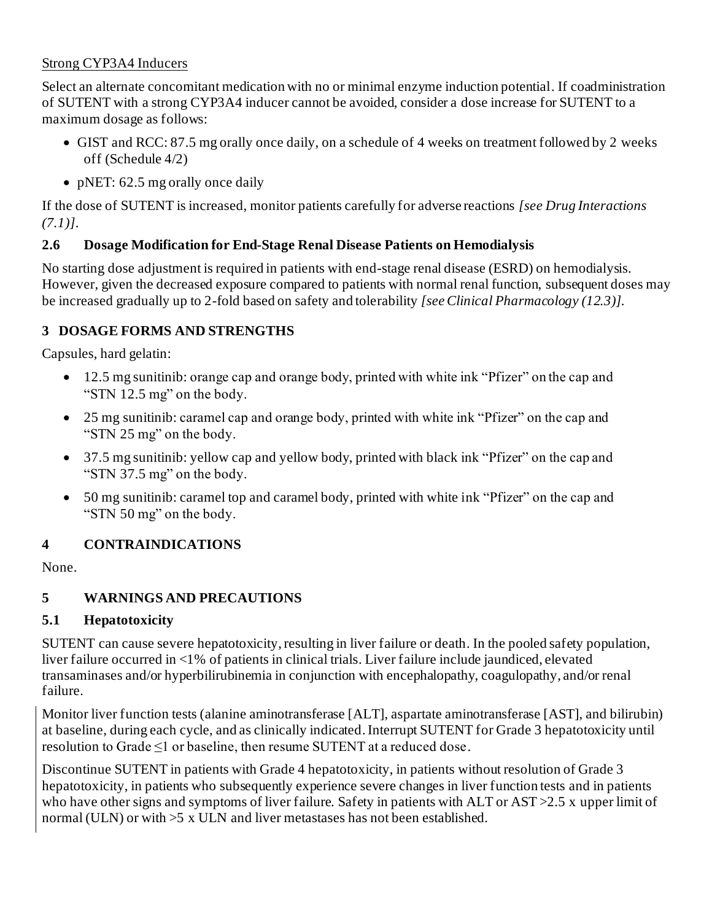Strong CYP3A4 Inducers

Select an alternate concomitant medication with no or minimal enzyme induction potential. If coadministration of SUTENT with a strong CYP3A4 inducer cannot be avoided, consider a dose increase for SUTENT to a maximum dosage as follows:

- GIST and RCC: 87.5 mg orally once daily, on a schedule of 4 weeks on treatment followed by 2 weeks off (Schedule 4/2)
- pNET: 62.5 mg orally once daily

If the dose of SUTENT is increased, monitor patients carefully for adverse reactions *[see Drug Interactions (7.1)]*.

### 2.6 Dosage Modification for End-Stage Renal Disease Patients on Hemodialysis

No starting dose adjustment is required in patients with end-stage renal disease (ESRD) on hemodialysis. However, given the decreased exposure compared to patients with normal renal function, subsequent doses may be increased gradually up to 2-fold based on safety and tolerability *[see Clinical Pharmacology (12.3)]*.

## 3 DOSAGE FORMS AND STRENGTHS

Capsules, hard gelatin:

- 12.5 mg sunitinib: orange cap and orange body, printed with white ink "Pfizer" on the cap and "STN 12.5 mg" on the body.
- 25 mg sunitinib: caramel cap and orange body, printed with white ink "Pfizer" on the cap and "STN 25 mg" on the body.
- 37.5 mg sunitinib: yellow cap and yellow body, printed with black ink "Pfizer" on the cap and "STN 37.5 mg" on the body.
- 50 mg sunitinib: caramel top and caramel body, printed with white ink "Pfizer" on the cap and "STN 50 mg" on the body.

## 4 CONTRAINDICATIONS

None.

## 5 WARNINGS AND PRECAUTIONS

### 5.1 Hepatotoxicity

SUTENT can cause severe hepatotoxicity, resulting in liver failure or death. In the pooled safety population, liver failure occurred in <1% of patients in clinical trials. Liver failure include jaundiced, elevated transaminases and/or hyperbilirubinemia in conjunction with encephalopathy, coagulopathy, and/or renal failure.

Monitor liver function tests (alanine aminotransferase [ALT], aspartate aminotransferase [AST], and bilirubin) at baseline, during each cycle, and as clinically indicated. Interrupt SUTENT for Grade 3 hepatotoxicity until resolution to Grade ≤1 or baseline, then resume SUTENT at a reduced dose.

Discontinue SUTENT in patients with Grade 4 hepatotoxicity, in patients without resolution of Grade 3 hepatotoxicity, in patients who subsequently experience severe changes in liver function tests and in patients who have other signs and symptoms of liver failure. Safety in patients with ALT or AST >2.5 x upper limit of normal (ULN) or with >5 x ULN and liver metastases has not been established.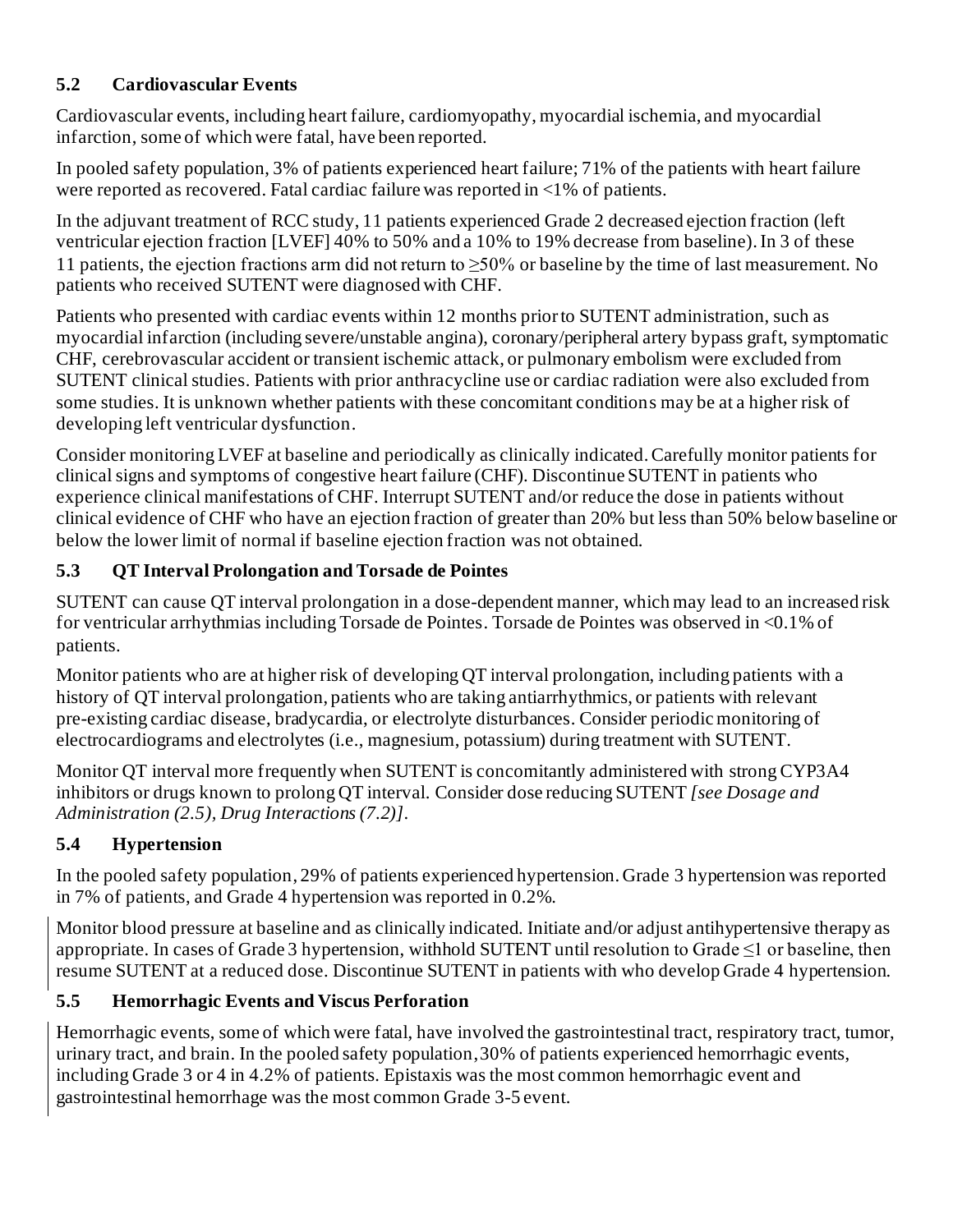### 5.2 Cardiovascular Events

Cardiovascular events, including heart failure, cardiomyopathy, myocardial ischemia, and myocardial infarction, some of which were fatal, have been reported.

In pooled safety population, 3% of patients experienced heart failure; 71% of the patients with heart failure were reported as recovered. Fatal cardiac failure was reported in <1% of patients.

In the adjuvant treatment of RCC study, 11 patients experienced Grade 2 decreased ejection fraction (left ventricular ejection fraction [LVEF] 40% to 50% and a 10% to 19% decrease from baseline). In 3 of these 11 patients, the ejection fractions arm did not return to ≥50% or baseline by the time of last measurement. No patients who received SUTENT were diagnosed with CHF.

Patients who presented with cardiac events within 12 months prior to SUTENT administration, such as myocardial infarction (including severe/unstable angina), coronary/peripheral artery bypass graft, symptomatic CHF, cerebrovascular accident or transient ischemic attack, or pulmonary embolism were excluded from SUTENT clinical studies. Patients with prior anthracycline use or cardiac radiation were also excluded from some studies. It is unknown whether patients with these concomitant conditions may be at a higher risk of developing left ventricular dysfunction.

Consider monitoring LVEF at baseline and periodically as clinically indicated. Carefully monitor patients for clinical signs and symptoms of congestive heart failure (CHF). Discontinue SUTENT in patients who experience clinical manifestations of CHF. Interrupt SUTENT and/or reduce the dose in patients without clinical evidence of CHF who have an ejection fraction of greater than 20% but less than 50% below baseline or below the lower limit of normal if baseline ejection fraction was not obtained.

### 5.3 QT Interval Prolongation and Torsade de Pointes

SUTENT can cause QT interval prolongation in a dose-dependent manner, which may lead to an increased risk for ventricular arrhythmias including Torsade de Pointes. Torsade de Pointes was observed in <0.1% of patients.

Monitor patients who are at higher risk of developing QT interval prolongation, including patients with a history of QT interval prolongation, patients who are taking antiarrhythmics, or patients with relevant pre-existing cardiac disease, bradycardia, or electrolyte disturbances. Consider periodic monitoring of electrocardiograms and electrolytes (i.e., magnesium, potassium) during treatment with SUTENT.

Monitor QT interval more frequently when SUTENT is concomitantly administered with strong CYP3A4 inhibitors or drugs known to prolong QT interval. Consider dose reducing SUTENT *[see Dosage and Administration (2.5), Drug Interactions (7.2)]*.

### 5.4 Hypertension

In the pooled safety population, 29% of patients experienced hypertension. Grade 3 hypertension was reported in 7% of patients, and Grade 4 hypertension was reported in 0.2%.

Monitor blood pressure at baseline and as clinically indicated. Initiate and/or adjust antihypertensive therapy as appropriate. In cases of Grade 3 hypertension, withhold SUTENT until resolution to Grade ≤1 or baseline, then resume SUTENT at a reduced dose. Discontinue SUTENT in patients with who develop Grade 4 hypertension.

### 5.5 Hemorrhagic Events and Viscus Perforation

Hemorrhagic events, some of which were fatal, have involved the gastrointestinal tract, respiratory tract, tumor, urinary tract, and brain. In the pooled safety population, 30% of patients experienced hemorrhagic events, including Grade 3 or 4 in 4.2% of patients. Epistaxis was the most common hemorrhagic event and gastrointestinal hemorrhage was the most common Grade 3-5 event.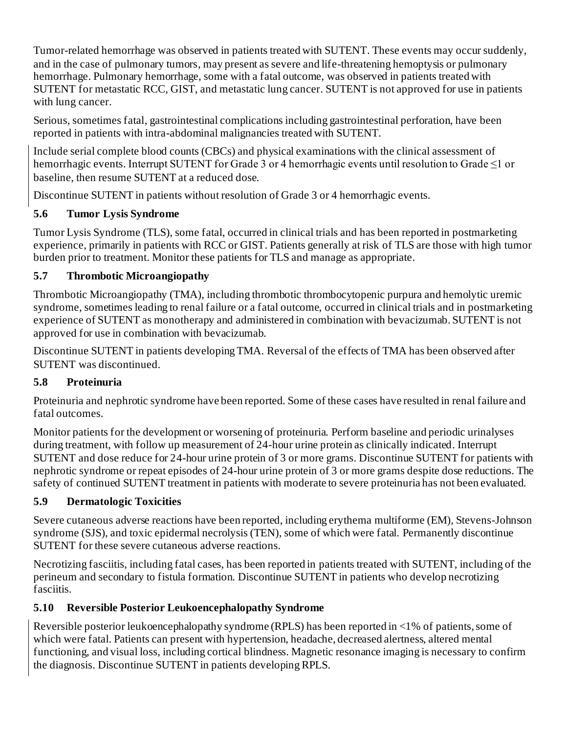Tumor-related hemorrhage was observed in patients treated with SUTENT. These events may occur suddenly, and in the case of pulmonary tumors, may present as severe and life-threatening hemoptysis or pulmonary hemorrhage. Pulmonary hemorrhage, some with a fatal outcome, was observed in patients treated with SUTENT for metastatic RCC, GIST, and metastatic lung cancer. SUTENT is not approved for use in patients with lung cancer.

Serious, sometimes fatal, gastrointestinal complications including gastrointestinal perforation, have been reported in patients with intra-abdominal malignancies treated with SUTENT.

Include serial complete blood counts (CBCs) and physical examinations with the clinical assessment of hemorrhagic events. Interrupt SUTENT for Grade 3 or 4 hemorrhagic events until resolution to Grade ≤1 or baseline, then resume SUTENT at a reduced dose.

Discontinue SUTENT in patients without resolution of Grade 3 or 4 hemorrhagic events.

### 5.6 Tumor Lysis Syndrome

Tumor Lysis Syndrome (TLS), some fatal, occurred in clinical trials and has been reported in postmarketing experience, primarily in patients with RCC or GIST. Patients generally at risk of TLS are those with high tumor burden prior to treatment. Monitor these patients for TLS and manage as appropriate.

### 5.7 Thrombotic Microangiopathy

Thrombotic Microangiopathy (TMA), including thrombotic thrombocytopenic purpura and hemolytic uremic syndrome, sometimes leading to renal failure or a fatal outcome, occurred in clinical trials and in postmarketing experience of SUTENT as monotherapy and administered in combination with bevacizumab. SUTENT is not approved for use in combination with bevacizumab.

Discontinue SUTENT in patients developing TMA. Reversal of the effects of TMA has been observed after SUTENT was discontinued.

### 5.8 Proteinuria

Proteinuria and nephrotic syndrome have been reported. Some of these cases have resulted in renal failure and fatal outcomes.

Monitor patients for the development or worsening of proteinuria. Perform baseline and periodic urinalyses during treatment, with follow up measurement of 24-hour urine protein as clinically indicated. Interrupt SUTENT and dose reduce for 24-hour urine protein of 3 or more grams. Discontinue SUTENT for patients with nephrotic syndrome or repeat episodes of 24-hour urine protein of 3 or more grams despite dose reductions. The safety of continued SUTENT treatment in patients with moderate to severe proteinuria has not been evaluated.

### 5.9 Dermatologic Toxicities

Severe cutaneous adverse reactions have been reported, including erythema multiforme (EM), Stevens-Johnson syndrome (SJS), and toxic epidermal necrolysis (TEN), some of which were fatal. Permanently discontinue SUTENT for these severe cutaneous adverse reactions.

Necrotizing fasciitis, including fatal cases, has been reported in patients treated with SUTENT, including of the perineum and secondary to fistula formation. Discontinue SUTENT in patients who develop necrotizing fasciitis.

### 5.10 Reversible Posterior Leukoencephalopathy Syndrome

Reversible posterior leukoencephalopathy syndrome (RPLS) has been reported in <1% of patients, some of which were fatal. Patients can present with hypertension, headache, decreased alertness, altered mental functioning, and visual loss, including cortical blindness. Magnetic resonance imaging is necessary to confirm the diagnosis. Discontinue SUTENT in patients developing RPLS.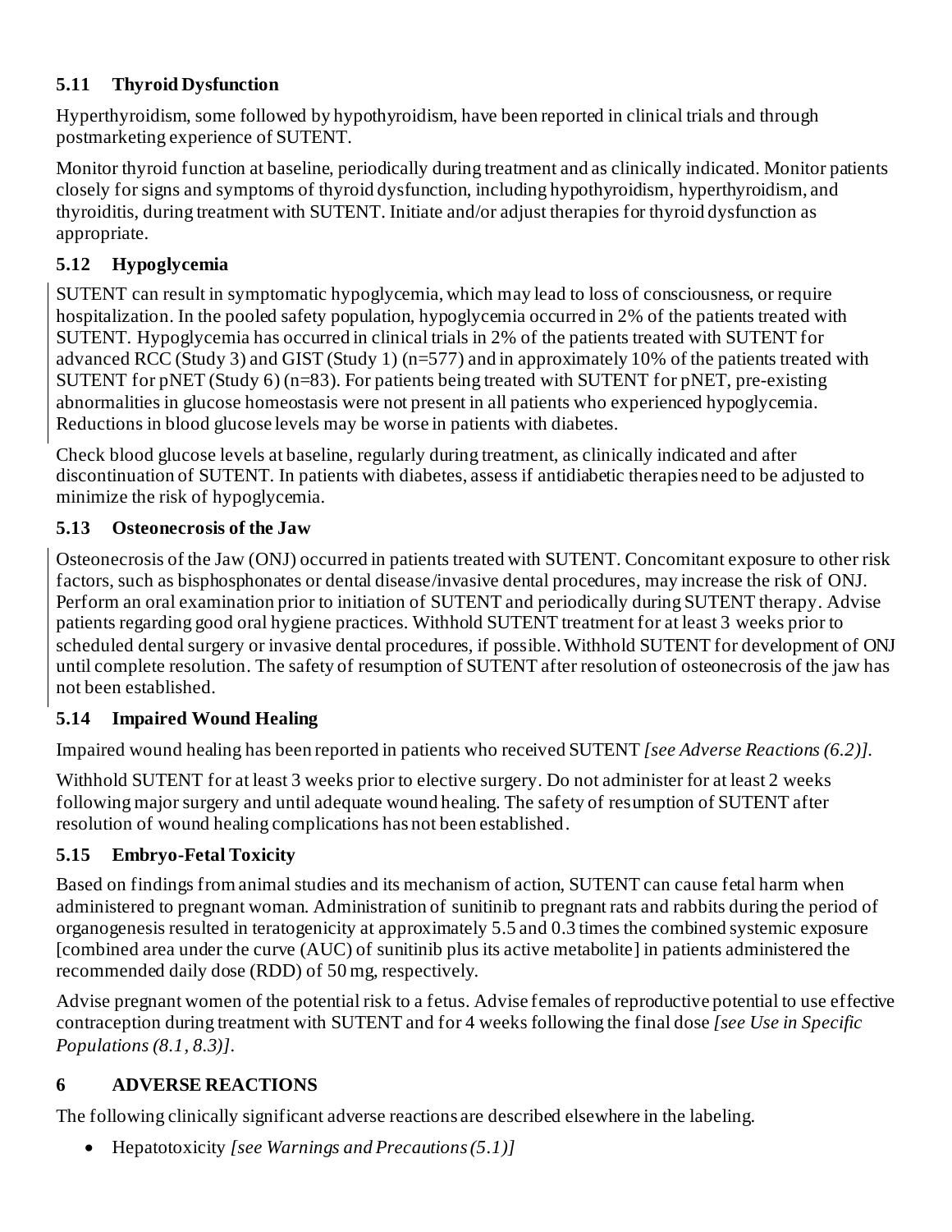### 5.11 Thyroid Dysfunction

Hyperthyroidism, some followed by hypothyroidism, have been reported in clinical trials and through postmarketing experience of SUTENT.

Monitor thyroid function at baseline, periodically during treatment and as clinically indicated. Monitor patients closely for signs and symptoms of thyroid dysfunction, including hypothyroidism, hyperthyroidism, and thyroiditis, during treatment with SUTENT. Initiate and/or adjust therapies for thyroid dysfunction as appropriate.

### 5.12 Hypoglycemia

SUTENT can result in symptomatic hypoglycemia, which may lead to loss of consciousness, or require hospitalization. In the pooled safety population, hypoglycemia occurred in 2% of the patients treated with SUTENT. Hypoglycemia has occurred in clinical trials in 2% of the patients treated with SUTENT for advanced RCC (Study 3) and GIST (Study 1) (n=577) and in approximately 10% of the patients treated with SUTENT for pNET (Study 6) (n=83). For patients being treated with SUTENT for pNET, pre-existing abnormalities in glucose homeostasis were not present in all patients who experienced hypoglycemia. Reductions in blood glucose levels may be worse in patients with diabetes.

Check blood glucose levels at baseline, regularly during treatment, as clinically indicated and after discontinuation of SUTENT. In patients with diabetes, assess if antidiabetic therapies need to be adjusted to minimize the risk of hypoglycemia.

### 5.13 Osteonecrosis of the Jaw

Osteonecrosis of the Jaw (ONJ) occurred in patients treated with SUTENT. Concomitant exposure to other risk factors, such as bisphosphonates or dental disease/invasive dental procedures, may increase the risk of ONJ. Perform an oral examination prior to initiation of SUTENT and periodically during SUTENT therapy. Advise patients regarding good oral hygiene practices. Withhold SUTENT treatment for at least 3 weeks prior to scheduled dental surgery or invasive dental procedures, if possible. Withhold SUTENT for development of ONJ until complete resolution. The safety of resumption of SUTENT after resolution of osteonecrosis of the jaw has not been established.

### 5.14 Impaired Wound Healing

Impaired wound healing has been reported in patients who received SUTENT *[see Adverse Reactions (6.2)]*.

Withhold SUTENT for at least 3 weeks prior to elective surgery. Do not administer for at least 2 weeks following major surgery and until adequate wound healing. The safety of resumption of SUTENT after resolution of wound healing complications has not been established.

### 5.15 Embryo-Fetal Toxicity

Based on findings from animal studies and its mechanism of action, SUTENT can cause fetal harm when administered to pregnant woman. Administration of sunitinib to pregnant rats and rabbits during the period of organogenesis resulted in teratogenicity at approximately 5.5 and 0.3 times the combined systemic exposure [combined area under the curve (AUC) of sunitinib plus its active metabolite] in patients administered the recommended daily dose (RDD) of 50 mg, respectively.

Advise pregnant women of the potential risk to a fetus. Advise females of reproductive potential to use effective contraception during treatment with SUTENT and for 4 weeks following the final dose *[see Use in Specific Populations (8.1, 8.3)]*.

## 6 ADVERSE REACTIONS

The following clinically significant adverse reactions are described elsewhere in the labeling.

- Hepatotoxicity *[see Warnings and Precautions (5.1)]*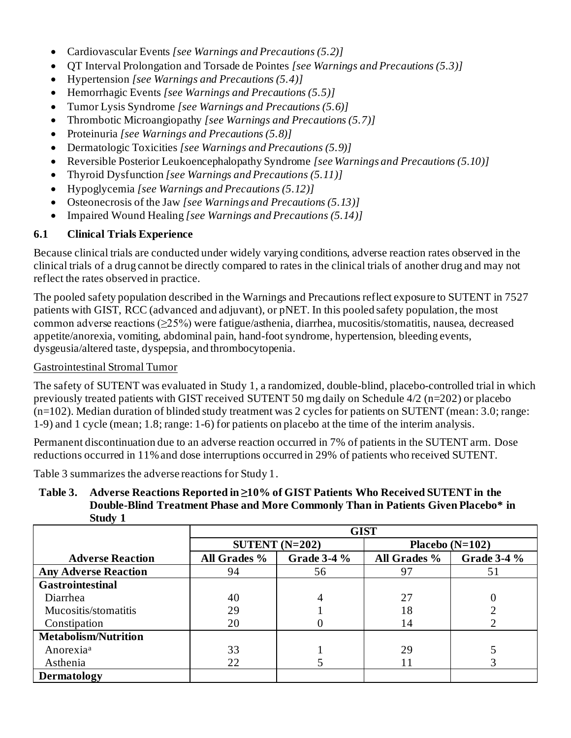- Cardiovascular Events *[see Warnings and Precautions (5.2)]*
- QT Interval Prolongation and Torsade de Pointes *[see Warnings and Precautions (5.3)]*
- Hypertension *[see Warnings and Precautions (5.4)]*
- Hemorrhagic Events *[see Warnings and Precautions (5.5)]*
- Tumor Lysis Syndrome *[see Warnings and Precautions (5.6)]*
- Thrombotic Microangiopathy *[see Warnings and Precautions (5.7)]*
- Proteinuria *[see Warnings and Precautions (5.8)]*
- Dermatologic Toxicities *[see Warnings and Precautions (5.9)]*
- Reversible Posterior Leukoencephalopathy Syndrome *[see Warnings and Precautions (5.10)]*
- Thyroid Dysfunction *[see Warnings and Precautions (5.11)]*
- Hypoglycemia *[see Warnings and Precautions (5.12)]*
- Osteonecrosis of the Jaw *[see Warnings and Precautions (5.13)]*
- Impaired Wound Healing *[see Warnings and Precautions (5.14)]*

### 6.1 Clinical Trials Experience

Because clinical trials are conducted under widely varying conditions, adverse reaction rates observed in the clinical trials of a drug cannot be directly compared to rates in the clinical trials of another drug and may not reflect the rates observed in practice.

The pooled safety population described in the Warnings and Precautions reflect exposure to SUTENT in 7527 patients with GIST, RCC (advanced and adjuvant), or pNET. In this pooled safety population, the most common adverse reactions (≥25%) were fatigue/asthenia, diarrhea, mucositis/stomatitis, nausea, decreased appetite/anorexia, vomiting, abdominal pain, hand-foot syndrome, hypertension, bleeding events, dysgeusia/altered taste, dyspepsia, and thrombocytopenia.

<u>Gastrointestinal Stromal Tumor</u>

The safety of SUTENT was evaluated in Study 1, a randomized, double-blind, placebo-controlled trial in which previously treated patients with GIST received SUTENT 50 mg daily on Schedule 4/2 (n=202) or placebo (n=102). Median duration of blinded study treatment was 2 cycles for patients on SUTENT (mean: 3.0; range: 1-9) and 1 cycle (mean; 1.8; range: 1-6) for patients on placebo at the time of the interim analysis.

Permanent discontinuation due to an adverse reaction occurred in 7% of patients in the SUTENT arm. Dose reductions occurred in 11% and dose interruptions occurred in 29% of patients who received SUTENT.

Table 3 summarizes the adverse reactions for Study 1.

**Table 3. Adverse Reactions Reported in ≥10% of GIST Patients Who Received SUTENT in the Double-Blind Treatment Phase and More Commonly Than in Patients Given Placebo* in Study 1**

| | GIST | | | |
|---|---|---|---|---|
| | SUTENT (N=202) | | Placebo (N=102) | |
| **Adverse Reaction** | **All Grades %** | **Grade 3-4 %** | **All Grades %** | **Grade 3-4 %** |
| **Any Adverse Reaction** | 94 | 56 | 97 | 51 |
| **Gastrointestinal** | | | | |
| Diarrhea | 40 | 4 | 27 | 0 |
| Mucositis/stomatitis | 29 | 1 | 18 | 2 |
| Constipation | 20 | 0 | 14 | 2 |
| **Metabolism/Nutrition** | | | | |
| Anorexia[a] | 33 | 1 | 29 | 5 |
| Asthenia | 22 | 5 | 11 | 3 |
| **Dermatology** | | | | |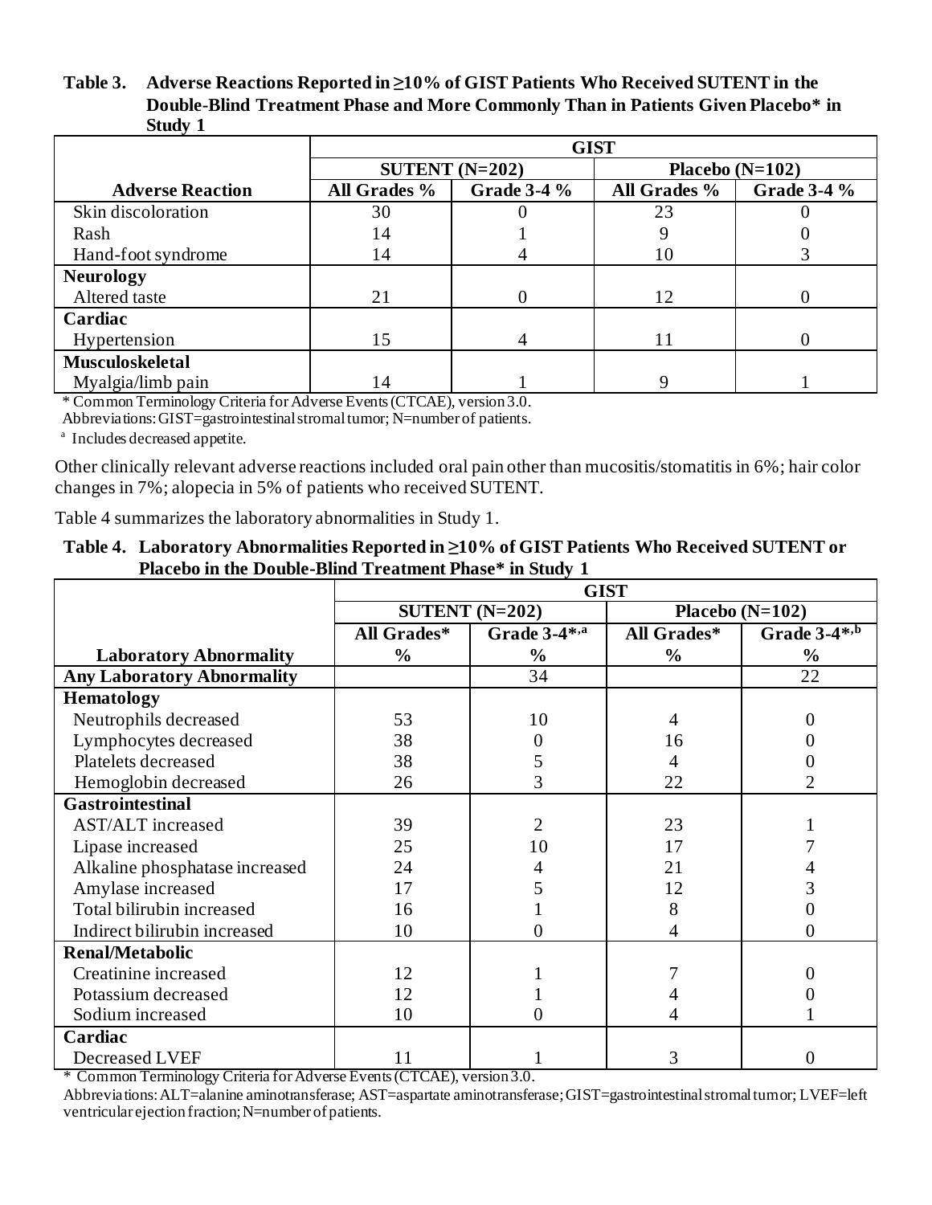**Table 3. Adverse Reactions Reported in ≥10% of GIST Patients Who Received SUTENT in the Double-Blind Treatment Phase and More Commonly Than in Patients Given Placebo* in Study 1**

| | GIST | | | |
|---|---|---|---|---|
| | SUTENT (N=202) | | Placebo (N=102) | |
| **Adverse Reaction** | **All Grades %** | **Grade 3-4 %** | **All Grades %** | **Grade 3-4 %** |
| Skin discoloration | 30 | 0 | 23 | 0 |
| Rash | 14 | 1 | 9 | 0 |
| Hand-foot syndrome | 14 | 4 | 10 | 3 |
| **Neurology** | | | | |
| Altered taste | 21 | 0 | 12 | 0 |
| **Cardiac** | | | | |
| Hypertension | 15 | 4 | 11 | 0 |
| **Musculoskeletal** | | | | |
| Myalgia/limb pain | 14 | 1 | 9 | 1 |

\* Common Terminology Criteria for Adverse Events (CTCAE), version 3.0.
Abbreviations: GIST=gastrointestinal stromal tumor; N=number of patients.
[a] Includes decreased appetite.

Other clinically relevant adverse reactions included oral pain other than mucositis/stomatitis in 6%; hair color changes in 7%; alopecia in 5% of patients who received SUTENT.

Table 4 summarizes the laboratory abnormalities in Study 1.

**Table 4. Laboratory Abnormalities Reported in ≥10% of GIST Patients Who Received SUTENT or Placebo in the Double-Blind Treatment Phase* in Study 1**

| | GIST | | | |
|---|---|---|---|---|
| | SUTENT (N=202) | | Placebo (N=102) | |
| **Laboratory Abnormality** | **All Grades* %** | **Grade 3-4*,[a] %** | **All Grades* %** | **Grade 3-4*,[b] %** |
| **Any Laboratory Abnormality** | | 34 | | 22 |
| **Hematology** | | | | |
| Neutrophils decreased | 53 | 10 | 4 | 0 |
| Lymphocytes decreased | 38 | 0 | 16 | 0 |
| Platelets decreased | 38 | 5 | 4 | 0 |
| Hemoglobin decreased | 26 | 3 | 22 | 2 |
| **Gastrointestinal** | | | | |
| AST/ALT increased | 39 | 2 | 23 | 1 |
| Lipase increased | 25 | 10 | 17 | 7 |
| Alkaline phosphatase increased | 24 | 4 | 21 | 4 |
| Amylase increased | 17 | 5 | 12 | 3 |
| Total bilirubin increased | 16 | 1 | 8 | 0 |
| Indirect bilirubin increased | 10 | 0 | 4 | 0 |
| **Renal/Metabolic** | | | | |
| Creatinine increased | 12 | 1 | 7 | 0 |
| Potassium decreased | 12 | 1 | 4 | 0 |
| Sodium increased | 10 | 0 | 4 | 1 |
| **Cardiac** | | | | |
| Decreased LVEF | 11 | 1 | 3 | 0 |

\* Common Terminology Criteria for Adverse Events (CTCAE), version 3.0.
Abbreviations: ALT=alanine aminotransferase; AST=aspartate aminotransferase; GIST=gastrointestinal stromal tumor; LVEF=left ventricular ejection fraction; N=number of patients.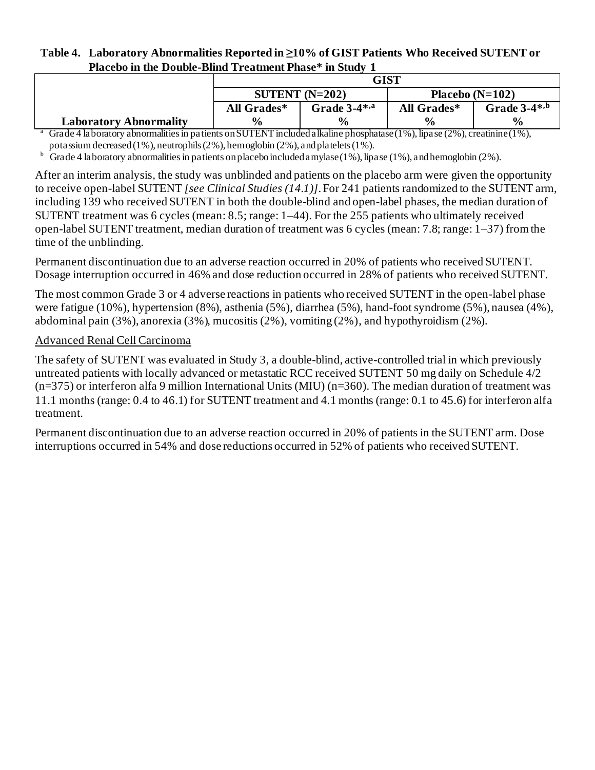**Table 4. Laboratory Abnormalities Reported in ≥10% of GIST Patients Who Received SUTENT or Placebo in the Double-Blind Treatment Phase* in Study 1**

| | GIST | | | |
|---|---|---|---|---|
| | SUTENT (N=202) | | Placebo (N=102) | |
| | All Grades* | Grade 3-4*,[a] | All Grades* | Grade 3-4*,[b] |
| **Laboratory Abnormality** | % | % | % | % |

[a] Grade 4 laboratory abnormalities in patients on SUTENT included alkaline phosphatase (1%), lipase (2%), creatinine (1%), potassium decreased (1%), neutrophils (2%), hemoglobin (2%), and platelets (1%).

[b] Grade 4 laboratory abnormalities in patients on placebo included amylase (1%), lipase (1%), and hemoglobin (2%).

After an interim analysis, the study was unblinded and patients on the placebo arm were given the opportunity to receive open-label SUTENT *[see Clinical Studies (14.1)]*. For 241 patients randomized to the SUTENT arm, including 139 who received SUTENT in both the double-blind and open-label phases, the median duration of SUTENT treatment was 6 cycles (mean: 8.5; range: 1–44). For the 255 patients who ultimately received open-label SUTENT treatment, median duration of treatment was 6 cycles (mean: 7.8; range: 1–37) from the time of the unblinding.

Permanent discontinuation due to an adverse reaction occurred in 20% of patients who received SUTENT. Dosage interruption occurred in 46% and dose reduction occurred in 28% of patients who received SUTENT.

The most common Grade 3 or 4 adverse reactions in patients who received SUTENT in the open-label phase were fatigue (10%), hypertension (8%), asthenia (5%), diarrhea (5%), hand-foot syndrome (5%), nausea (4%), abdominal pain (3%), anorexia (3%), mucositis (2%), vomiting (2%), and hypothyroidism (2%).

Advanced Renal Cell Carcinoma

The safety of SUTENT was evaluated in Study 3, a double-blind, active-controlled trial in which previously untreated patients with locally advanced or metastatic RCC received SUTENT 50 mg daily on Schedule 4/2 (n=375) or interferon alfa 9 million International Units (MIU) (n=360). The median duration of treatment was 11.1 months (range: 0.4 to 46.1) for SUTENT treatment and 4.1 months (range: 0.1 to 45.6) for interferon alfa treatment.

Permanent discontinuation due to an adverse reaction occurred in 20% of patients in the SUTENT arm. Dose interruptions occurred in 54% and dose reductions occurred in 52% of patients who received SUTENT.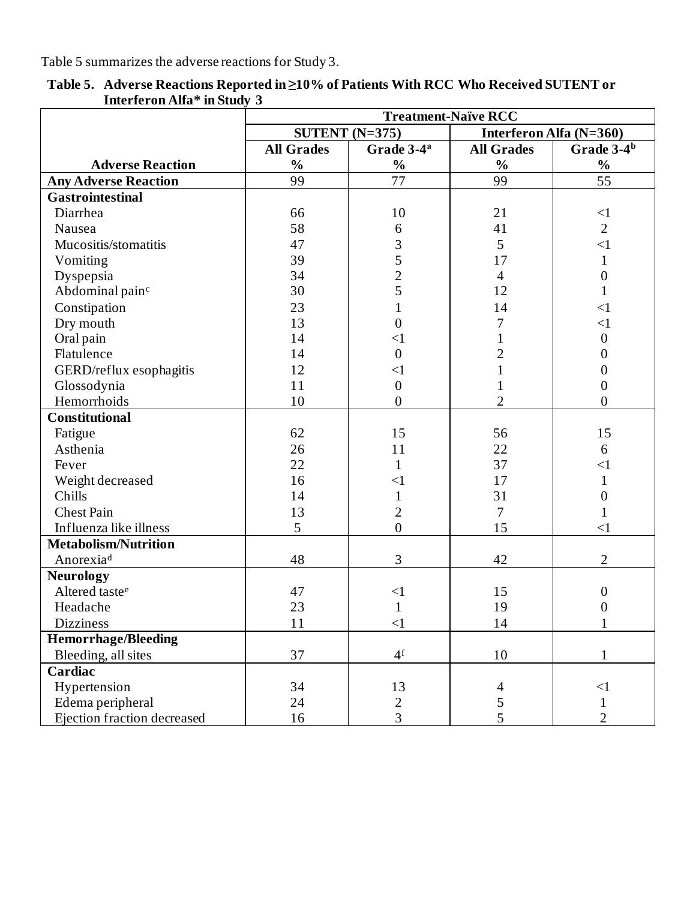Table 5 summarizes the adverse reactions for Study 3.

**Table 5. Adverse Reactions Reported in ≥10% of Patients With RCC Who Received SUTENT or Interferon Alfa* in Study 3**

| | Treatment-Naïve RCC | | | |
|---|---|---|---|---|
| | SUTENT (N=375) | | Interferon Alfa (N=360) | |
| **Adverse Reaction** | **All Grades %** | **Grade 3-4[a] %** | **All Grades %** | **Grade 3-4[b] %** |
| **Any Adverse Reaction** | 99 | 77 | 99 | 55 |
| **Gastrointestinal** | | | | |
| Diarrhea | 66 | 10 | 21 | <1 |
| Nausea | 58 | 6 | 41 | 2 |
| Mucositis/stomatitis | 47 | 3 | 5 | <1 |
| Vomiting | 39 | 5 | 17 | 1 |
| Dyspepsia | 34 | 2 | 4 | 0 |
| Abdominal pain[c] | 30 | 5 | 12 | 1 |
| Constipation | 23 | 1 | 14 | <1 |
| Dry mouth | 13 | 0 | 7 | <1 |
| Oral pain | 14 | <1 | 1 | 0 |
| Flatulence | 14 | 0 | 2 | 0 |
| GERD/reflux esophagitis | 12 | <1 | 1 | 0 |
| Glossodynia | 11 | 0 | 1 | 0 |
| Hemorrhoids | 10 | 0 | 2 | 0 |
| **Constitutional** | | | | |
| Fatigue | 62 | 15 | 56 | 15 |
| Asthenia | 26 | 11 | 22 | 6 |
| Fever | 22 | 1 | 37 | <1 |
| Weight decreased | 16 | <1 | 17 | 1 |
| Chills | 14 | 1 | 31 | 0 |
| Chest Pain | 13 | 2 | 7 | 1 |
| Influenza like illness | 5 | 0 | 15 | <1 |
| **Metabolism/Nutrition** | | | | |
| Anorexia[d] | 48 | 3 | 42 | 2 |
| **Neurology** | | | | |
| Altered taste[e] | 47 | <1 | 15 | 0 |
| Headache | 23 | 1 | 19 | 0 |
| Dizziness | 11 | <1 | 14 | 1 |
| **Hemorrhage/Bleeding** | | | | |
| Bleeding, all sites | 37 | 4[f] | 10 | 1 |
| **Cardiac** | | | | |
| Hypertension | 34 | 13 | 4 | <1 |
| Edema peripheral | 24 | 2 | 5 | 1 |
| Ejection fraction decreased | 16 | 3 | 5 | 2 |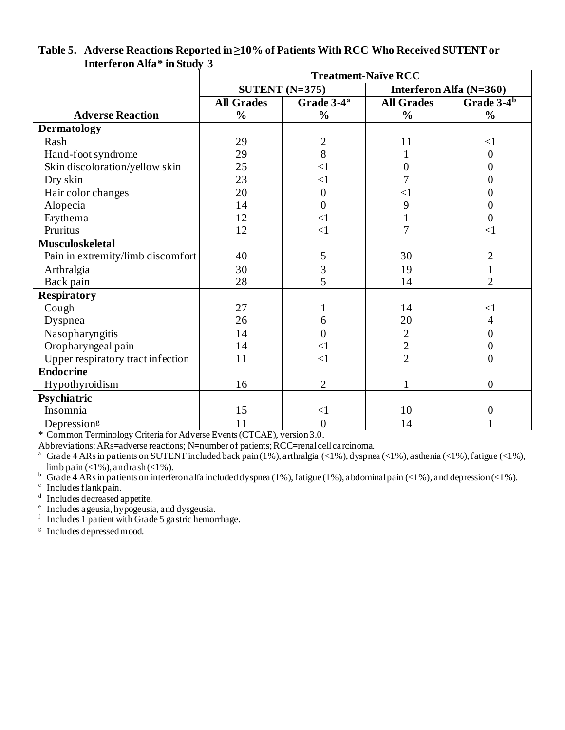**Table 5. Adverse Reactions Reported in ≥10% of Patients With RCC Who Received SUTENT or Interferon Alfa* in Study 3**

| | Treatment-Naïve RCC | | | |
|---|---|---|---|---|
| | SUTENT (N=375) | | Interferon Alfa (N=360) | |
| **Adverse Reaction** | **All Grades %** | **Grade 3-4[a] %** | **All Grades %** | **Grade 3-4[b] %** |
| **Dermatology** | | | | |
| Rash | 29 | 2 | 11 | <1 |
| Hand-foot syndrome | 29 | 8 | 1 | 0 |
| Skin discoloration/yellow skin | 25 | <1 | 0 | 0 |
| Dry skin | 23 | <1 | 7 | 0 |
| Hair color changes | 20 | 0 | <1 | 0 |
| Alopecia | 14 | 0 | 9 | 0 |
| Erythema | 12 | <1 | 1 | 0 |
| Pruritus | 12 | <1 | 7 | <1 |
| **Musculoskeletal** | | | | |
| Pain in extremity/limb discomfort | 40 | 5 | 30 | 2 |
| Arthralgia | 30 | 3 | 19 | 1 |
| Back pain | 28 | 5 | 14 | 2 |
| **Respiratory** | | | | |
| Cough | 27 | 1 | 14 | <1 |
| Dyspnea | 26 | 6 | 20 | 4 |
| Nasopharyngitis | 14 | 0 | 2 | 0 |
| Oropharyngeal pain | 14 | <1 | 2 | 0 |
| Upper respiratory tract infection | 11 | <1 | 2 | 0 |
| **Endocrine** | | | | |
| Hypothyroidism | 16 | 2 | 1 | 0 |
| **Psychiatric** | | | | |
| Insomnia | 15 | <1 | 10 | 0 |
| Depression[g] | 11 | 0 | 14 | 1 |

* Common Terminology Criteria for Adverse Events (CTCAE), version 3.0.

Abbreviations: ARs=adverse reactions; N=number of patients; RCC=renal cell carcinoma.

[a] Grade 4 ARs in patients on SUTENT included back pain (1%), arthralgia (<1%), dyspnea (<1%), asthenia (<1%), fatigue (<1%), limb pain (<1%), and rash (<1%).

[b] Grade 4 ARs in patients on interferon alfa included dyspnea (1%), fatigue (1%), abdominal pain (<1%), and depression (<1%).

[c] Includes flank pain.

[d] Includes decreased appetite.

[e] Includes ageusia, hypogeusia, and dysgeusia.

[f] Includes 1 patient with Grade 5 gastric hemorrhage.

[g] Includes depressed mood.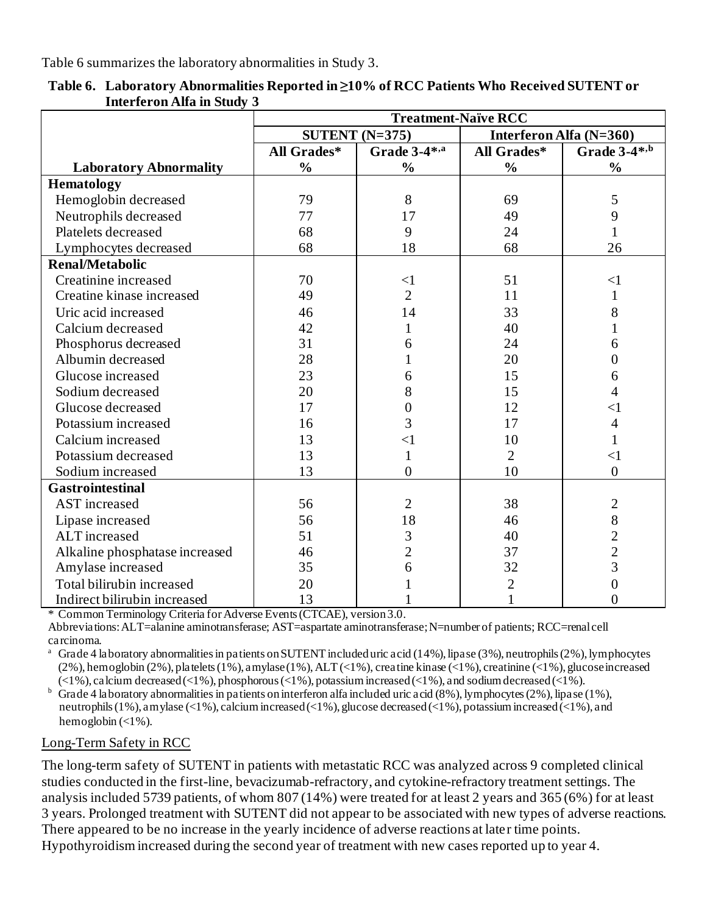Table 6 summarizes the laboratory abnormalities in Study 3.

**Table 6. Laboratory Abnormalities Reported in ≥10% of RCC Patients Who Received SUTENT or Interferon Alfa in Study 3**

| | Treatment-Naïve RCC | | | |
|---|---|---|---|---|
| | SUTENT (N=375) | | Interferon Alfa (N=360) | |
| **Laboratory Abnormality** | **All Grades* %** | **Grade 3-4*,[a] %** | **All Grades* %** | **Grade 3-4*,[b] %** |
| **Hematology** | | | | |
| Hemoglobin decreased | 79 | 8 | 69 | 5 |
| Neutrophils decreased | 77 | 17 | 49 | 9 |
| Platelets decreased | 68 | 9 | 24 | 1 |
| Lymphocytes decreased | 68 | 18 | 68 | 26 |
| **Renal/Metabolic** | | | | |
| Creatinine increased | 70 | <1 | 51 | <1 |
| Creatine kinase increased | 49 | 2 | 11 | 1 |
| Uric acid increased | 46 | 14 | 33 | 8 |
| Calcium decreased | 42 | 1 | 40 | 1 |
| Phosphorus decreased | 31 | 6 | 24 | 6 |
| Albumin decreased | 28 | 1 | 20 | 0 |
| Glucose increased | 23 | 6 | 15 | 6 |
| Sodium decreased | 20 | 8 | 15 | 4 |
| Glucose decreased | 17 | 0 | 12 | <1 |
| Potassium increased | 16 | 3 | 17 | 4 |
| Calcium increased | 13 | <1 | 10 | 1 |
| Potassium decreased | 13 | 1 | 2 | <1 |
| Sodium increased | 13 | 0 | 10 | 0 |
| **Gastrointestinal** | | | | |
| AST increased | 56 | 2 | 38 | 2 |
| Lipase increased | 56 | 18 | 46 | 8 |
| ALT increased | 51 | 3 | 40 | 2 |
| Alkaline phosphatase increased | 46 | 2 | 37 | 2 |
| Amylase increased | 35 | 6 | 32 | 3 |
| Total bilirubin increased | 20 | 1 | 2 | 0 |
| Indirect bilirubin increased | 13 | 1 | 1 | 0 |

\* Common Terminology Criteria for Adverse Events (CTCAE), version 3.0.

Abbreviations: ALT=alanine aminotransferase; AST=aspartate aminotransferase; N=number of patients; RCC=renal cell carcinoma.

[a] Grade 4 laboratory abnormalities in patients on SUTENT included uric acid (14%), lipase (3%), neutrophils (2%), lymphocytes (2%), hemoglobin (2%), platelets (1%), amylase (1%), ALT (<1%), creatine kinase (<1%), creatinine (<1%), glucose increased (<1%), calcium decreased (<1%), phosphorous (<1%), potassium increased (<1%), and sodium decreased (<1%).

[b] Grade 4 laboratory abnormalities in patients on interferon alfa included uric acid (8%), lymphocytes (2%), lipase (1%), neutrophils (1%), amylase (<1%), calcium increased (<1%), glucose decreased (<1%), potassium increased (<1%), and hemoglobin (<1%).

Long-Term Safety in RCC

The long-term safety of SUTENT in patients with metastatic RCC was analyzed across 9 completed clinical studies conducted in the first-line, bevacizumab-refractory, and cytokine-refractory treatment settings. The analysis included 5739 patients, of whom 807 (14%) were treated for at least 2 years and 365 (6%) for at least 3 years. Prolonged treatment with SUTENT did not appear to be associated with new types of adverse reactions. There appeared to be no increase in the yearly incidence of adverse reactions at later time points. Hypothyroidism increased during the second year of treatment with new cases reported up to year 4.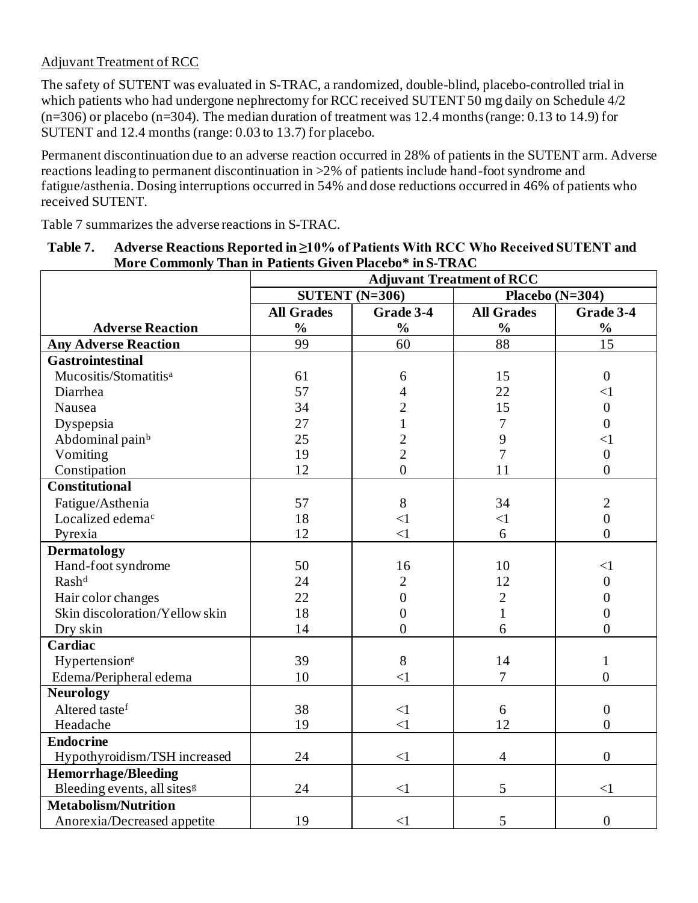Adjuvant Treatment of RCC

The safety of SUTENT was evaluated in S-TRAC, a randomized, double-blind, placebo-controlled trial in which patients who had undergone nephrectomy for RCC received SUTENT 50 mg daily on Schedule 4/2 (n=306) or placebo (n=304). The median duration of treatment was 12.4 months (range: 0.13 to 14.9) for SUTENT and 12.4 months (range: 0.03 to 13.7) for placebo.

Permanent discontinuation due to an adverse reaction occurred in 28% of patients in the SUTENT arm. Adverse reactions leading to permanent discontinuation in >2% of patients include hand-foot syndrome and fatigue/asthenia. Dosing interruptions occurred in 54% and dose reductions occurred in 46% of patients who received SUTENT.

Table 7 summarizes the adverse reactions in S-TRAC.

**Table 7. Adverse Reactions Reported in ≥10% of Patients With RCC Who Received SUTENT and More Commonly Than in Patients Given Placebo* in S-TRAC**

| | Adjuvant Treatment of RCC | | | |
|---|---|---|---|---|
| | SUTENT (N=306) | | Placebo (N=304) | |
| **Adverse Reaction** | **All Grades %** | **Grade 3-4 %** | **All Grades %** | **Grade 3-4 %** |
| **Any Adverse Reaction** | 99 | 60 | 88 | 15 |
| **Gastrointestinal** | | | | |
| Mucositis/Stomatitis[a] | 61 | 6 | 15 | 0 |
| Diarrhea | 57 | 4 | 22 | <1 |
| Nausea | 34 | 2 | 15 | 0 |
| Dyspepsia | 27 | 1 | 7 | 0 |
| Abdominal pain[b] | 25 | 2 | 9 | <1 |
| Vomiting | 19 | 2 | 7 | 0 |
| Constipation | 12 | 0 | 11 | 0 |
| **Constitutional** | | | | |
| Fatigue/Asthenia | 57 | 8 | 34 | 2 |
| Localized edema[c] | 18 | <1 | <1 | 0 |
| Pyrexia | 12 | <1 | 6 | 0 |
| **Dermatology** | | | | |
| Hand-foot syndrome | 50 | 16 | 10 | <1 |
| Rash[d] | 24 | 2 | 12 | 0 |
| Hair color changes | 22 | 0 | 2 | 0 |
| Skin discoloration/Yellow skin | 18 | 0 | 1 | 0 |
| Dry skin | 14 | 0 | 6 | 0 |
| **Cardiac** | | | | |
| Hypertension[e] | 39 | 8 | 14 | 1 |
| Edema/Peripheral edema | 10 | <1 | 7 | 0 |
| **Neurology** | | | | |
| Altered taste[f] | 38 | <1 | 6 | 0 |
| Headache | 19 | <1 | 12 | 0 |
| **Endocrine** | | | | |
| Hypothyroidism/TSH increased | 24 | <1 | 4 | 0 |
| **Hemorrhage/Bleeding** | | | | |
| Bleeding events, all sites[g] | 24 | <1 | 5 | <1 |
| **Metabolism/Nutrition** | | | | |
| Anorexia/Decreased appetite | 19 | <1 | 5 | 0 |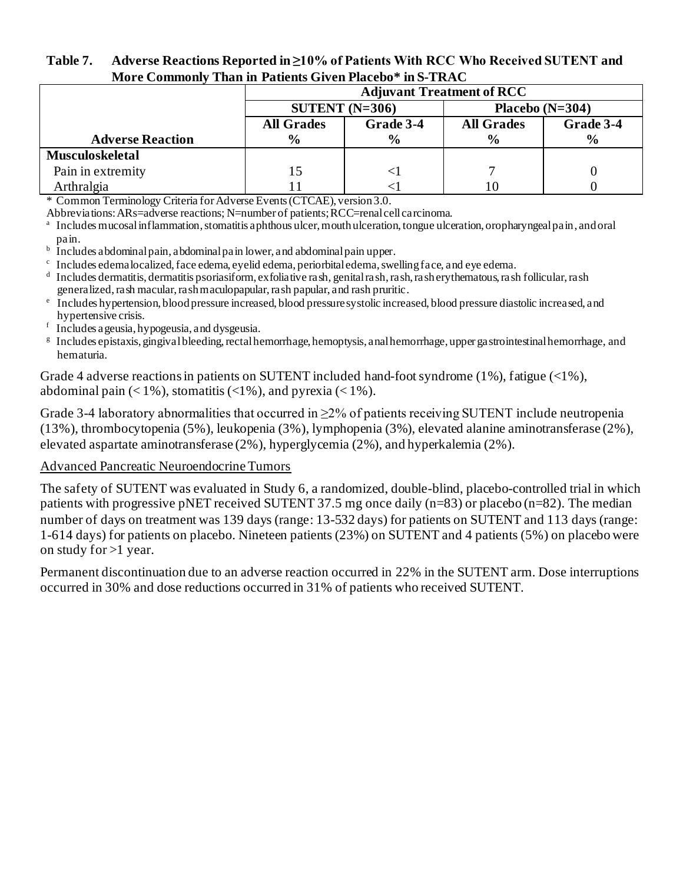**Table 7. Adverse Reactions Reported in ≥10% of Patients With RCC Who Received SUTENT and More Commonly Than in Patients Given Placebo* in S-TRAC**

| | Adjuvant Treatment of RCC | | | |
|---|---|---|---|---|
| | SUTENT (N=306) | | Placebo (N=304) | |
| **Adverse Reaction** | **All Grades %** | **Grade 3-4 %** | **All Grades %** | **Grade 3-4 %** |
| **Musculoskeletal** | | | | |
| Pain in extremity | 15 | <1 | 7 | 0 |
| Arthralgia | 11 | <1 | 10 | 0 |

\* Common Terminology Criteria for Adverse Events (CTCAE), version 3.0.

Abbreviations: ARs=adverse reactions; N=number of patients; RCC=renal cell carcinoma.

[a] Includes mucosal inflammation, stomatitis aphthous ulcer, mouth ulceration, tongue ulceration, oropharyngeal pain, and oral pain.

[b] Includes abdominal pain, abdominal pain lower, and abdominal pain upper.

[c] Includes edema localized, face edema, eyelid edema, periorbital edema, swelling face, and eye edema.

[d] Includes dermatitis, dermatitis psoriasiform, exfoliative rash, genital rash, rash, rash erythematous, rash follicular, rash generalized, rash macular, rash maculopapular, rash papular, and rash pruritic.

[e] Includes hypertension, blood pressure increased, blood pressure systolic increased, blood pressure diastolic increased, and hypertensive crisis.

[f] Includes ageusia, hypogeusia, and dysgeusia.

[g] Includes epistaxis, gingival bleeding, rectal hemorrhage, hemoptysis, anal hemorrhage, upper gastrointestinal hemorrhage, and hematuria.

Grade 4 adverse reactions in patients on SUTENT included hand-foot syndrome (1%), fatigue (<1%), abdominal pain (< 1%), stomatitis (<1%), and pyrexia (< 1%).

Grade 3-4 laboratory abnormalities that occurred in ≥2% of patients receiving SUTENT include neutropenia (13%), thrombocytopenia (5%), leukopenia (3%), lymphopenia (3%), elevated alanine aminotransferase (2%), elevated aspartate aminotransferase (2%), hyperglycemia (2%), and hyperkalemia (2%).

Advanced Pancreatic Neuroendocrine Tumors

The safety of SUTENT was evaluated in Study 6, a randomized, double-blind, placebo-controlled trial in which patients with progressive pNET received SUTENT 37.5 mg once daily (n=83) or placebo (n=82). The median number of days on treatment was 139 days (range: 13-532 days) for patients on SUTENT and 113 days (range: 1-614 days) for patients on placebo. Nineteen patients (23%) on SUTENT and 4 patients (5%) on placebo were on study for >1 year.

Permanent discontinuation due to an adverse reaction occurred in 22% in the SUTENT arm. Dose interruptions occurred in 30% and dose reductions occurred in 31% of patients who received SUTENT.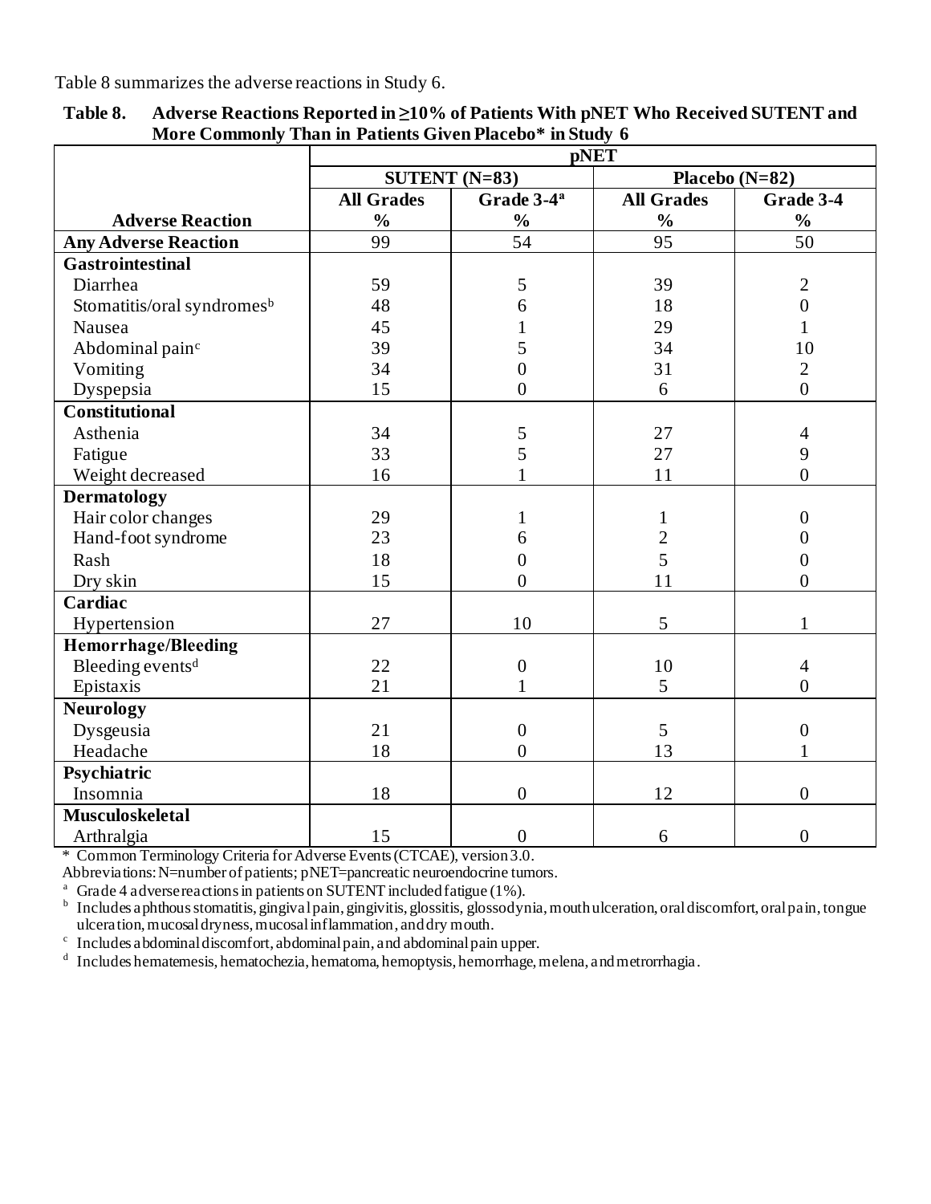Table 8 summarizes the adverse reactions in Study 6.

**Table 8. Adverse Reactions Reported in ≥10% of Patients With pNET Who Received SUTENT and More Commonly Than in Patients Given Placebo* in Study 6**

| | pNET | | | |
|---|---|---|---|---|
| | SUTENT (N=83) | | Placebo (N=82) | |
| **Adverse Reaction** | **All Grades %** | **Grade 3-4[a] %** | **All Grades %** | **Grade 3-4 %** |
| **Any Adverse Reaction** | 99 | 54 | 95 | 50 |
| **Gastrointestinal** | | | | |
| Diarrhea | 59 | 5 | 39 | 2 |
| Stomatitis/oral syndromes[b] | 48 | 6 | 18 | 0 |
| Nausea | 45 | 1 | 29 | 1 |
| Abdominal pain[c] | 39 | 5 | 34 | 10 |
| Vomiting | 34 | 0 | 31 | 2 |
| Dyspepsia | 15 | 0 | 6 | 0 |
| **Constitutional** | | | | |
| Asthenia | 34 | 5 | 27 | 4 |
| Fatigue | 33 | 5 | 27 | 9 |
| Weight decreased | 16 | 1 | 11 | 0 |
| **Dermatology** | | | | |
| Hair color changes | 29 | 1 | 1 | 0 |
| Hand-foot syndrome | 23 | 6 | 2 | 0 |
| Rash | 18 | 0 | 5 | 0 |
| Dry skin | 15 | 0 | 11 | 0 |
| **Cardiac** | | | | |
| Hypertension | 27 | 10 | 5 | 1 |
| **Hemorrhage/Bleeding** | | | | |
| Bleeding events[d] | 22 | 0 | 10 | 4 |
| Epistaxis | 21 | 1 | 5 | 0 |
| **Neurology** | | | | |
| Dysgeusia | 21 | 0 | 5 | 0 |
| Headache | 18 | 0 | 13 | 1 |
| **Psychiatric** | | | | |
| Insomnia | 18 | 0 | 12 | 0 |
| **Musculoskeletal** | | | | |
| Arthralgia | 15 | 0 | 6 | 0 |

\* Common Terminology Criteria for Adverse Events (CTCAE), version 3.0.

Abbreviations: N=number of patients; pNET=pancreatic neuroendocrine tumors.

[a] Grade 4 adverse reactions in patients on SUTENT included fatigue (1%).

[b] Includes aphthous stomatitis, gingival pain, gingivitis, glossitis, glossodynia, mouth ulceration, oral discomfort, oral pain, tongue ulceration, mucosal dryness, mucosal inflammation, and dry mouth.

[c] Includes abdominal discomfort, abdominal pain, and abdominal pain upper.

[d] Includes hematemesis, hematochezia, hematoma, hemoptysis, hemorrhage, melena, and metrorrhagia.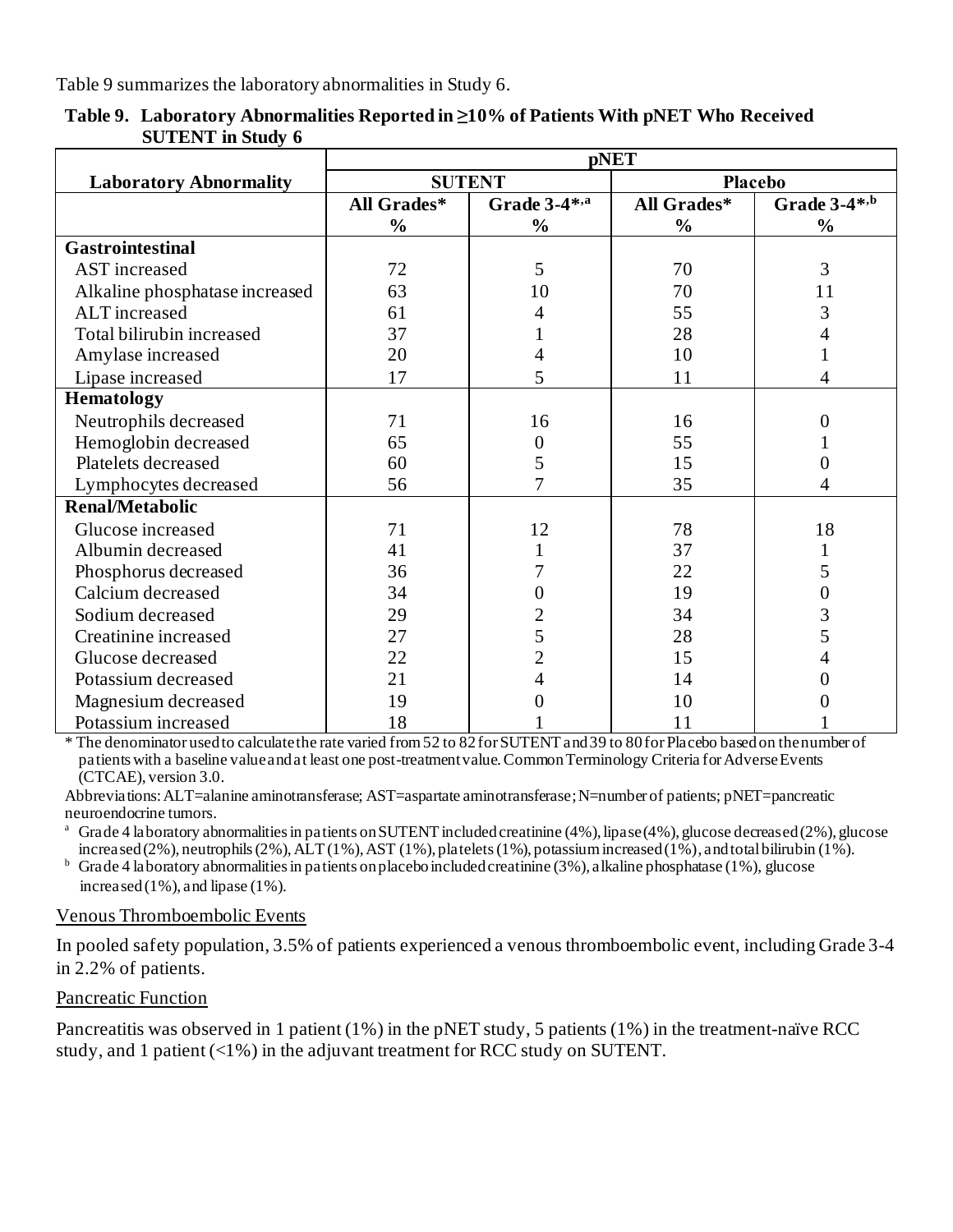Table 9 summarizes the laboratory abnormalities in Study 6.

**Table 9. Laboratory Abnormalities Reported in ≥10% of Patients With pNET Who Received SUTENT in Study 6**

| Laboratory Abnormality | pNET | | | |
|---|---|---|---|---|
| | SUTENT | | Placebo | |
| | All Grades* % | Grade 3-4*,[a] % | All Grades* % | Grade 3-4*,[b] % |
| **Gastrointestinal** | | | | |
| AST increased | 72 | 5 | 70 | 3 |
| Alkaline phosphatase increased | 63 | 10 | 70 | 11 |
| ALT increased | 61 | 4 | 55 | 3 |
| Total bilirubin increased | 37 | 1 | 28 | 4 |
| Amylase increased | 20 | 4 | 10 | 1 |
| Lipase increased | 17 | 5 | 11 | 4 |
| **Hematology** | | | | |
| Neutrophils decreased | 71 | 16 | 16 | 0 |
| Hemoglobin decreased | 65 | 0 | 55 | 1 |
| Platelets decreased | 60 | 5 | 15 | 0 |
| Lymphocytes decreased | 56 | 7 | 35 | 4 |
| **Renal/Metabolic** | | | | |
| Glucose increased | 71 | 12 | 78 | 18 |
| Albumin decreased | 41 | 1 | 37 | 1 |
| Phosphorus decreased | 36 | 7 | 22 | 5 |
| Calcium decreased | 34 | 0 | 19 | 0 |
| Sodium decreased | 29 | 2 | 34 | 3 |
| Creatinine increased | 27 | 5 | 28 | 5 |
| Glucose decreased | 22 | 2 | 15 | 4 |
| Potassium decreased | 21 | 4 | 14 | 0 |
| Magnesium decreased | 19 | 0 | 10 | 0 |
| Potassium increased | 18 | 1 | 11 | 1 |

* The denominator used to calculate the rate varied from 52 to 82 for SUTENT and 39 to 80 for Placebo based on the number of patients with a baseline value and at least one post-treatment value. Common Terminology Criteria for Adverse Events (CTCAE), version 3.0.

Abbreviations: ALT=alanine aminotransferase; AST=aspartate aminotransferase; N=number of patients; pNET=pancreatic neuroendocrine tumors.

[a] Grade 4 laboratory abnormalities in patients on SUTENT included creatinine (4%), lipase (4%), glucose decreased (2%), glucose increased (2%), neutrophils (2%), ALT (1%), AST (1%), platelets (1%), potassium increased (1%), and total bilirubin (1%).

[b] Grade 4 laboratory abnormalities in patients on placebo included creatinine (3%), alkaline phosphatase (1%), glucose increased (1%), and lipase (1%).

Venous Thromboembolic Events

In pooled safety population, 3.5% of patients experienced a venous thromboembolic event, including Grade 3-4 in 2.2% of patients.

Pancreatic Function

Pancreatitis was observed in 1 patient (1%) in the pNET study, 5 patients (1%) in the treatment-naïve RCC study, and 1 patient (<1%) in the adjuvant treatment for RCC study on SUTENT.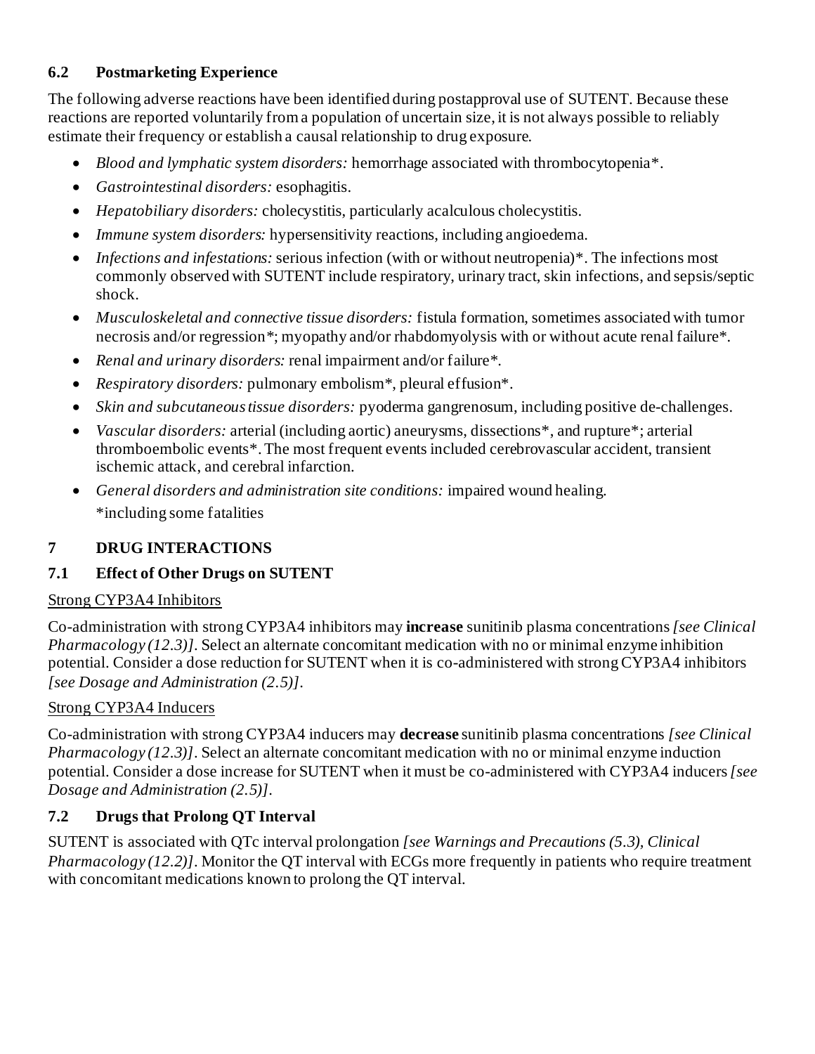### 6.2 Postmarketing Experience

The following adverse reactions have been identified during postapproval use of SUTENT. Because these reactions are reported voluntarily from a population of uncertain size, it is not always possible to reliably estimate their frequency or establish a causal relationship to drug exposure.

- *Blood and lymphatic system disorders:* hemorrhage associated with thrombocytopenia*.
- *Gastrointestinal disorders:* esophagitis.
- *Hepatobiliary disorders:* cholecystitis, particularly acalculous cholecystitis.
- *Immune system disorders:* hypersensitivity reactions, including angioedema.
- *Infections and infestations:* serious infection (with or without neutropenia)*. The infections most commonly observed with SUTENT include respiratory, urinary tract, skin infections, and sepsis/septic shock.
- *Musculoskeletal and connective tissue disorders:* fistula formation, sometimes associated with tumor necrosis and/or regression*; myopathy and/or rhabdomyolysis with or without acute renal failure*.
- *Renal and urinary disorders:* renal impairment and/or failure*.
- *Respiratory disorders:* pulmonary embolism*, pleural effusion*.
- *Skin and subcutaneous tissue disorders:* pyoderma gangrenosum, including positive de-challenges.
- *Vascular disorders:* arterial (including aortic) aneurysms, dissections*, and rupture*; arterial thromboembolic events*. The most frequent events included cerebrovascular accident, transient ischemic attack, and cerebral infarction.
- *General disorders and administration site conditions:* impaired wound healing.

  *including some fatalities

## 7 DRUG INTERACTIONS

### 7.1 Effect of Other Drugs on SUTENT

Strong CYP3A4 Inhibitors

Co-administration with strong CYP3A4 inhibitors may **increase** sunitinib plasma concentrations *[see Clinical Pharmacology (12.3)]*. Select an alternate concomitant medication with no or minimal enzyme inhibition potential. Consider a dose reduction for SUTENT when it is co-administered with strong CYP3A4 inhibitors *[see Dosage and Administration (2.5)]*.

Strong CYP3A4 Inducers

Co-administration with strong CYP3A4 inducers may **decrease** sunitinib plasma concentrations *[see Clinical Pharmacology (12.3)]*. Select an alternate concomitant medication with no or minimal enzyme induction potential. Consider a dose increase for SUTENT when it must be co-administered with CYP3A4 inducers *[see Dosage and Administration (2.5)]*.

### 7.2 Drugs that Prolong QT Interval

SUTENT is associated with QTc interval prolongation *[see Warnings and Precautions (5.3), Clinical Pharmacology (12.2)]*. Monitor the QT interval with ECGs more frequently in patients who require treatment with concomitant medications known to prolong the QT interval.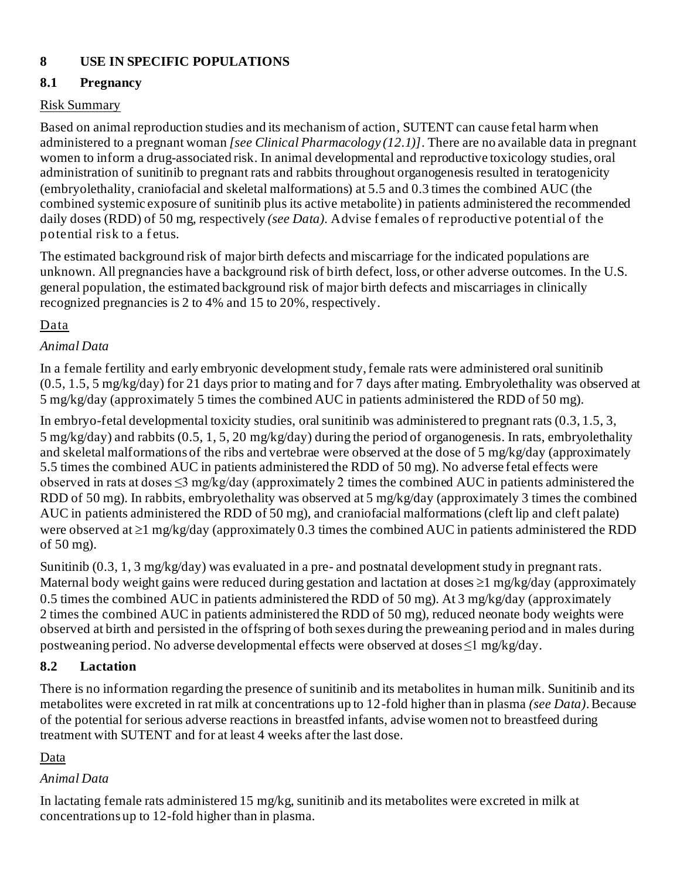## 8 USE IN SPECIFIC POPULATIONS

### 8.1 Pregnancy

Risk Summary

Based on animal reproduction studies and its mechanism of action, SUTENT can cause fetal harm when administered to a pregnant woman *[see Clinical Pharmacology (12.1)]*. There are no available data in pregnant women to inform a drug-associated risk. In animal developmental and reproductive toxicology studies, oral administration of sunitinib to pregnant rats and rabbits throughout organogenesis resulted in teratogenicity (embryolethality, craniofacial and skeletal malformations) at 5.5 and 0.3 times the combined AUC (the combined systemic exposure of sunitinib plus its active metabolite) in patients administered the recommended daily doses (RDD) of 50 mg, respectively *(see Data)*. Advise females of reproductive potential of the potential risk to a fetus.

The estimated background risk of major birth defects and miscarriage for the indicated populations are unknown. All pregnancies have a background risk of birth defect, loss, or other adverse outcomes. In the U.S. general population, the estimated background risk of major birth defects and miscarriages in clinically recognized pregnancies is 2 to 4% and 15 to 20%, respectively.

Data

*Animal Data*

In a female fertility and early embryonic development study, female rats were administered oral sunitinib (0.5, 1.5, 5 mg/kg/day) for 21 days prior to mating and for 7 days after mating. Embryolethality was observed at 5 mg/kg/day (approximately 5 times the combined AUC in patients administered the RDD of 50 mg).

In embryo-fetal developmental toxicity studies, oral sunitinib was administered to pregnant rats (0.3, 1.5, 3, 5 mg/kg/day) and rabbits (0.5, 1, 5, 20 mg/kg/day) during the period of organogenesis. In rats, embryolethality and skeletal malformations of the ribs and vertebrae were observed at the dose of 5 mg/kg/day (approximately 5.5 times the combined AUC in patients administered the RDD of 50 mg). No adverse fetal effects were observed in rats at doses ≤3 mg/kg/day (approximately 2 times the combined AUC in patients administered the RDD of 50 mg). In rabbits, embryolethality was observed at 5 mg/kg/day (approximately 3 times the combined AUC in patients administered the RDD of 50 mg), and craniofacial malformations (cleft lip and cleft palate) were observed at ≥1 mg/kg/day (approximately 0.3 times the combined AUC in patients administered the RDD of 50 mg).

Sunitinib (0.3, 1, 3 mg/kg/day) was evaluated in a pre- and postnatal development study in pregnant rats. Maternal body weight gains were reduced during gestation and lactation at doses ≥1 mg/kg/day (approximately 0.5 times the combined AUC in patients administered the RDD of 50 mg). At 3 mg/kg/day (approximately 2 times the combined AUC in patients administered the RDD of 50 mg), reduced neonate body weights were observed at birth and persisted in the offspring of both sexes during the preweaning period and in males during postweaning period. No adverse developmental effects were observed at doses ≤1 mg/kg/day.

### 8.2 Lactation

There is no information regarding the presence of sunitinib and its metabolites in human milk. Sunitinib and its metabolites were excreted in rat milk at concentrations up to 12-fold higher than in plasma *(see Data)*. Because of the potential for serious adverse reactions in breastfed infants, advise women not to breastfeed during treatment with SUTENT and for at least 4 weeks after the last dose.

Data

*Animal Data*

In lactating female rats administered 15 mg/kg, sunitinib and its metabolites were excreted in milk at concentrations up to 12-fold higher than in plasma.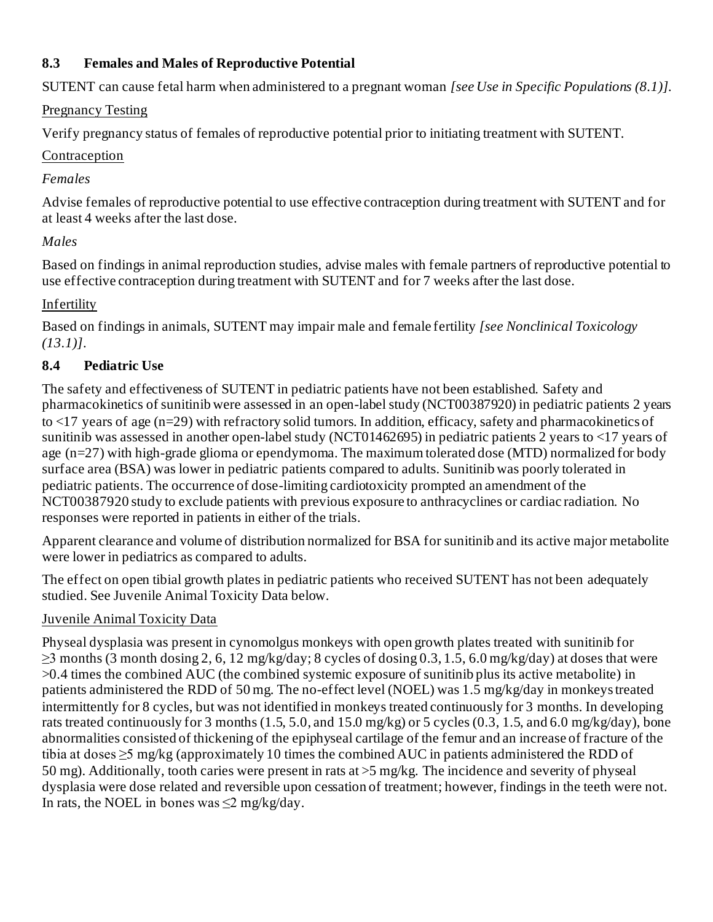### 8.3 Females and Males of Reproductive Potential

SUTENT can cause fetal harm when administered to a pregnant woman *[see Use in Specific Populations (8.1)]*.

Pregnancy Testing

Verify pregnancy status of females of reproductive potential prior to initiating treatment with SUTENT.

Contraception

*Females*

Advise females of reproductive potential to use effective contraception during treatment with SUTENT and for at least 4 weeks after the last dose.

*Males*

Based on findings in animal reproduction studies, advise males with female partners of reproductive potential to use effective contraception during treatment with SUTENT and for 7 weeks after the last dose.

Infertility

Based on findings in animals, SUTENT may impair male and female fertility *[see Nonclinical Toxicology (13.1)]*.

### 8.4 Pediatric Use

The safety and effectiveness of SUTENT in pediatric patients have not been established. Safety and pharmacokinetics of sunitinib were assessed in an open-label study (NCT00387920) in pediatric patients 2 years to <17 years of age (n=29) with refractory solid tumors. In addition, efficacy, safety and pharmacokinetics of sunitinib was assessed in another open-label study (NCT01462695) in pediatric patients 2 years to <17 years of age (n=27) with high-grade glioma or ependymoma. The maximum tolerated dose (MTD) normalized for body surface area (BSA) was lower in pediatric patients compared to adults. Sunitinib was poorly tolerated in pediatric patients. The occurrence of dose-limiting cardiotoxicity prompted an amendment of the NCT00387920 study to exclude patients with previous exposure to anthracyclines or cardiac radiation. No responses were reported in patients in either of the trials.

Apparent clearance and volume of distribution normalized for BSA for sunitinib and its active major metabolite were lower in pediatrics as compared to adults.

The effect on open tibial growth plates in pediatric patients who received SUTENT has not been adequately studied. See Juvenile Animal Toxicity Data below.

Juvenile Animal Toxicity Data

Physeal dysplasia was present in cynomolgus monkeys with open growth plates treated with sunitinib for ≥3 months (3 month dosing 2, 6, 12 mg/kg/day; 8 cycles of dosing 0.3, 1.5, 6.0 mg/kg/day) at doses that were >0.4 times the combined AUC (the combined systemic exposure of sunitinib plus its active metabolite) in patients administered the RDD of 50 mg. The no-effect level (NOEL) was 1.5 mg/kg/day in monkeys treated intermittently for 8 cycles, but was not identified in monkeys treated continuously for 3 months. In developing rats treated continuously for 3 months (1.5, 5.0, and 15.0 mg/kg) or 5 cycles (0.3, 1.5, and 6.0 mg/kg/day), bone abnormalities consisted of thickening of the epiphyseal cartilage of the femur and an increase of fracture of the tibia at doses ≥5 mg/kg (approximately 10 times the combined AUC in patients administered the RDD of 50 mg). Additionally, tooth caries were present in rats at >5 mg/kg. The incidence and severity of physeal dysplasia were dose related and reversible upon cessation of treatment; however, findings in the teeth were not. In rats, the NOEL in bones was ≤2 mg/kg/day.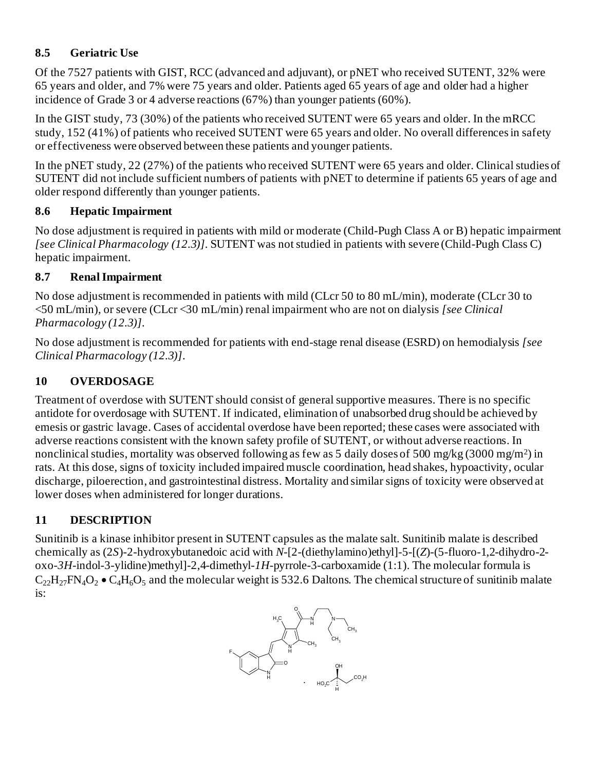### 8.5 Geriatric Use

Of the 7527 patients with GIST, RCC (advanced and adjuvant), or pNET who received SUTENT, 32% were 65 years and older, and 7% were 75 years and older. Patients aged 65 years of age and older had a higher incidence of Grade 3 or 4 adverse reactions (67%) than younger patients (60%).

In the GIST study, 73 (30%) of the patients who received SUTENT were 65 years and older. In the mRCC study, 152 (41%) of patients who received SUTENT were 65 years and older. No overall differences in safety or effectiveness were observed between these patients and younger patients.

In the pNET study, 22 (27%) of the patients who received SUTENT were 65 years and older. Clinical studies of SUTENT did not include sufficient numbers of patients with pNET to determine if patients 65 years of age and older respond differently than younger patients.

### 8.6 Hepatic Impairment

No dose adjustment is required in patients with mild or moderate (Child-Pugh Class A or B) hepatic impairment *[see Clinical Pharmacology (12.3)]*. SUTENT was not studied in patients with severe (Child-Pugh Class C) hepatic impairment.

### 8.7 Renal Impairment

No dose adjustment is recommended in patients with mild (CLcr 50 to 80 mL/min), moderate (CLcr 30 to <50 mL/min), or severe (CLcr <30 mL/min) renal impairment who are not on dialysis *[see Clinical Pharmacology (12.3)]*.

No dose adjustment is recommended for patients with end-stage renal disease (ESRD) on hemodialysis *[see Clinical Pharmacology (12.3)]*.

## 10 OVERDOSAGE

Treatment of overdose with SUTENT should consist of general supportive measures. There is no specific antidote for overdosage with SUTENT. If indicated, elimination of unabsorbed drug should be achieved by emesis or gastric lavage. Cases of accidental overdose have been reported; these cases were associated with adverse reactions consistent with the known safety profile of SUTENT, or without adverse reactions. In nonclinical studies, mortality was observed following as few as 5 daily doses of 500 mg/kg (3000 mg/m$^2$) in rats. At this dose, signs of toxicity included impaired muscle coordination, head shakes, hypoactivity, ocular discharge, piloerection, and gastrointestinal distress. Mortality and similar signs of toxicity were observed at lower doses when administered for longer durations.

## 11 DESCRIPTION

Sunitinib is a kinase inhibitor present in SUTENT capsules as the malate salt. Sunitinib malate is described chemically as (2*S*)-2-hydroxybutanedioic acid with *N*-[2-(diethylamino)ethyl]-5-[(*Z*)-(5-fluoro-1,2-dihydro-2-oxo-*3H*-indol-3-ylidine)methyl]-2,4-dimethyl-*1H*-pyrrole-3-carboxamide (1:1). The molecular formula is $C_{22}H_{27}FN_4O_2 \bullet C_4H_6O_5$ and the molecular weight is 532.6 Daltons. The chemical structure of sunitinib malate is: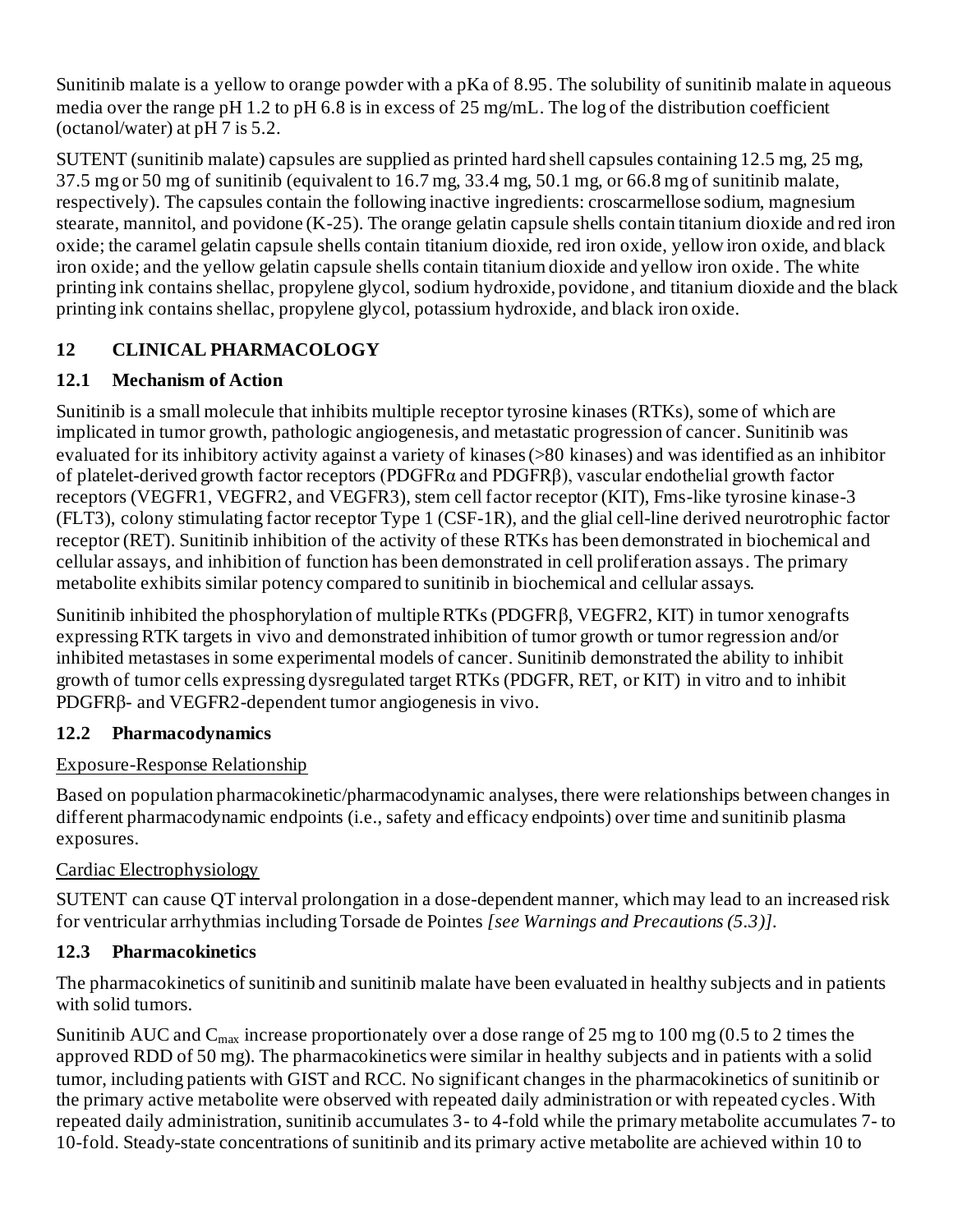Sunitinib malate is a yellow to orange powder with a pKa of 8.95. The solubility of sunitinib malate in aqueous media over the range pH 1.2 to pH 6.8 is in excess of 25 mg/mL. The log of the distribution coefficient (octanol/water) at pH 7 is 5.2.

SUTENT (sunitinib malate) capsules are supplied as printed hard shell capsules containing 12.5 mg, 25 mg, 37.5 mg or 50 mg of sunitinib (equivalent to 16.7 mg, 33.4 mg, 50.1 mg, or 66.8 mg of sunitinib malate, respectively). The capsules contain the following inactive ingredients: croscarmellose sodium, magnesium stearate, mannitol, and povidone (K-25). The orange gelatin capsule shells contain titanium dioxide and red iron oxide; the caramel gelatin capsule shells contain titanium dioxide, red iron oxide, yellow iron oxide, and black iron oxide; and the yellow gelatin capsule shells contain titanium dioxide and yellow iron oxide. The white printing ink contains shellac, propylene glycol, sodium hydroxide, povidone, and titanium dioxide and the black printing ink contains shellac, propylene glycol, potassium hydroxide, and black iron oxide.

## 12 CLINICAL PHARMACOLOGY

### 12.1 Mechanism of Action

Sunitinib is a small molecule that inhibits multiple receptor tyrosine kinases (RTKs), some of which are implicated in tumor growth, pathologic angiogenesis, and metastatic progression of cancer. Sunitinib was evaluated for its inhibitory activity against a variety of kinases (>80 kinases) and was identified as an inhibitor of platelet-derived growth factor receptors (PDGFRα and PDGFRβ), vascular endothelial growth factor receptors (VEGFR1, VEGFR2, and VEGFR3), stem cell factor receptor (KIT), Fms-like tyrosine kinase-3 (FLT3), colony stimulating factor receptor Type 1 (CSF-1R), and the glial cell-line derived neurotrophic factor receptor (RET). Sunitinib inhibition of the activity of these RTKs has been demonstrated in biochemical and cellular assays, and inhibition of function has been demonstrated in cell proliferation assays. The primary metabolite exhibits similar potency compared to sunitinib in biochemical and cellular assays.

Sunitinib inhibited the phosphorylation of multiple RTKs (PDGFRβ, VEGFR2, KIT) in tumor xenografts expressing RTK targets in vivo and demonstrated inhibition of tumor growth or tumor regression and/or inhibited metastases in some experimental models of cancer. Sunitinib demonstrated the ability to inhibit growth of tumor cells expressing dysregulated target RTKs (PDGFR, RET, or KIT) in vitro and to inhibit PDGFRβ- and VEGFR2-dependent tumor angiogenesis in vivo.

### 12.2 Pharmacodynamics

Exposure-Response Relationship

Based on population pharmacokinetic/pharmacodynamic analyses, there were relationships between changes in different pharmacodynamic endpoints (i.e., safety and efficacy endpoints) over time and sunitinib plasma exposures.

Cardiac Electrophysiology

SUTENT can cause QT interval prolongation in a dose-dependent manner, which may lead to an increased risk for ventricular arrhythmias including Torsade de Pointes *[see Warnings and Precautions (5.3)]*.

### 12.3 Pharmacokinetics

The pharmacokinetics of sunitinib and sunitinib malate have been evaluated in healthy subjects and in patients with solid tumors.

Sunitinib AUC and $C_{max}$ increase proportionately over a dose range of 25 mg to 100 mg (0.5 to 2 times the approved RDD of 50 mg). The pharmacokinetics were similar in healthy subjects and in patients with a solid tumor, including patients with GIST and RCC. No significant changes in the pharmacokinetics of sunitinib or the primary active metabolite were observed with repeated daily administration or with repeated cycles. With repeated daily administration, sunitinib accumulates 3- to 4-fold while the primary metabolite accumulates 7- to 10-fold. Steady-state concentrations of sunitinib and its primary active metabolite are achieved within 10 to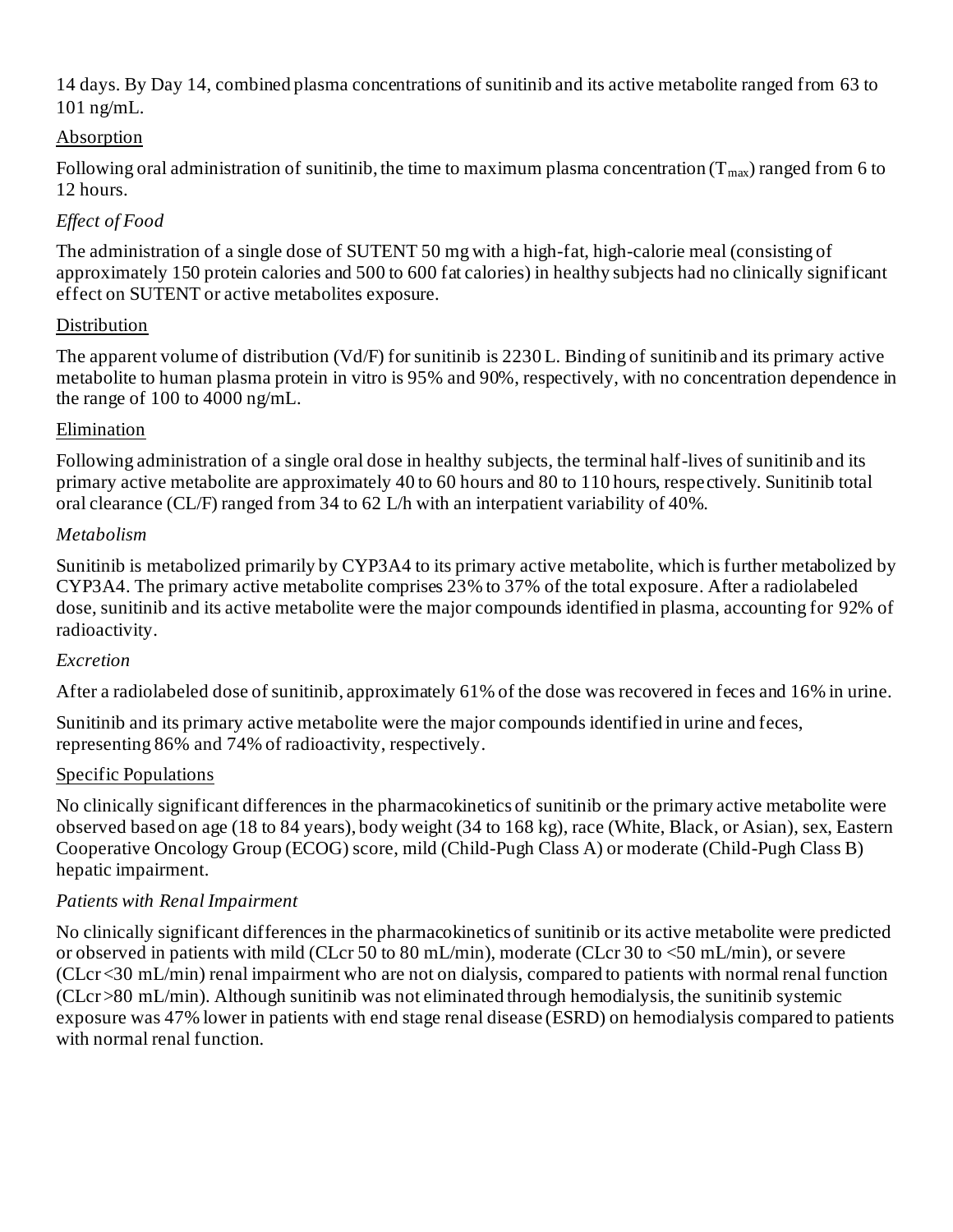14 days. By Day 14, combined plasma concentrations of sunitinib and its active metabolite ranged from 63 to 101 ng/mL.

Absorption

Following oral administration of sunitinib, the time to maximum plasma concentration ($T_{max}$) ranged from 6 to 12 hours.

*Effect of Food*

The administration of a single dose of SUTENT 50 mg with a high-fat, high-calorie meal (consisting of approximately 150 protein calories and 500 to 600 fat calories) in healthy subjects had no clinically significant effect on SUTENT or active metabolites exposure.

Distribution

The apparent volume of distribution (Vd/F) for sunitinib is 2230 L. Binding of sunitinib and its primary active metabolite to human plasma protein in vitro is 95% and 90%, respectively, with no concentration dependence in the range of 100 to 4000 ng/mL.

Elimination

Following administration of a single oral dose in healthy subjects, the terminal half-lives of sunitinib and its primary active metabolite are approximately 40 to 60 hours and 80 to 110 hours, respectively. Sunitinib total oral clearance (CL/F) ranged from 34 to 62 L/h with an interpatient variability of 40%.

*Metabolism*

Sunitinib is metabolized primarily by CYP3A4 to its primary active metabolite, which is further metabolized by CYP3A4. The primary active metabolite comprises 23% to 37% of the total exposure. After a radiolabeled dose, sunitinib and its active metabolite were the major compounds identified in plasma, accounting for 92% of radioactivity.

*Excretion*

After a radiolabeled dose of sunitinib, approximately 61% of the dose was recovered in feces and 16% in urine.

Sunitinib and its primary active metabolite were the major compounds identified in urine and feces, representing 86% and 74% of radioactivity, respectively.

Specific Populations

No clinically significant differences in the pharmacokinetics of sunitinib or the primary active metabolite were observed based on age (18 to 84 years), body weight (34 to 168 kg), race (White, Black, or Asian), sex, Eastern Cooperative Oncology Group (ECOG) score, mild (Child-Pugh Class A) or moderate (Child-Pugh Class B) hepatic impairment.

*Patients with Renal Impairment*

No clinically significant differences in the pharmacokinetics of sunitinib or its active metabolite were predicted or observed in patients with mild (CLcr 50 to 80 mL/min), moderate (CLcr 30 to <50 mL/min), or severe (CLcr <30 mL/min) renal impairment who are not on dialysis, compared to patients with normal renal function (CLcr >80 mL/min). Although sunitinib was not eliminated through hemodialysis, the sunitinib systemic exposure was 47% lower in patients with end stage renal disease (ESRD) on hemodialysis compared to patients with normal renal function.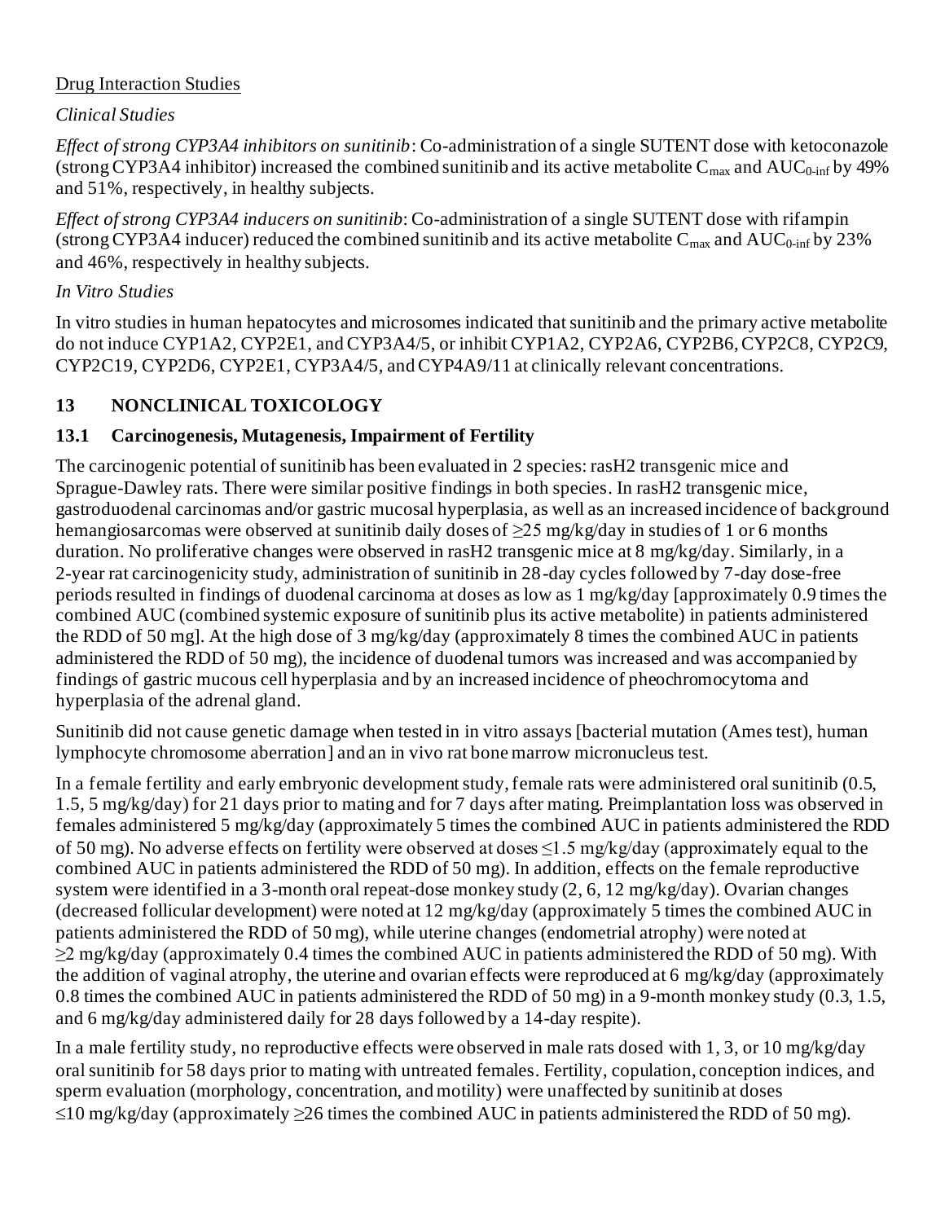Drug Interaction Studies

*Clinical Studies*

*Effect of strong CYP3A4 inhibitors on sunitinib*: Co-administration of a single SUTENT dose with ketoconazole (strong CYP3A4 inhibitor) increased the combined sunitinib and its active metabolite $C_{max}$ and $AUC_{0\text{-}inf}$ by 49% and 51%, respectively, in healthy subjects.

*Effect of strong CYP3A4 inducers on sunitinib*: Co-administration of a single SUTENT dose with rifampin (strong CYP3A4 inducer) reduced the combined sunitinib and its active metabolite $C_{max}$ and $AUC_{0\text{-}inf}$ by 23% and 46%, respectively in healthy subjects.

*In Vitro Studies*

In vitro studies in human hepatocytes and microsomes indicated that sunitinib and the primary active metabolite do not induce CYP1A2, CYP2E1, and CYP3A4/5, or inhibit CYP1A2, CYP2A6, CYP2B6, CYP2C8, CYP2C9, CYP2C19, CYP2D6, CYP2E1, CYP3A4/5, and CYP4A9/11 at clinically relevant concentrations.

## 13 NONCLINICAL TOXICOLOGY

### 13.1 Carcinogenesis, Mutagenesis, Impairment of Fertility

The carcinogenic potential of sunitinib has been evaluated in 2 species: rasH2 transgenic mice and Sprague-Dawley rats. There were similar positive findings in both species. In rasH2 transgenic mice, gastroduodenal carcinomas and/or gastric mucosal hyperplasia, as well as an increased incidence of background hemangiosarcomas were observed at sunitinib daily doses of ≥25 mg/kg/day in studies of 1 or 6 months duration. No proliferative changes were observed in rasH2 transgenic mice at 8 mg/kg/day. Similarly, in a 2-year rat carcinogenicity study, administration of sunitinib in 28-day cycles followed by 7-day dose-free periods resulted in findings of duodenal carcinoma at doses as low as 1 mg/kg/day [approximately 0.9 times the combined AUC (combined systemic exposure of sunitinib plus its active metabolite) in patients administered the RDD of 50 mg]. At the high dose of 3 mg/kg/day (approximately 8 times the combined AUC in patients administered the RDD of 50 mg), the incidence of duodenal tumors was increased and was accompanied by findings of gastric mucous cell hyperplasia and by an increased incidence of pheochromocytoma and hyperplasia of the adrenal gland.

Sunitinib did not cause genetic damage when tested in in vitro assays [bacterial mutation (Ames test), human lymphocyte chromosome aberration] and an in vivo rat bone marrow micronucleus test.

In a female fertility and early embryonic development study, female rats were administered oral sunitinib (0.5, 1.5, 5 mg/kg/day) for 21 days prior to mating and for 7 days after mating. Preimplantation loss was observed in females administered 5 mg/kg/day (approximately 5 times the combined AUC in patients administered the RDD of 50 mg). No adverse effects on fertility were observed at doses ≤1.5 mg/kg/day (approximately equal to the combined AUC in patients administered the RDD of 50 mg). In addition, effects on the female reproductive system were identified in a 3-month oral repeat-dose monkey study (2, 6, 12 mg/kg/day). Ovarian changes (decreased follicular development) were noted at 12 mg/kg/day (approximately 5 times the combined AUC in patients administered the RDD of 50 mg), while uterine changes (endometrial atrophy) were noted at ≥2 mg/kg/day (approximately 0.4 times the combined AUC in patients administered the RDD of 50 mg). With the addition of vaginal atrophy, the uterine and ovarian effects were reproduced at 6 mg/kg/day (approximately 0.8 times the combined AUC in patients administered the RDD of 50 mg) in a 9-month monkey study (0.3, 1.5, and 6 mg/kg/day administered daily for 28 days followed by a 14-day respite).

In a male fertility study, no reproductive effects were observed in male rats dosed with 1, 3, or 10 mg/kg/day oral sunitinib for 58 days prior to mating with untreated females. Fertility, copulation, conception indices, and sperm evaluation (morphology, concentration, and motility) were unaffected by sunitinib at doses ≤10 mg/kg/day (approximately ≥26 times the combined AUC in patients administered the RDD of 50 mg).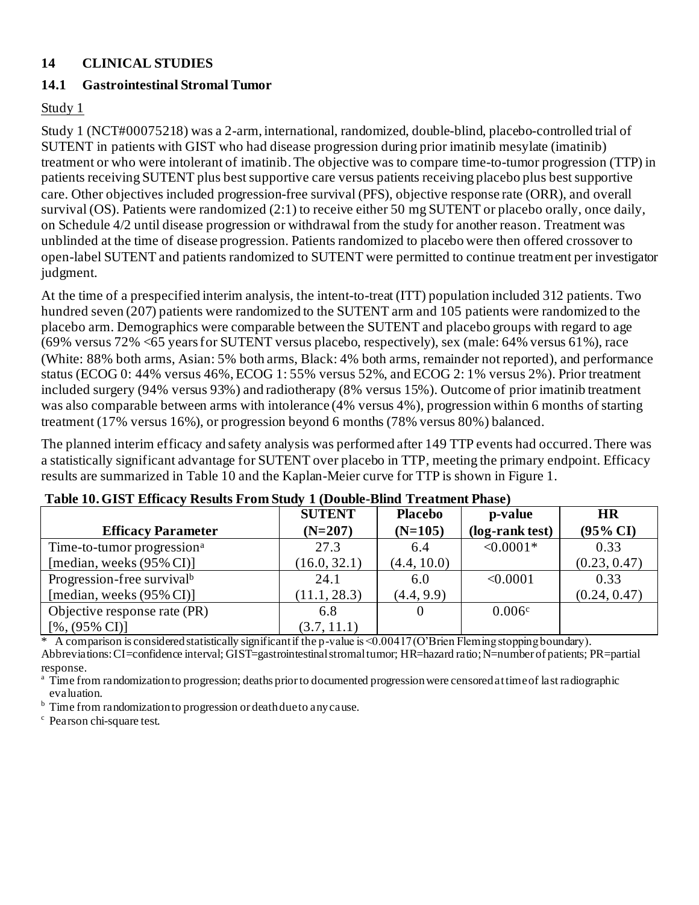## 14 CLINICAL STUDIES

### 14.1 Gastrointestinal Stromal Tumor

Study 1

Study 1 (NCT#00075218) was a 2-arm, international, randomized, double-blind, placebo-controlled trial of SUTENT in patients with GIST who had disease progression during prior imatinib mesylate (imatinib) treatment or who were intolerant of imatinib. The objective was to compare time-to-tumor progression (TTP) in patients receiving SUTENT plus best supportive care versus patients receiving placebo plus best supportive care. Other objectives included progression-free survival (PFS), objective response rate (ORR), and overall survival (OS). Patients were randomized (2:1) to receive either 50 mg SUTENT or placebo orally, once daily, on Schedule 4/2 until disease progression or withdrawal from the study for another reason. Treatment was unblinded at the time of disease progression. Patients randomized to placebo were then offered crossover to open-label SUTENT and patients randomized to SUTENT were permitted to continue treatment per investigator judgment.

At the time of a prespecified interim analysis, the intent-to-treat (ITT) population included 312 patients. Two hundred seven (207) patients were randomized to the SUTENT arm and 105 patients were randomized to the placebo arm. Demographics were comparable between the SUTENT and placebo groups with regard to age (69% versus 72% <65 years for SUTENT versus placebo, respectively), sex (male: 64% versus 61%), race (White: 88% both arms, Asian: 5% both arms, Black: 4% both arms, remainder not reported), and performance status (ECOG 0: 44% versus 46%, ECOG 1: 55% versus 52%, and ECOG 2: 1% versus 2%). Prior treatment included surgery (94% versus 93%) and radiotherapy (8% versus 15%). Outcome of prior imatinib treatment was also comparable between arms with intolerance (4% versus 4%), progression within 6 months of starting treatment (17% versus 16%), or progression beyond 6 months (78% versus 80%) balanced.

The planned interim efficacy and safety analysis was performed after 149 TTP events had occurred. There was a statistically significant advantage for SUTENT over placebo in TTP, meeting the primary endpoint. Efficacy results are summarized in Table 10 and the Kaplan-Meier curve for TTP is shown in Figure 1.

**Table 10. GIST Efficacy Results From Study 1 (Double-Blind Treatment Phase)**

| Efficacy Parameter | SUTENT (N=207) | Placebo (N=105) | p-value (log-rank test) | HR (95% CI) |
|---|---|---|---|---|
| Time-to-tumor progression[a] [median, weeks (95% CI)] | 27.3 (16.0, 32.1) | 6.4 (4.4, 10.0) | <0.0001* | 0.33 (0.23, 0.47) |
| Progression-free survival[b] [median, weeks (95% CI)] | 24.1 (11.1, 28.3) | 6.0 (4.4, 9.9) | <0.0001 | 0.33 (0.24, 0.47) |
| Objective response rate (PR) [%, (95% CI)] | 6.8 (3.7, 11.1) | 0 | 0.006[c] | |

\* A comparison is considered statistically significant if the p-value is <0.00417 (O'Brien Fleming stopping boundary).

Abbreviations: CI=confidence interval; GIST=gastrointestinal stromal tumor; HR=hazard ratio; N=number of patients; PR=partial response.

[a] Time from randomization to progression; deaths prior to documented progression were censored at time of last radiographic evaluation.

[b] Time from randomization to progression or death due to any cause.

[c] Pearson chi-square test.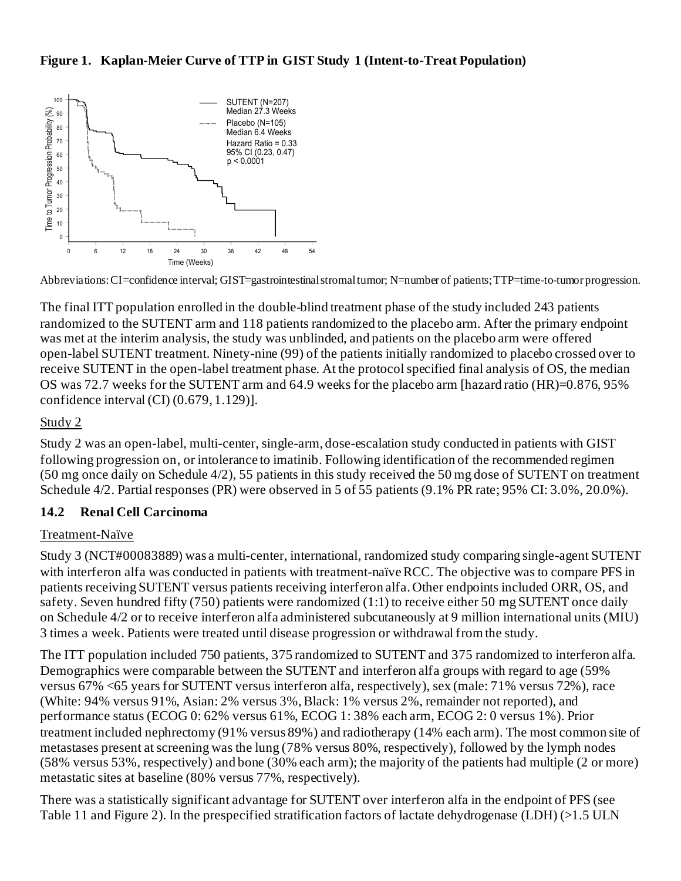**Figure 1. Kaplan-Meier Curve of TTP in GIST Study 1 (Intent-to-Treat Population)**

Abbreviations: CI=confidence interval; GIST=gastrointestinal stromal tumor; N=number of patients; TTP=time-to-tumor progression.

The final ITT population enrolled in the double-blind treatment phase of the study included 243 patients randomized to the SUTENT arm and 118 patients randomized to the placebo arm. After the primary endpoint was met at the interim analysis, the study was unblinded, and patients on the placebo arm were offered open-label SUTENT treatment. Ninety-nine (99) of the patients initially randomized to placebo crossed over to receive SUTENT in the open-label treatment phase. At the protocol specified final analysis of OS, the median OS was 72.7 weeks for the SUTENT arm and 64.9 weeks for the placebo arm [hazard ratio (HR)=0.876, 95% confidence interval (CI) (0.679, 1.129)].

Study 2

Study 2 was an open-label, multi-center, single-arm, dose-escalation study conducted in patients with GIST following progression on, or intolerance to imatinib. Following identification of the recommended regimen (50 mg once daily on Schedule 4/2), 55 patients in this study received the 50 mg dose of SUTENT on treatment Schedule 4/2. Partial responses (PR) were observed in 5 of 55 patients (9.1% PR rate; 95% CI: 3.0%, 20.0%).

## 14.2 Renal Cell Carcinoma

Treatment-Naïve

Study 3 (NCT#00083889) was a multi-center, international, randomized study comparing single-agent SUTENT with interferon alfa was conducted in patients with treatment-naïve RCC. The objective was to compare PFS in patients receiving SUTENT versus patients receiving interferon alfa. Other endpoints included ORR, OS, and safety. Seven hundred fifty (750) patients were randomized (1:1) to receive either 50 mg SUTENT once daily on Schedule 4/2 or to receive interferon alfa administered subcutaneously at 9 million international units (MIU) 3 times a week. Patients were treated until disease progression or withdrawal from the study.

The ITT population included 750 patients, 375 randomized to SUTENT and 375 randomized to interferon alfa. Demographics were comparable between the SUTENT and interferon alfa groups with regard to age (59% versus 67% <65 years for SUTENT versus interferon alfa, respectively), sex (male: 71% versus 72%), race (White: 94% versus 91%, Asian: 2% versus 3%, Black: 1% versus 2%, remainder not reported), and performance status (ECOG 0: 62% versus 61%, ECOG 1: 38% each arm, ECOG 2: 0 versus 1%). Prior treatment included nephrectomy (91% versus 89%) and radiotherapy (14% each arm). The most common site of metastases present at screening was the lung (78% versus 80%, respectively), followed by the lymph nodes (58% versus 53%, respectively) and bone (30% each arm); the majority of the patients had multiple (2 or more) metastatic sites at baseline (80% versus 77%, respectively).

There was a statistically significant advantage for SUTENT over interferon alfa in the endpoint of PFS (see Table 11 and Figure 2). In the prespecified stratification factors of lactate dehydrogenase (LDH) (>1.5 ULN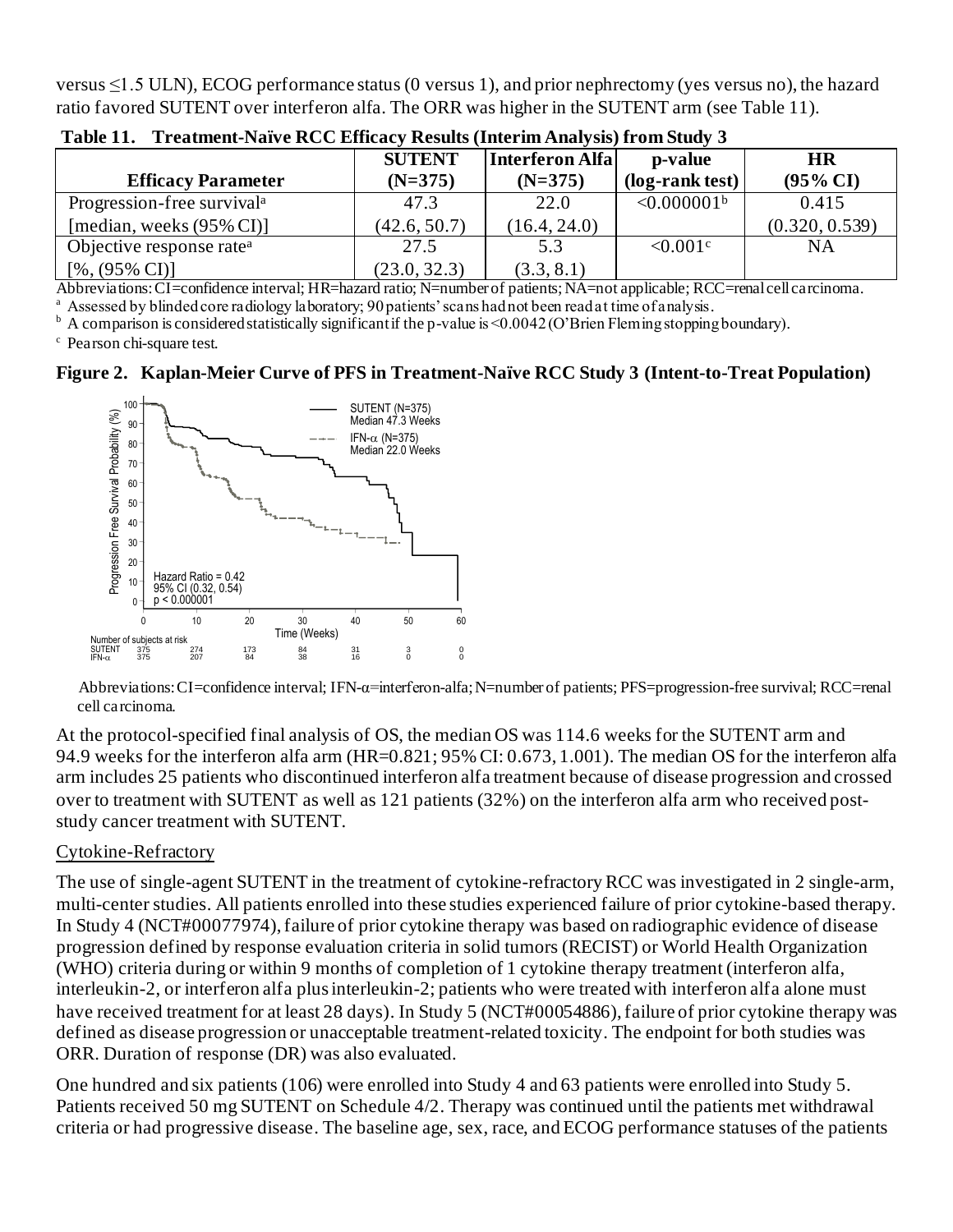versus ≤1.5 ULN), ECOG performance status (0 versus 1), and prior nephrectomy (yes versus no), the hazard ratio favored SUTENT over interferon alfa. The ORR was higher in the SUTENT arm (see Table 11).

**Table 11. Treatment-Naïve RCC Efficacy Results (Interim Analysis) from Study 3**

| Efficacy Parameter | SUTENT (N=375) | Interferon Alfa (N=375) | p-value (log-rank test) | HR (95% CI) |
|---|---|---|---|---|
| Progression-free survival[a] [median, weeks (95% CI)] | 47.3 (42.6, 50.7) | 22.0 (16.4, 24.0) | <0.000001[b] | 0.415 (0.320, 0.539) |
| Objective response rate[a] [%, (95% CI)] | 27.5 (23.0, 32.3) | 5.3 (3.3, 8.1) | <0.001[c] | NA |

Abbreviations: CI=confidence interval; HR=hazard ratio; N=number of patients; NA=not applicable; RCC=renal cell carcinoma.
[a] Assessed by blinded core radiology laboratory; 90 patients' scans had not been read at time of analysis.
[b] A comparison is considered statistically significant if the p-value is <0.0042 (O'Brien Fleming stopping boundary).
[c] Pearson chi-square test.

**Figure 2. Kaplan-Meier Curve of PFS in Treatment-Naïve RCC Study 3 (Intent-to-Treat Population)**

Abbreviations: CI=confidence interval; IFN-α=interferon-alfa; N=number of patients; PFS=progression-free survival; RCC=renal cell carcinoma.

At the protocol-specified final analysis of OS, the median OS was 114.6 weeks for the SUTENT arm and 94.9 weeks for the interferon alfa arm (HR=0.821; 95% CI: 0.673, 1.001). The median OS for the interferon alfa arm includes 25 patients who discontinued interferon alfa treatment because of disease progression and crossed over to treatment with SUTENT as well as 121 patients (32%) on the interferon alfa arm who received post-study cancer treatment with SUTENT.

Cytokine-Refractory

The use of single-agent SUTENT in the treatment of cytokine-refractory RCC was investigated in 2 single-arm, multi-center studies. All patients enrolled into these studies experienced failure of prior cytokine-based therapy. In Study 4 (NCT#00077974), failure of prior cytokine therapy was based on radiographic evidence of disease progression defined by response evaluation criteria in solid tumors (RECIST) or World Health Organization (WHO) criteria during or within 9 months of completion of 1 cytokine therapy treatment (interferon alfa, interleukin-2, or interferon alfa plus interleukin-2; patients who were treated with interferon alfa alone must have received treatment for at least 28 days). In Study 5 (NCT#00054886), failure of prior cytokine therapy was defined as disease progression or unacceptable treatment-related toxicity. The endpoint for both studies was ORR. Duration of response (DR) was also evaluated.

One hundred and six patients (106) were enrolled into Study 4 and 63 patients were enrolled into Study 5. Patients received 50 mg SUTENT on Schedule 4/2. Therapy was continued until the patients met withdrawal criteria or had progressive disease. The baseline age, sex, race, and ECOG performance statuses of the patients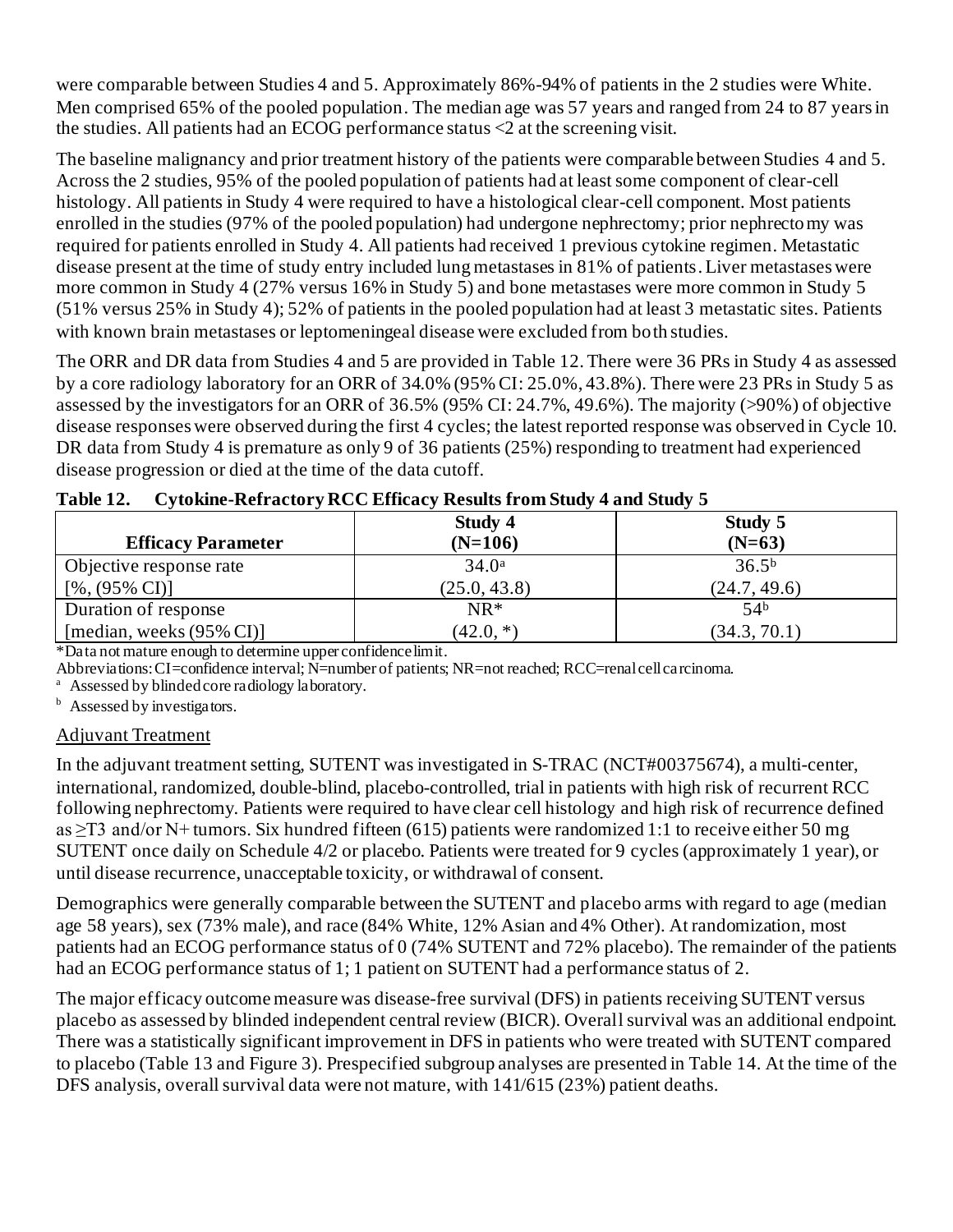were comparable between Studies 4 and 5. Approximately 86%-94% of patients in the 2 studies were White. Men comprised 65% of the pooled population. The median age was 57 years and ranged from 24 to 87 years in the studies. All patients had an ECOG performance status <2 at the screening visit.

The baseline malignancy and prior treatment history of the patients were comparable between Studies 4 and 5. Across the 2 studies, 95% of the pooled population of patients had at least some component of clear-cell histology. All patients in Study 4 were required to have a histological clear-cell component. Most patients enrolled in the studies (97% of the pooled population) had undergone nephrectomy; prior nephrectomy was required for patients enrolled in Study 4. All patients had received 1 previous cytokine regimen. Metastatic disease present at the time of study entry included lung metastases in 81% of patients. Liver metastases were more common in Study 4 (27% versus 16% in Study 5) and bone metastases were more common in Study 5 (51% versus 25% in Study 4); 52% of patients in the pooled population had at least 3 metastatic sites. Patients with known brain metastases or leptomeningeal disease were excluded from both studies.

The ORR and DR data from Studies 4 and 5 are provided in Table 12. There were 36 PRs in Study 4 as assessed by a core radiology laboratory for an ORR of 34.0% (95% CI: 25.0%, 43.8%). There were 23 PRs in Study 5 as assessed by the investigators for an ORR of 36.5% (95% CI: 24.7%, 49.6%). The majority (>90%) of objective disease responses were observed during the first 4 cycles; the latest reported response was observed in Cycle 10. DR data from Study 4 is premature as only 9 of 36 patients (25%) responding to treatment had experienced disease progression or died at the time of the data cutoff.

**Table 12. Cytokine-Refractory RCC Efficacy Results from Study 4 and Study 5**

| Efficacy Parameter | Study 4 (N=106) | Study 5 (N=63) |
|---|---|---|
| Objective response rate [%, (95% CI)] | 34.0[a] (25.0, 43.8) | 36.5[b] (24.7, 49.6) |
| Duration of response [median, weeks (95% CI)] | NR* (42.0, *) | 54[b] (34.3, 70.1) |

*Data not mature enough to determine upper confidence limit.

Abbreviations: CI=confidence interval; N=number of patients; NR=not reached; RCC=renal cell carcinoma.

[a] Assessed by blinded core radiology laboratory.

[b] Assessed by investigators.

Adjuvant Treatment

In the adjuvant treatment setting, SUTENT was investigated in S-TRAC (NCT#00375674), a multi-center, international, randomized, double-blind, placebo-controlled, trial in patients with high risk of recurrent RCC following nephrectomy. Patients were required to have clear cell histology and high risk of recurrence defined as ≥T3 and/or N+ tumors. Six hundred fifteen (615) patients were randomized 1:1 to receive either 50 mg SUTENT once daily on Schedule 4/2 or placebo. Patients were treated for 9 cycles (approximately 1 year), or until disease recurrence, unacceptable toxicity, or withdrawal of consent.

Demographics were generally comparable between the SUTENT and placebo arms with regard to age (median age 58 years), sex (73% male), and race (84% White, 12% Asian and 4% Other). At randomization, most patients had an ECOG performance status of 0 (74% SUTENT and 72% placebo). The remainder of the patients had an ECOG performance status of 1; 1 patient on SUTENT had a performance status of 2.

The major efficacy outcome measure was disease-free survival (DFS) in patients receiving SUTENT versus placebo as assessed by blinded independent central review (BICR). Overall survival was an additional endpoint. There was a statistically significant improvement in DFS in patients who were treated with SUTENT compared to placebo (Table 13 and Figure 3). Prespecified subgroup analyses are presented in Table 14. At the time of the DFS analysis, overall survival data were not mature, with 141/615 (23%) patient deaths.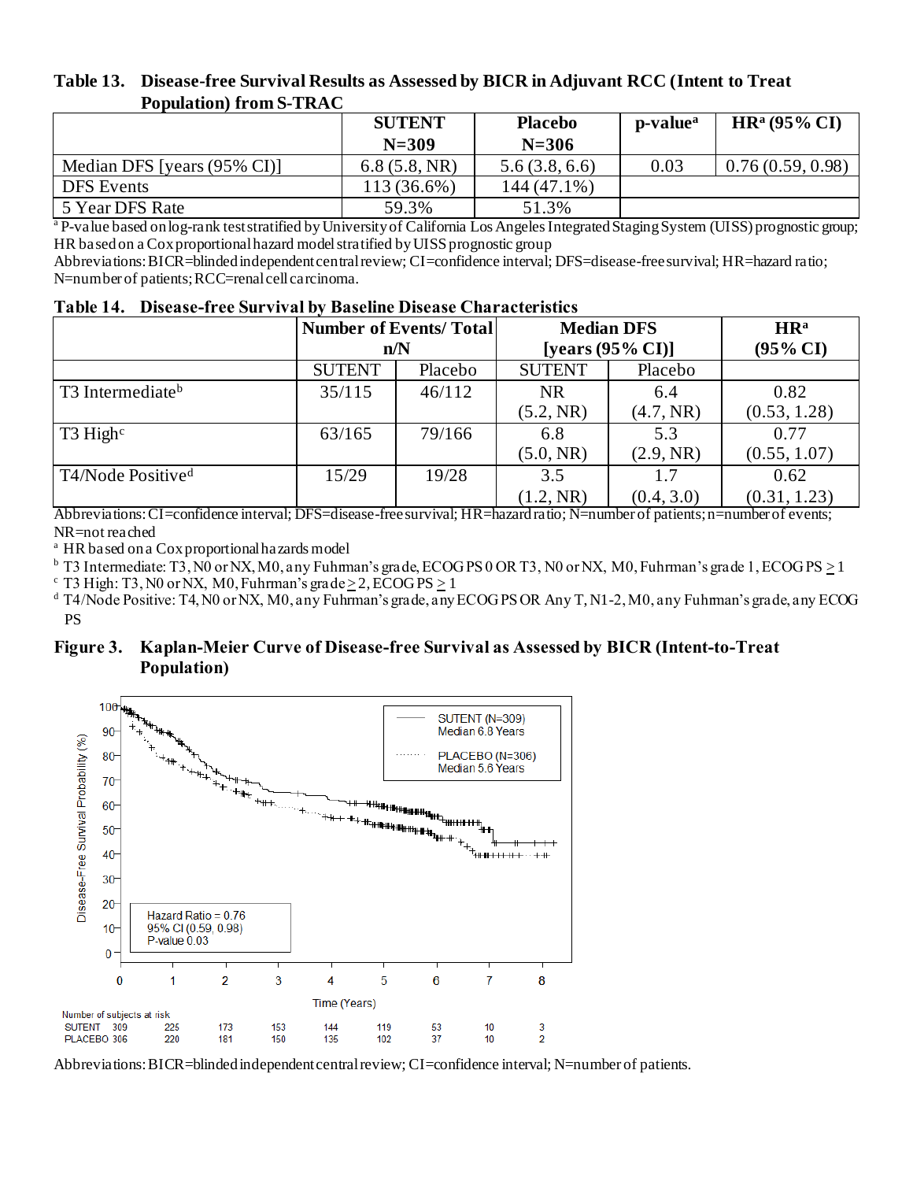**Table 13. Disease-free Survival Results as Assessed by BICR in Adjuvant RCC (Intent to Treat Population) from S-TRAC**

| | SUTENT N=309 | Placebo N=306 | p-value[a] | HR[a] (95% CI) |
|---|---|---|---|---|
| Median DFS [years (95% CI)] | 6.8 (5.8, NR) | 5.6 (3.8, 6.6) | 0.03 | 0.76 (0.59, 0.98) |
| DFS Events | 113 (36.6%) | 144 (47.1%) | | |
| 5 Year DFS Rate | 59.3% | 51.3% | | |

[a] P-value based on log-rank test stratified by University of California Los Angeles Integrated Staging System (UISS) prognostic group; HR based on a Cox proportional hazard model stratified by UISS prognostic group

Abbreviations: BICR=blinded independent central review; CI=confidence interval; DFS=disease-free survival; HR=hazard ratio; N=number of patients; RCC=renal cell carcinoma.

**Table 14. Disease-free Survival by Baseline Disease Characteristics**

| | Number of Events/ Total n/N | | Median DFS [years (95% CI)] | | HR[a] (95% CI) |
|---|---|---|---|---|---|
| | SUTENT | Placebo | SUTENT | Placebo | |
| T3 Intermediate[b] | 35/115 | 46/112 | NR (5.2, NR) | 6.4 (4.7, NR) | 0.82 (0.53, 1.28) |
| T3 High[c] | 63/165 | 79/166 | 6.8 (5.0, NR) | 5.3 (2.9, NR) | 0.77 (0.55, 1.07) |
| T4/Node Positive[d] | 15/29 | 19/28 | 3.5 (1.2, NR) | 1.7 (0.4, 3.0) | 0.62 (0.31, 1.23) |

Abbreviations: CI=confidence interval; DFS=disease-free survival; HR=hazard ratio; N=number of patients; n=number of events; NR=not reached

[a] HR based on a Cox proportional hazards model

[b] T3 Intermediate: T3, N0 or NX, M0, any Fuhrman's grade, ECOG PS 0 OR T3, N0 or NX, M0, Fuhrman's grade 1, ECOG PS ≥ 1

[c] T3 High: T3, N0 or NX, M0, Fuhrman's grade ≥ 2, ECOG PS ≥ 1

[d] T4/Node Positive: T4, N0 or NX, M0, any Fuhrman's grade, any ECOG PS OR Any T, N1-2, M0, any Fuhrman's grade, any ECOG PS

**Figure 3. Kaplan-Meier Curve of Disease-free Survival as Assessed by BICR (Intent-to-Treat Population)**

Number of subjects at risk

| Time (Years) | 0 | 1 | 2 | 3 | 4 | 5 | 6 | 7 | 8 |
|---|---|---|---|---|---|---|---|---|---|
| SUTENT | 309 | 225 | 173 | 153 | 144 | 119 | 53 | 10 | 3 |
| PLACEBO | 306 | 220 | 181 | 150 | 135 | 102 | 37 | 10 | 2 |

Abbreviations: BICR=blinded independent central review; CI=confidence interval; N=number of patients.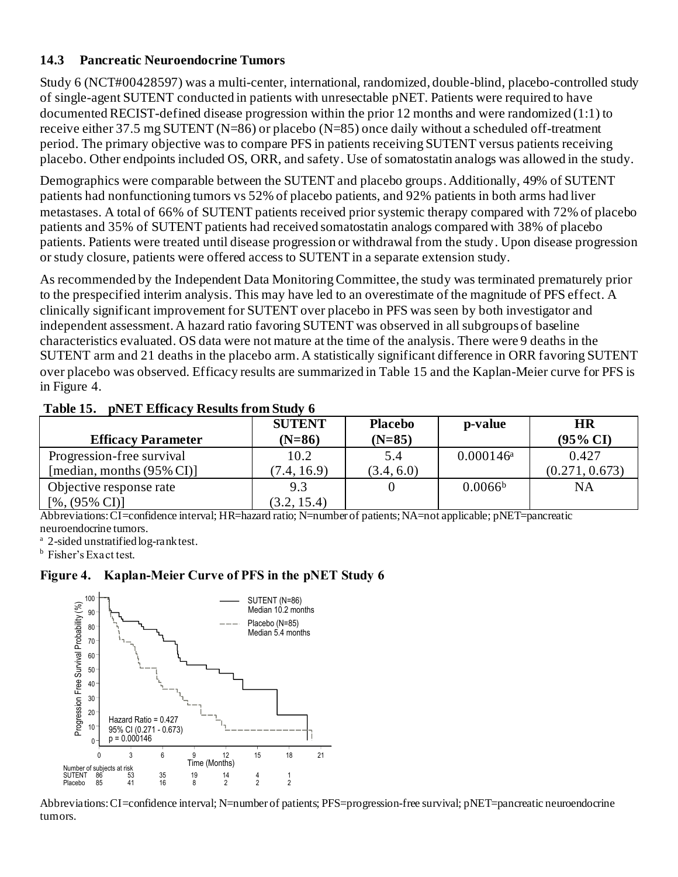### 14.3 Pancreatic Neuroendocrine Tumors

Study 6 (NCT#00428597) was a multi-center, international, randomized, double-blind, placebo-controlled study of single-agent SUTENT conducted in patients with unresectable pNET. Patients were required to have documented RECIST-defined disease progression within the prior 12 months and were randomized (1:1) to receive either 37.5 mg SUTENT (N=86) or placebo (N=85) once daily without a scheduled off-treatment period. The primary objective was to compare PFS in patients receiving SUTENT versus patients receiving placebo. Other endpoints included OS, ORR, and safety. Use of somatostatin analogs was allowed in the study.

Demographics were comparable between the SUTENT and placebo groups. Additionally, 49% of SUTENT patients had nonfunctioning tumors vs 52% of placebo patients, and 92% patients in both arms had liver metastases. A total of 66% of SUTENT patients received prior systemic therapy compared with 72% of placebo patients and 35% of SUTENT patients had received somatostatin analogs compared with 38% of placebo patients. Patients were treated until disease progression or withdrawal from the study. Upon disease progression or study closure, patients were offered access to SUTENT in a separate extension study.

As recommended by the Independent Data Monitoring Committee, the study was terminated prematurely prior to the prespecified interim analysis. This may have led to an overestimate of the magnitude of PFS effect. A clinically significant improvement for SUTENT over placebo in PFS was seen by both investigator and independent assessment. A hazard ratio favoring SUTENT was observed in all subgroups of baseline characteristics evaluated. OS data were not mature at the time of the analysis. There were 9 deaths in the SUTENT arm and 21 deaths in the placebo arm. A statistically significant difference in ORR favoring SUTENT over placebo was observed. Efficacy results are summarized in Table 15 and the Kaplan-Meier curve for PFS is in Figure 4.

**Table 15. pNET Efficacy Results from Study 6**

| Efficacy Parameter | SUTENT (N=86) | Placebo (N=85) | p-value | HR (95% CI) |
|---|---|---|---|---|
| Progression-free survival [median, months (95% CI)] | 10.2 (7.4, 16.9) | 5.4 (3.4, 6.0) | 0.000146[a] | 0.427 (0.271, 0.673) |
| Objective response rate [%, (95% CI)] | 9.3 (3.2, 15.4) | 0 | 0.0066[b] | NA |

Abbreviations: CI=confidence interval; HR=hazard ratio; N=number of patients; NA=not applicable; pNET=pancreatic neuroendocrine tumors.

[a] 2-sided unstratified log-rank test.

[b] Fisher's Exact test.

**Figure 4. Kaplan-Meier Curve of PFS in the pNET Study 6**

Abbreviations: CI=confidence interval; N=number of patients; PFS=progression-free survival; pNET=pancreatic neuroendocrine tumors.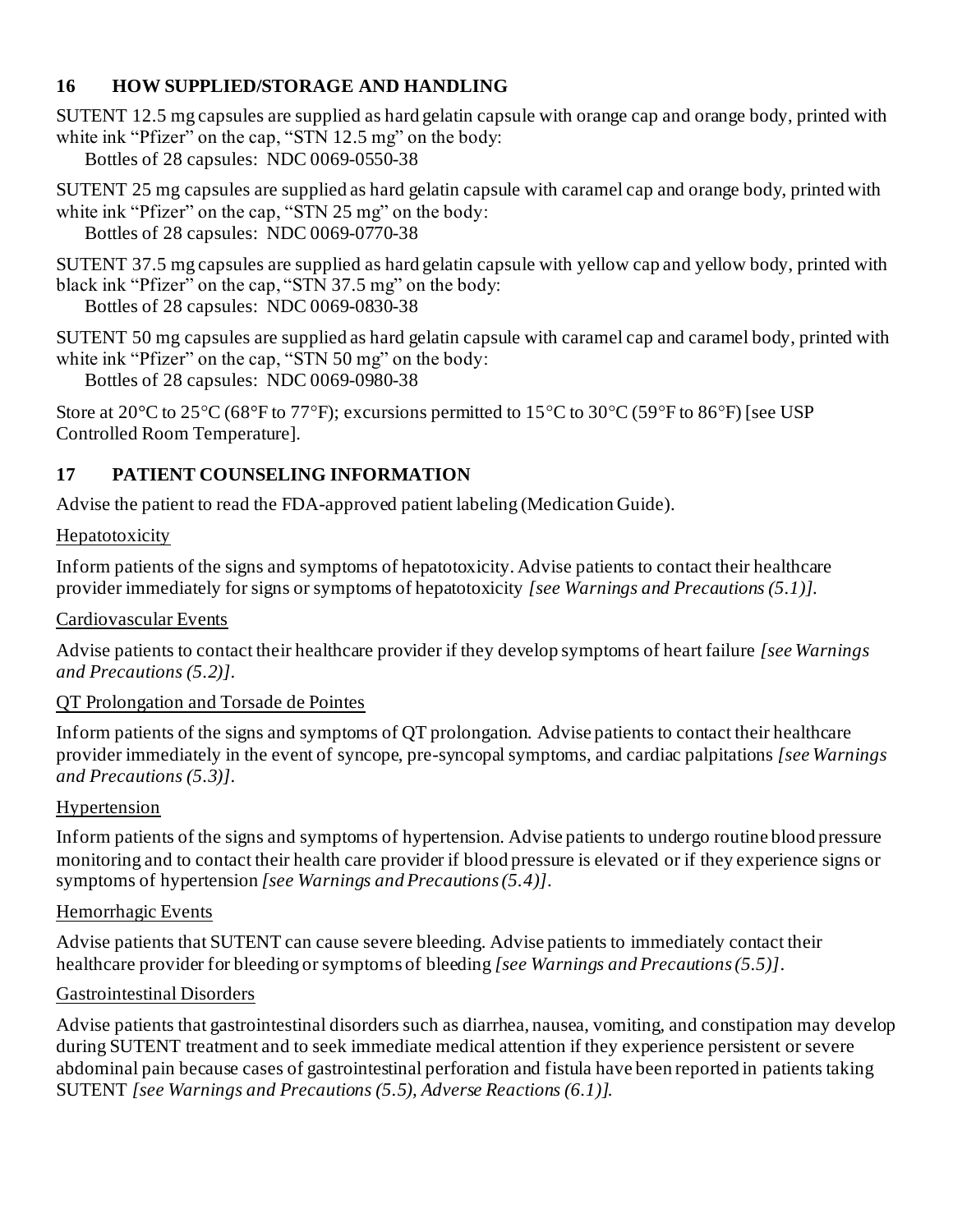## 16 HOW SUPPLIED/STORAGE AND HANDLING

SUTENT 12.5 mg capsules are supplied as hard gelatin capsule with orange cap and orange body, printed with white ink "Pfizer" on the cap, "STN 12.5 mg" on the body:

Bottles of 28 capsules: NDC 0069-0550-38

SUTENT 25 mg capsules are supplied as hard gelatin capsule with caramel cap and orange body, printed with white ink "Pfizer" on the cap, "STN 25 mg" on the body:

Bottles of 28 capsules: NDC 0069-0770-38

SUTENT 37.5 mg capsules are supplied as hard gelatin capsule with yellow cap and yellow body, printed with black ink "Pfizer" on the cap, "STN 37.5 mg" on the body:

Bottles of 28 capsules: NDC 0069-0830-38

SUTENT 50 mg capsules are supplied as hard gelatin capsule with caramel cap and caramel body, printed with white ink "Pfizer" on the cap, "STN 50 mg" on the body:

Bottles of 28 capsules: NDC 0069-0980-38

Store at 20°C to 25°C (68°F to 77°F); excursions permitted to 15°C to 30°C (59°F to 86°F) [see USP Controlled Room Temperature].

## 17 PATIENT COUNSELING INFORMATION

Advise the patient to read the FDA-approved patient labeling (Medication Guide).

Hepatotoxicity

Inform patients of the signs and symptoms of hepatotoxicity. Advise patients to contact their healthcare provider immediately for signs or symptoms of hepatotoxicity *[see Warnings and Precautions (5.1)].*

Cardiovascular Events

Advise patients to contact their healthcare provider if they develop symptoms of heart failure *[see Warnings and Precautions (5.2)]*.

QT Prolongation and Torsade de Pointes

Inform patients of the signs and symptoms of QT prolongation. Advise patients to contact their healthcare provider immediately in the event of syncope, pre-syncopal symptoms, and cardiac palpitations *[see Warnings and Precautions (5.3)]*.

Hypertension

Inform patients of the signs and symptoms of hypertension. Advise patients to undergo routine blood pressure monitoring and to contact their health care provider if blood pressure is elevated or if they experience signs or symptoms of hypertension *[see Warnings and Precautions (5.4)]*.

Hemorrhagic Events

Advise patients that SUTENT can cause severe bleeding. Advise patients to immediately contact their healthcare provider for bleeding or symptoms of bleeding *[see Warnings and Precautions (5.5)]*.

Gastrointestinal Disorders

Advise patients that gastrointestinal disorders such as diarrhea, nausea, vomiting, and constipation may develop during SUTENT treatment and to seek immediate medical attention if they experience persistent or severe abdominal pain because cases of gastrointestinal perforation and fistula have been reported in patients taking SUTENT *[see Warnings and Precautions (5.5), Adverse Reactions (6.1)].*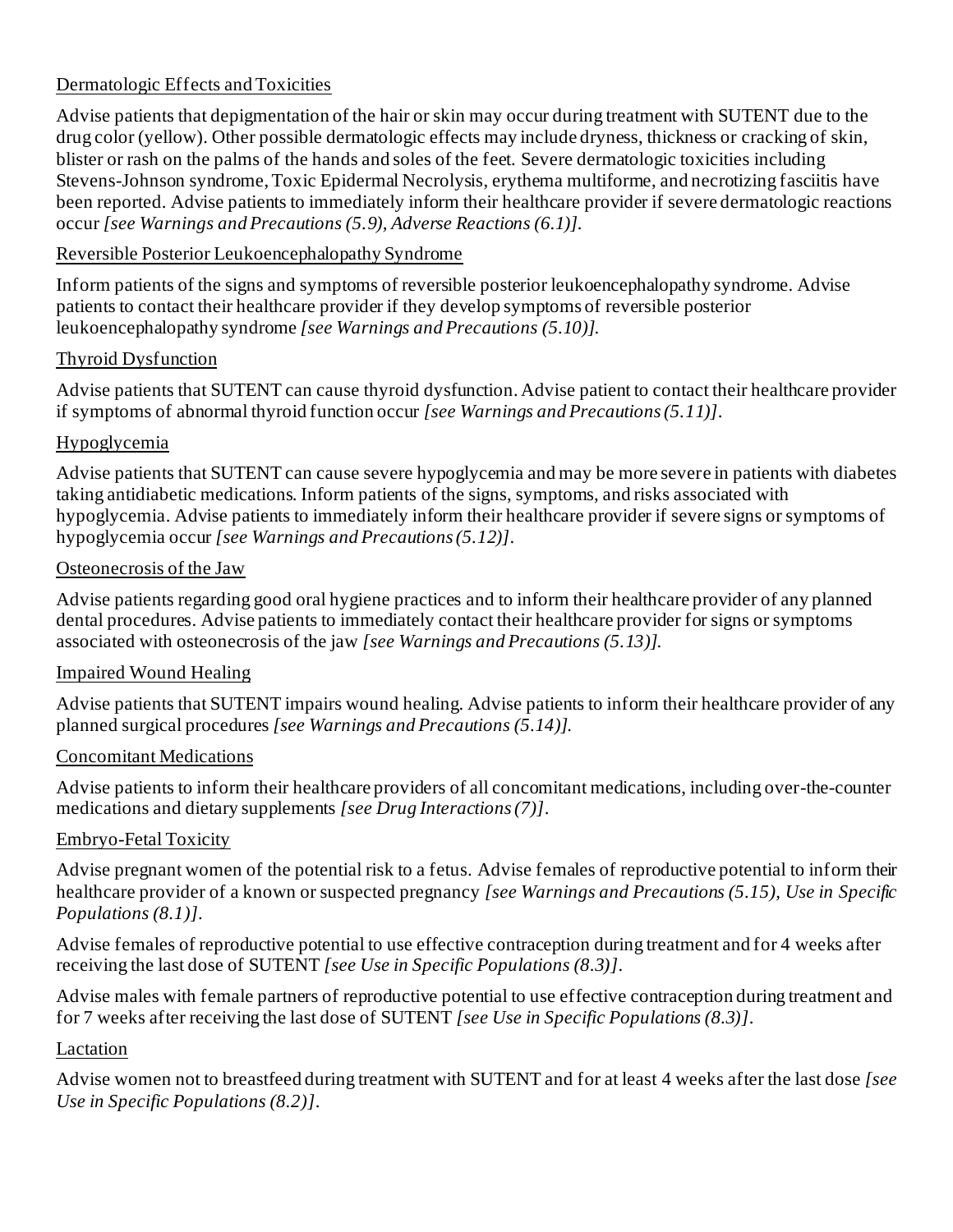Dermatologic Effects and Toxicities

Advise patients that depigmentation of the hair or skin may occur during treatment with SUTENT due to the drug color (yellow). Other possible dermatologic effects may include dryness, thickness or cracking of skin, blister or rash on the palms of the hands and soles of the feet. Severe dermatologic toxicities including Stevens-Johnson syndrome, Toxic Epidermal Necrolysis, erythema multiforme, and necrotizing fasciitis have been reported. Advise patients to immediately inform their healthcare provider if severe dermatologic reactions occur *[see Warnings and Precautions (5.9), Adverse Reactions (6.1)]*.

Reversible Posterior Leukoencephalopathy Syndrome

Inform patients of the signs and symptoms of reversible posterior leukoencephalopathy syndrome. Advise patients to contact their healthcare provider if they develop symptoms of reversible posterior leukoencephalopathy syndrome *[see Warnings and Precautions (5.10)]*.

Thyroid Dysfunction

Advise patients that SUTENT can cause thyroid dysfunction. Advise patient to contact their healthcare provider if symptoms of abnormal thyroid function occur *[see Warnings and Precautions (5.11)]*.

Hypoglycemia

Advise patients that SUTENT can cause severe hypoglycemia and may be more severe in patients with diabetes taking antidiabetic medications. Inform patients of the signs, symptoms, and risks associated with hypoglycemia. Advise patients to immediately inform their healthcare provider if severe signs or symptoms of hypoglycemia occur *[see Warnings and Precautions (5.12)]*.

Osteonecrosis of the Jaw

Advise patients regarding good oral hygiene practices and to inform their healthcare provider of any planned dental procedures. Advise patients to immediately contact their healthcare provider for signs or symptoms associated with osteonecrosis of the jaw *[see Warnings and Precautions (5.13)]*.

Impaired Wound Healing

Advise patients that SUTENT impairs wound healing. Advise patients to inform their healthcare provider of any planned surgical procedures *[see Warnings and Precautions (5.14)]*.

Concomitant Medications

Advise patients to inform their healthcare providers of all concomitant medications, including over-the-counter medications and dietary supplements *[see Drug Interactions (7)]*.

Embryo-Fetal Toxicity

Advise pregnant women of the potential risk to a fetus. Advise females of reproductive potential to inform their healthcare provider of a known or suspected pregnancy *[see Warnings and Precautions (5.15), Use in Specific Populations (8.1)]*.

Advise females of reproductive potential to use effective contraception during treatment and for 4 weeks after receiving the last dose of SUTENT *[see Use in Specific Populations (8.3)]*.

Advise males with female partners of reproductive potential to use effective contraception during treatment and for 7 weeks after receiving the last dose of SUTENT *[see Use in Specific Populations (8.3)]*.

Lactation

Advise women not to breastfeed during treatment with SUTENT and for at least 4 weeks after the last dose *[see Use in Specific Populations (8.2)]*.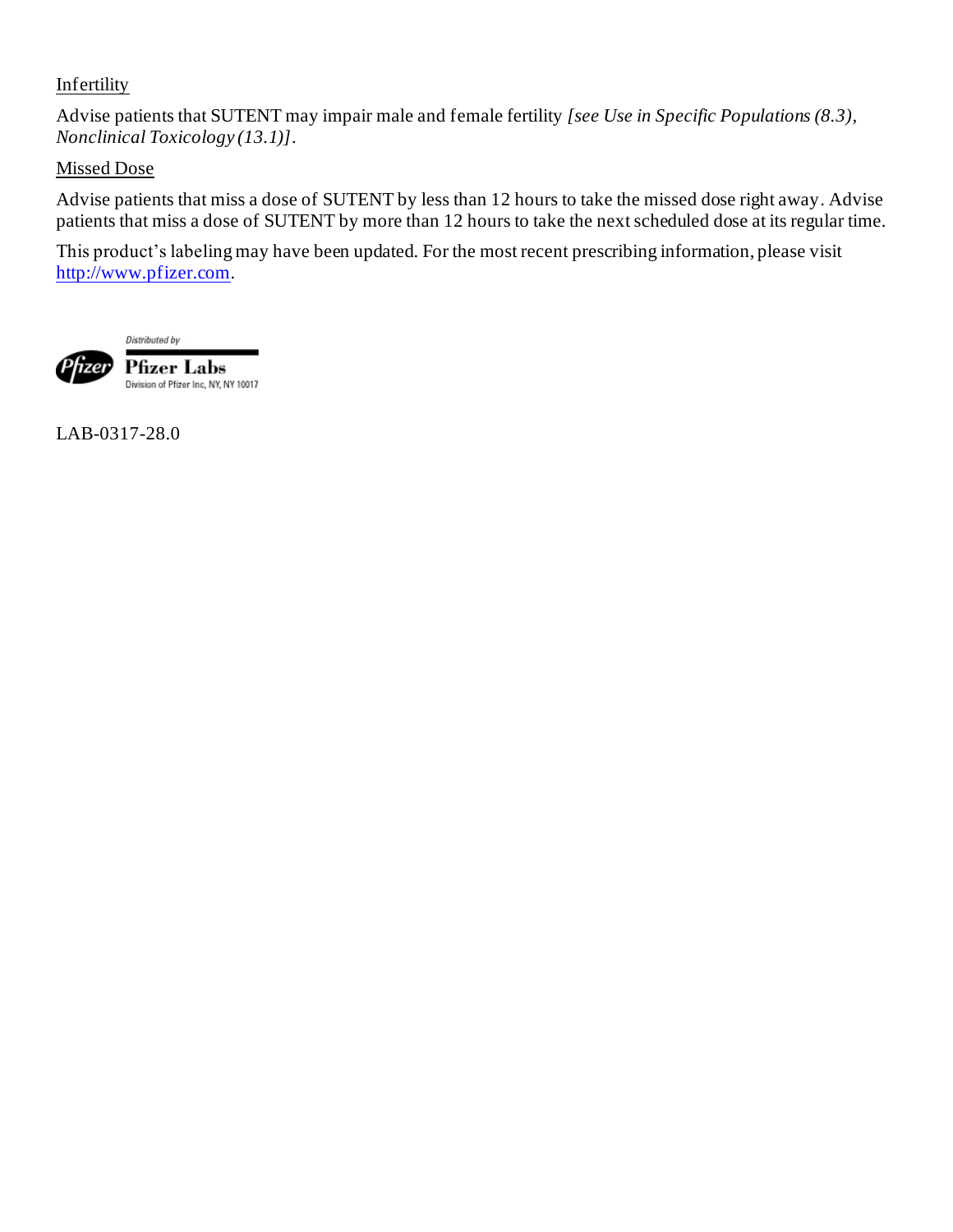Infertility

Advise patients that SUTENT may impair male and female fertility *[see Use in Specific Populations (8.3), Nonclinical Toxicology (13.1)]*.

Missed Dose

Advise patients that miss a dose of SUTENT by less than 12 hours to take the missed dose right away. Advise patients that miss a dose of SUTENT by more than 12 hours to take the next scheduled dose at its regular time.

This product's labeling may have been updated. For the most recent prescribing information, please visit http://www.pfizer.com.

Distributed by

Pfizer Labs
Division of Pfizer Inc, NY, NY 10017

LAB-0317-28.0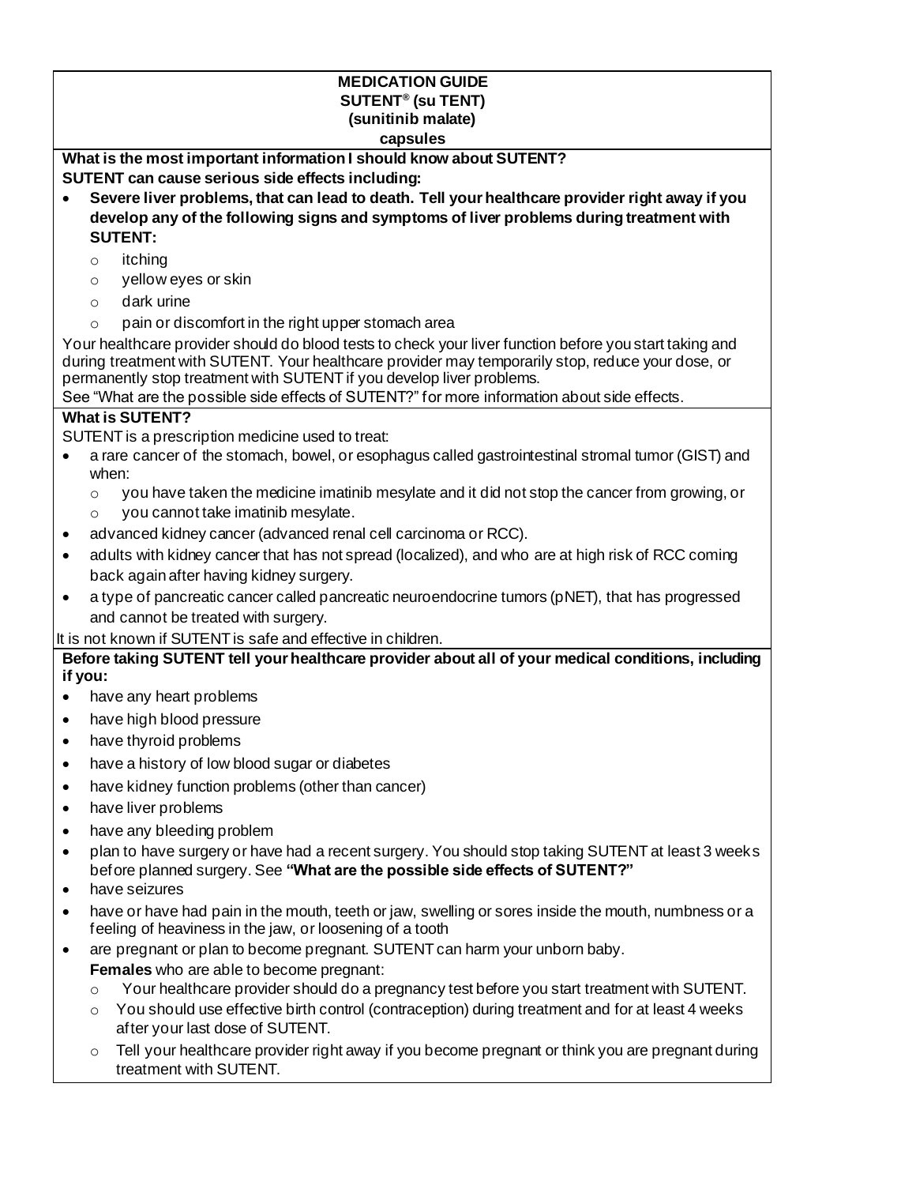**MEDICATION GUIDE**
**SUTENT® (su TENT)**
**(sunitinib malate)**
**capsules**

**What is the most important information I should know about SUTENT?**

**SUTENT can cause serious side effects including:**

- **Severe liver problems, that can lead to death. Tell your healthcare provider right away if you develop any of the following signs and symptoms of liver problems during treatment with SUTENT:**
  - itching
  - yellow eyes or skin
  - dark urine
  - pain or discomfort in the right upper stomach area

Your healthcare provider should do blood tests to check your liver function before you start taking and during treatment with SUTENT. Your healthcare provider may temporarily stop, reduce your dose, or permanently stop treatment with SUTENT if you develop liver problems.

See "What are the possible side effects of SUTENT?" for more information about side effects.

**What is SUTENT?**

SUTENT is a prescription medicine used to treat:

- a rare cancer of the stomach, bowel, or esophagus called gastrointestinal stromal tumor (GIST) and when:
  - you have taken the medicine imatinib mesylate and it did not stop the cancer from growing, or
  - you cannot take imatinib mesylate.
- advanced kidney cancer (advanced renal cell carcinoma or RCC).
- adults with kidney cancer that has not spread (localized), and who are at high risk of RCC coming back again after having kidney surgery.
- a type of pancreatic cancer called pancreatic neuroendocrine tumors (pNET), that has progressed and cannot be treated with surgery.

It is not known if SUTENT is safe and effective in children.

**Before taking SUTENT tell your healthcare provider about all of your medical conditions, including if you:**

- have any heart problems
- have high blood pressure
- have thyroid problems
- have a history of low blood sugar or diabetes
- have kidney function problems (other than cancer)
- have liver problems
- have any bleeding problem
- plan to have surgery or have had a recent surgery. You should stop taking SUTENT at least 3 weeks before planned surgery. See **"What are the possible side effects of SUTENT?"**
- have seizures
- have or have had pain in the mouth, teeth or jaw, swelling or sores inside the mouth, numbness or a feeling of heaviness in the jaw, or loosening of a tooth
- are pregnant or plan to become pregnant. SUTENT can harm your unborn baby.

  **Females** who are able to become pregnant:
  - Your healthcare provider should do a pregnancy test before you start treatment with SUTENT.
  - You should use effective birth control (contraception) during treatment and for at least 4 weeks after your last dose of SUTENT.
  - Tell your healthcare provider right away if you become pregnant or think you are pregnant during treatment with SUTENT.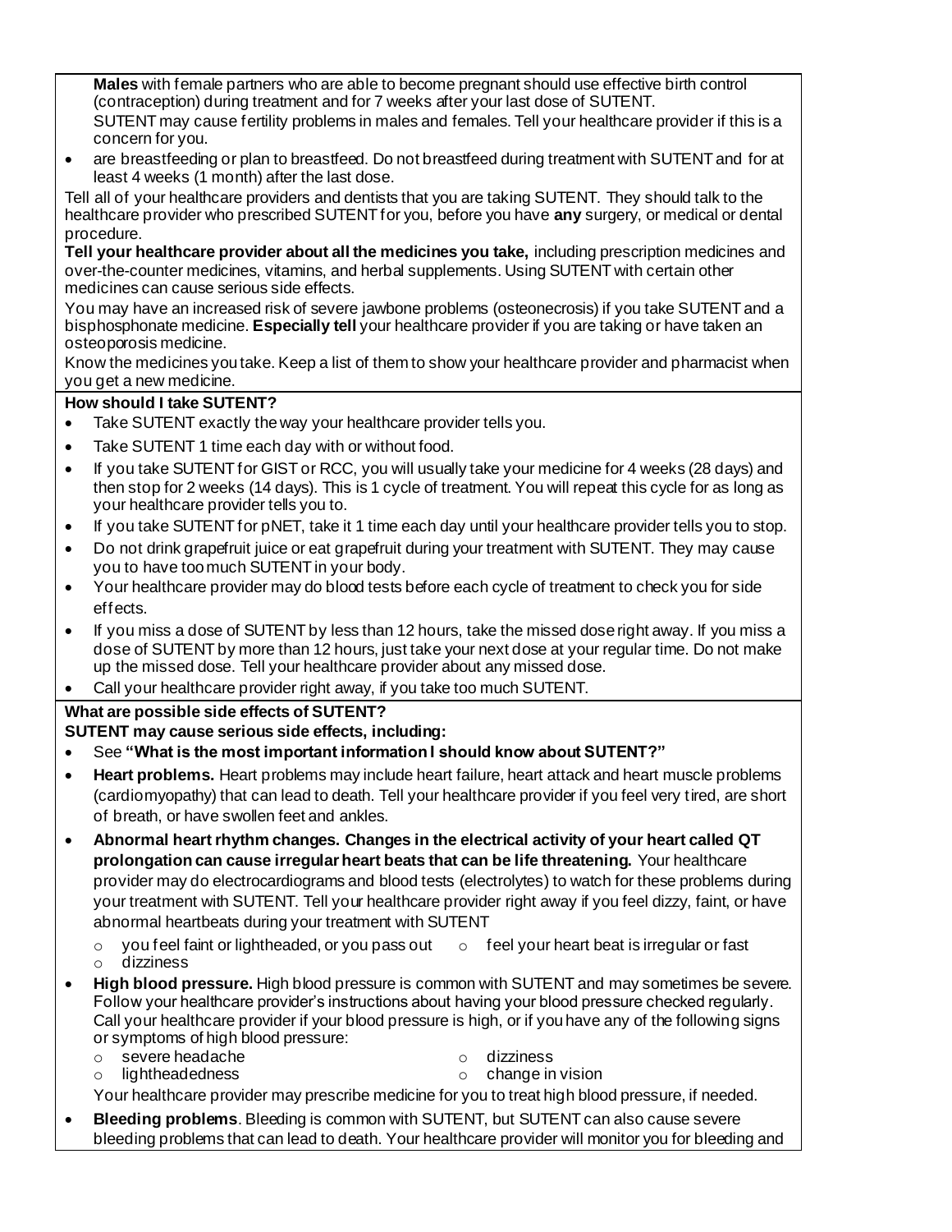**Males** with female partners who are able to become pregnant should use effective birth control (contraception) during treatment and for 7 weeks after your last dose of SUTENT.

SUTENT may cause fertility problems in males and females. Tell your healthcare provider if this is a concern for you.

- are breastfeeding or plan to breastfeed. Do not breastfeed during treatment with SUTENT and for at least 4 weeks (1 month) after the last dose.

Tell all of your healthcare providers and dentists that you are taking SUTENT. They should talk to the healthcare provider who prescribed SUTENT for you, before you have **any** surgery, or medical or dental procedure.

**Tell your healthcare provider about all the medicines you take,** including prescription medicines and over-the-counter medicines, vitamins, and herbal supplements. Using SUTENT with certain other medicines can cause serious side effects.

You may have an increased risk of severe jawbone problems (osteonecrosis) if you take SUTENT and a bisphosphonate medicine. **Especially tell** your healthcare provider if you are taking or have taken an osteoporosis medicine.

Know the medicines you take. Keep a list of them to show your healthcare provider and pharmacist when you get a new medicine.

**How should I take SUTENT?**

- Take SUTENT exactly the way your healthcare provider tells you.
- Take SUTENT 1 time each day with or without food.
- If you take SUTENT for GIST or RCC, you will usually take your medicine for 4 weeks (28 days) and then stop for 2 weeks (14 days). This is 1 cycle of treatment. You will repeat this cycle for as long as your healthcare provider tells you to.
- If you take SUTENT for pNET, take it 1 time each day until your healthcare provider tells you to stop.
- Do not drink grapefruit juice or eat grapefruit during your treatment with SUTENT. They may cause you to have too much SUTENT in your body.
- Your healthcare provider may do blood tests before each cycle of treatment to check you for side effects.
- If you miss a dose of SUTENT by less than 12 hours, take the missed dose right away. If you miss a dose of SUTENT by more than 12 hours, just take your next dose at your regular time. Do not make up the missed dose. Tell your healthcare provider about any missed dose.
- Call your healthcare provider right away, if you take too much SUTENT.

**What are possible side effects of SUTENT?**

**SUTENT may cause serious side effects, including:**

- See **"What is the most important information I should know about SUTENT?"**
- **Heart problems.** Heart problems may include heart failure, heart attack and heart muscle problems (cardiomyopathy) that can lead to death. Tell your healthcare provider if you feel very tired, are short of breath, or have swollen feet and ankles.
- **Abnormal heart rhythm changes. Changes in the electrical activity of your heart called QT prolongation can cause irregular heart beats that can be life threatening.** Your healthcare provider may do electrocardiograms and blood tests (electrolytes) to watch for these problems during your treatment with SUTENT. Tell your healthcare provider right away if you feel dizzy, faint, or have abnormal heartbeats during your treatment with SUTENT
  - you feel faint or lightheaded, or you pass out
  - feel your heart beat is irregular or fast
  - dizziness
- **High blood pressure.** High blood pressure is common with SUTENT and may sometimes be severe. Follow your healthcare provider's instructions about having your blood pressure checked regularly. Call your healthcare provider if your blood pressure is high, or if you have any of the following signs or symptoms of high blood pressure:
  - severe headache
  - dizziness
  - lightheadedness
  - change in vision

  Your healthcare provider may prescribe medicine for you to treat high blood pressure, if needed.
- **Bleeding problems**. Bleeding is common with SUTENT, but SUTENT can also cause severe bleeding problems that can lead to death. Your healthcare provider will monitor you for bleeding and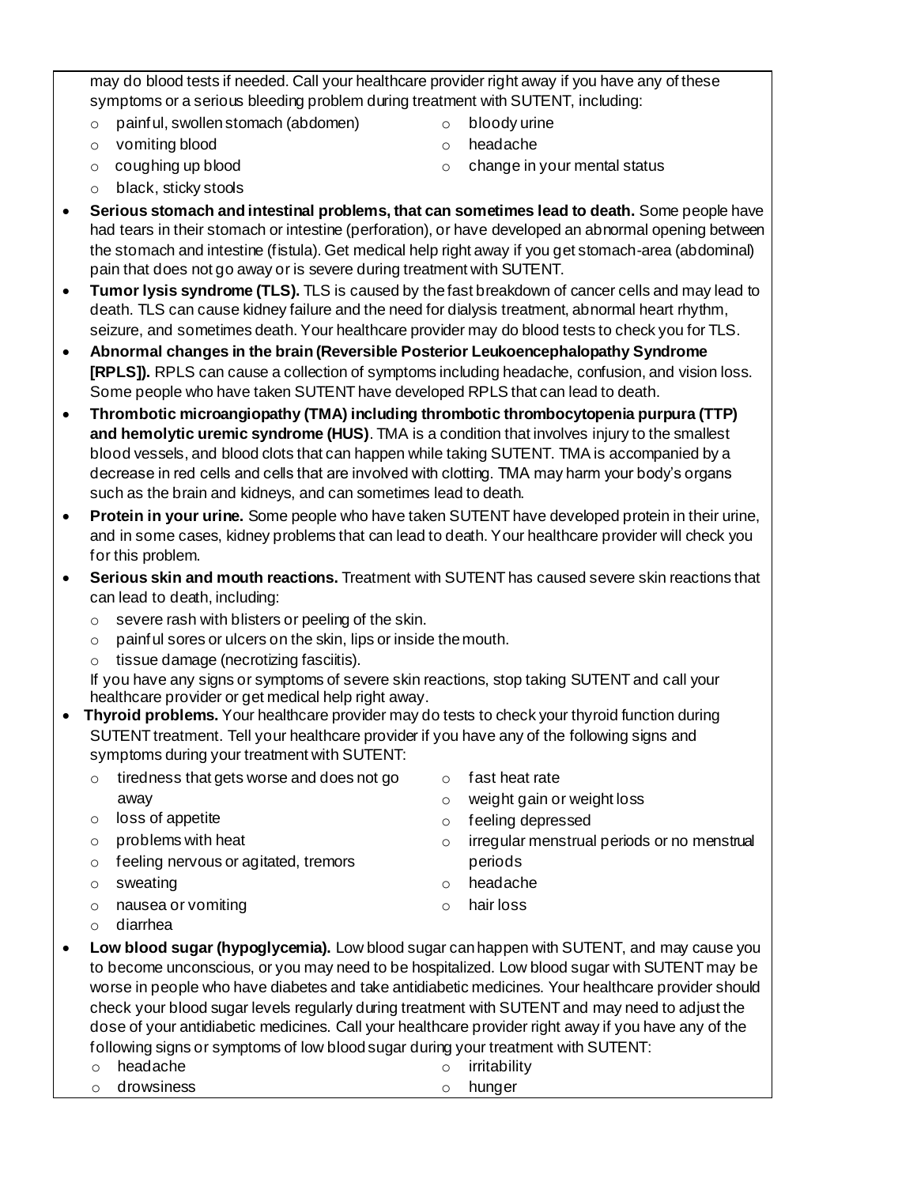may do blood tests if needed. Call your healthcare provider right away if you have any of these symptoms or a serious bleeding problem during treatment with SUTENT, including:

- painful, swollen stomach (abdomen)
- vomiting blood
- coughing up blood
- black, sticky stools
- bloody urine
- headache
- change in your mental status

- **Serious stomach and intestinal problems, that can sometimes lead to death.** Some people have had tears in their stomach or intestine (perforation), or have developed an abnormal opening between the stomach and intestine (fistula). Get medical help right away if you get stomach-area (abdominal) pain that does not go away or is severe during treatment with SUTENT.
- **Tumor lysis syndrome (TLS).** TLS is caused by the fast breakdown of cancer cells and may lead to death. TLS can cause kidney failure and the need for dialysis treatment, abnormal heart rhythm, seizure, and sometimes death. Your healthcare provider may do blood tests to check you for TLS.
- **Abnormal changes in the brain (Reversible Posterior Leukoencephalopathy Syndrome [RPLS]).** RPLS can cause a collection of symptoms including headache, confusion, and vision loss. Some people who have taken SUTENT have developed RPLS that can lead to death.
- **Thrombotic microangiopathy (TMA) including thrombotic thrombocytopenia purpura (TTP) and hemolytic uremic syndrome (HUS)**. TMA is a condition that involves injury to the smallest blood vessels, and blood clots that can happen while taking SUTENT. TMA is accompanied by a decrease in red cells and cells that are involved with clotting. TMA may harm your body's organs such as the brain and kidneys, and can sometimes lead to death.
- **Protein in your urine.** Some people who have taken SUTENT have developed protein in their urine, and in some cases, kidney problems that can lead to death. Your healthcare provider will check you for this problem.
- **Serious skin and mouth reactions.** Treatment with SUTENT has caused severe skin reactions that can lead to death, including:
  - severe rash with blisters or peeling of the skin.
  - painful sores or ulcers on the skin, lips or inside the mouth.
  - tissue damage (necrotizing fasciitis).

  If you have any signs or symptoms of severe skin reactions, stop taking SUTENT and call your healthcare provider or get medical help right away.
- **Thyroid problems.** Your healthcare provider may do tests to check your thyroid function during SUTENT treatment. Tell your healthcare provider if you have any of the following signs and symptoms during your treatment with SUTENT:
  - tiredness that gets worse and does not go away
  - loss of appetite
  - problems with heat
  - feeling nervous or agitated, tremors
  - sweating
  - nausea or vomiting
  - diarrhea
  - fast heat rate
  - weight gain or weight loss
  - feeling depressed
  - irregular menstrual periods or no menstrual periods
  - headache
  - hair loss
- **Low blood sugar (hypoglycemia).** Low blood sugar can happen with SUTENT, and may cause you to become unconscious, or you may need to be hospitalized. Low blood sugar with SUTENT may be worse in people who have diabetes and take antidiabetic medicines. Your healthcare provider should check your blood sugar levels regularly during treatment with SUTENT and may need to adjust the dose of your antidiabetic medicines. Call your healthcare provider right away if you have any of the following signs or symptoms of low blood sugar during your treatment with SUTENT:
  - headache
  - drowsiness
  - irritability
  - hunger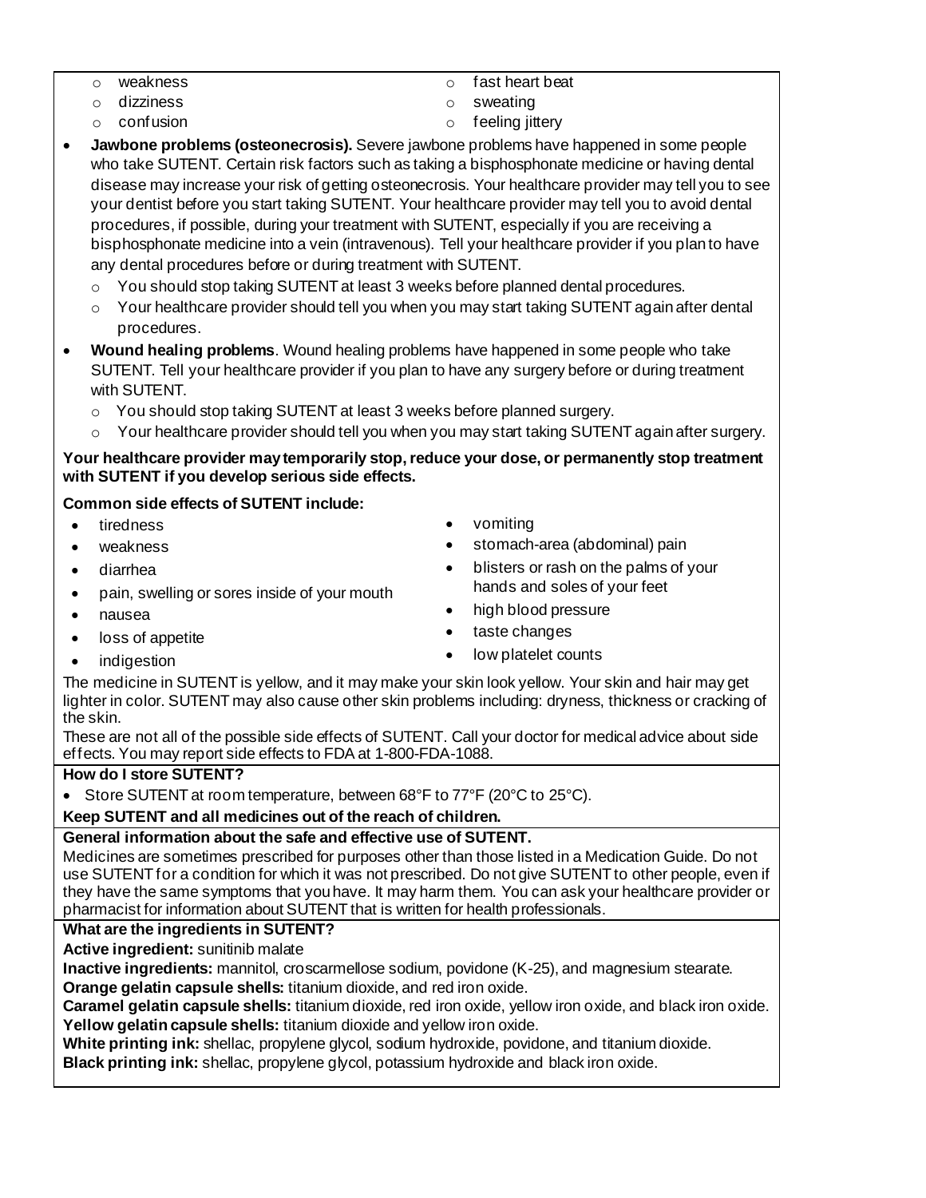- weakness
- dizziness
- confusion
- fast heart beat
- sweating
- feeling jittery

- **Jawbone problems (osteonecrosis).** Severe jawbone problems have happened in some people who take SUTENT. Certain risk factors such as taking a bisphosphonate medicine or having dental disease may increase your risk of getting osteonecrosis. Your healthcare provider may tell you to see your dentist before you start taking SUTENT. Your healthcare provider may tell you to avoid dental procedures, if possible, during your treatment with SUTENT, especially if you are receiving a bisphosphonate medicine into a vein (intravenous). Tell your healthcare provider if you plan to have any dental procedures before or during treatment with SUTENT.
  - You should stop taking SUTENT at least 3 weeks before planned dental procedures.
  - Your healthcare provider should tell you when you may start taking SUTENT again after dental procedures.
- **Wound healing problems**. Wound healing problems have happened in some people who take SUTENT. Tell your healthcare provider if you plan to have any surgery before or during treatment with SUTENT.
  - You should stop taking SUTENT at least 3 weeks before planned surgery.
  - Your healthcare provider should tell you when you may start taking SUTENT again after surgery.

**Your healthcare provider may temporarily stop, reduce your dose, or permanently stop treatment with SUTENT if you develop serious side effects.**

**Common side effects of SUTENT include:**

- tiredness
- weakness
- diarrhea
- pain, swelling or sores inside of your mouth
- nausea
- loss of appetite
- indigestion
- vomiting
- stomach-area (abdominal) pain
- blisters or rash on the palms of your hands and soles of your feet
- high blood pressure
- taste changes
- low platelet counts

The medicine in SUTENT is yellow, and it may make your skin look yellow. Your skin and hair may get lighter in color. SUTENT may also cause other skin problems including: dryness, thickness or cracking of the skin.

These are not all of the possible side effects of SUTENT. Call your doctor for medical advice about side effects. You may report side effects to FDA at 1-800-FDA-1088.

**How do I store SUTENT?**

- Store SUTENT at room temperature, between 68°F to 77°F (20°C to 25°C).

**Keep SUTENT and all medicines out of the reach of children.**

**General information about the safe and effective use of SUTENT.**

Medicines are sometimes prescribed for purposes other than those listed in a Medication Guide. Do not use SUTENT for a condition for which it was not prescribed. Do not give SUTENT to other people, even if they have the same symptoms that you have. It may harm them. You can ask your healthcare provider or pharmacist for information about SUTENT that is written for health professionals.

**What are the ingredients in SUTENT?**

**Active ingredient:** sunitinib malate

**Inactive ingredients:** mannitol, croscarmellose sodium, povidone (K-25), and magnesium stearate.

**Orange gelatin capsule shells:** titanium dioxide, and red iron oxide.

**Caramel gelatin capsule shells:** titanium dioxide, red iron oxide, yellow iron oxide, and black iron oxide.

**Yellow gelatin capsule shells:** titanium dioxide and yellow iron oxide.

**White printing ink:** shellac, propylene glycol, sodium hydroxide, povidone, and titanium dioxide.

**Black printing ink:** shellac, propylene glycol, potassium hydroxide and black iron oxide.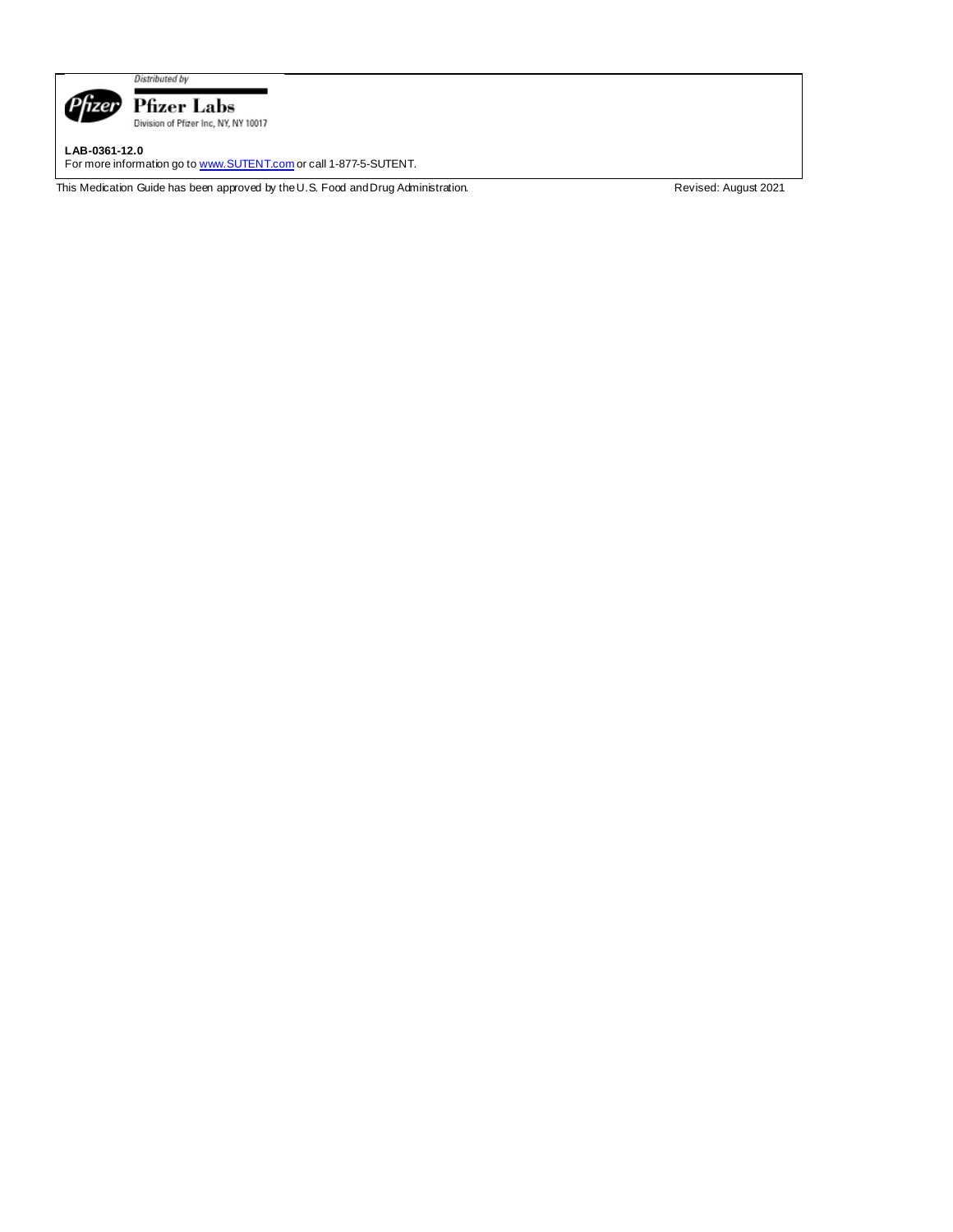Distributed by

Pfizer Labs
Division of Pfizer Inc, NY, NY 10017

**LAB-0361-12.0**
For more information go to [www.SUTENT.com](http://www.SUTENT.com) or call 1-877-5-SUTENT.

This Medication Guide has been approved by the U.S. Food and Drug Administration. Revised: August 2021